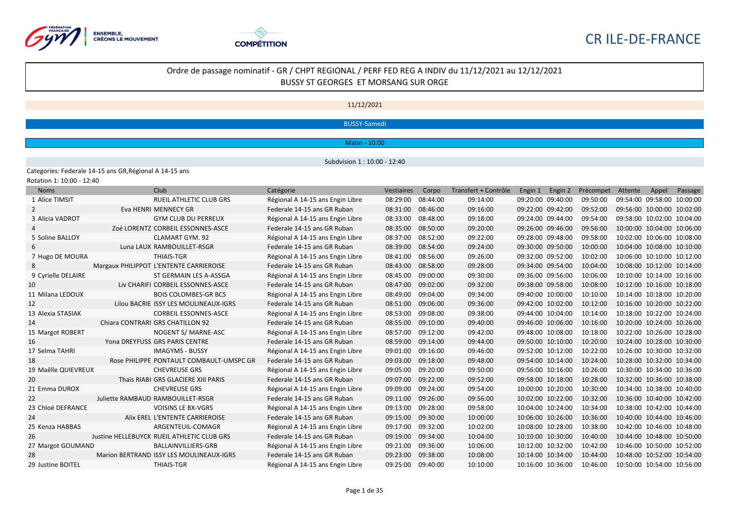CR ILE-DE-FRANCE

# Ordre de passage nominatif - GR / CHPT REGIONAL / PERF FED REG A INDIV du 11/12/2021 au 12/12/2021
## BUSSY ST GEORGES ET MORSANG SUR ORGE

11/12/2021

BUSSY-Samedi

Matin - 10:00

Subdivision 1 : 10:00 - 12:40

Categories: Federale 14-15 ans GR,Régional A 14-15 ans

Rotation 1: 10:00 - 12:40

| Noms | Club | Catégorie | Vestiaires | Corpo | Transfert + Contrôle | Engin 1 | Engin 2 | Précompet | Attente | Appel | Passage |
|---|---|---|---|---|---|---|---|---|---|---|---|
| 1 Alice TIMSIT | RUEIL ATHLETIC CLUB GRS | Régional A 14-15 ans Engin Libre | 08:29:00 | 08:44:00 | 09:14:00 | 09:20:00 | 09:40:00 | 09:50:00 | 09:54:00 | 09:58:00 | 10:00:00 |
| 2 Eva HENRI | MENNECY GR | Federale 14-15 ans GR Ruban | 08:31:00 | 08:46:00 | 09:16:00 | 09:22:00 | 09:42:00 | 09:52:00 | 09:56:00 | 10:00:00 | 10:02:00 |
| 3 Alicia VADROT | GYM CLUB DU PERREUX | Régional A 14-15 ans Engin Libre | 08:33:00 | 08:48:00 | 09:18:00 | 09:24:00 | 09:44:00 | 09:54:00 | 09:58:00 | 10:02:00 | 10:04:00 |
| 4 Zoé LORENTZ | CORBEIL ESSONNES-ASCE | Federale 14-15 ans GR Ruban | 08:35:00 | 08:50:00 | 09:20:00 | 09:26:00 | 09:46:00 | 09:56:00 | 10:00:00 | 10:04:00 | 10:06:00 |
| 5 Soline BALLOY | CLAMART GYM. 92 | Régional A 14-15 ans Engin Libre | 08:37:00 | 08:52:00 | 09:22:00 | 09:28:00 | 09:48:00 | 09:58:00 | 10:02:00 | 10:06:00 | 10:08:00 |
| 6 Luna LAUX | RAMBOUILLET-RSGR | Federale 14-15 ans GR Ruban | 08:39:00 | 08:54:00 | 09:24:00 | 09:30:00 | 09:50:00 | 10:00:00 | 10:04:00 | 10:08:00 | 10:10:00 |
| 7 Hugo DE MOURA | THIAIS-TGR | Régional A 14-15 ans Engin Libre | 08:41:00 | 08:56:00 | 09:26:00 | 09:32:00 | 09:52:00 | 10:02:00 | 10:06:00 | 10:10:00 | 10:12:00 |
| 8 Margaux PHILIPPOT | L'ENTENTE CARRIEROISE | Federale 14-15 ans GR Ruban | 08:43:00 | 08:58:00 | 09:28:00 | 09:34:00 | 09:54:00 | 10:04:00 | 10:08:00 | 10:12:00 | 10:14:00 |
| 9 Cyrielle DELAIRE | ST GERMAIN LES A-ASSGA | Régional A 14-15 ans Engin Libre | 08:45:00 | 09:00:00 | 09:30:00 | 09:36:00 | 09:56:00 | 10:06:00 | 10:10:00 | 10:14:00 | 10:16:00 |
| 10 Liv CHARIFI | CORBEIL ESSONNES-ASCE | Federale 14-15 ans GR Ruban | 08:47:00 | 09:02:00 | 09:32:00 | 09:38:00 | 09:58:00 | 10:08:00 | 10:12:00 | 10:16:00 | 10:18:00 |
| 11 Milana LEDOUX | BOIS COLOMBES-GR BCS | Régional A 14-15 ans Engin Libre | 08:49:00 | 09:04:00 | 09:34:00 | 09:40:00 | 10:00:00 | 10:10:00 | 10:14:00 | 10:18:00 | 10:20:00 |
| 12 Lilou BACRIE | ISSY LES MOULINEAUX-IGRS | Federale 14-15 ans GR Ruban | 08:51:00 | 09:06:00 | 09:36:00 | 09:42:00 | 10:02:00 | 10:12:00 | 10:16:00 | 10:20:00 | 10:22:00 |
| 13 Alexia STASIAK | CORBEIL ESSONNES-ASCE | Régional A 14-15 ans Engin Libre | 08:53:00 | 09:08:00 | 09:38:00 | 09:44:00 | 10:04:00 | 10:14:00 | 10:18:00 | 10:22:00 | 10:24:00 |
| 14 Chiara CONTRARI | GRS CHATILLON 92 | Federale 14-15 ans GR Ruban | 08:55:00 | 09:10:00 | 09:40:00 | 09:46:00 | 10:06:00 | 10:16:00 | 10:20:00 | 10:24:00 | 10:26:00 |
| 15 Margot ROBERT | NOGENT S/ MARNE-ASC | Régional A 14-15 ans Engin Libre | 08:57:00 | 09:12:00 | 09:42:00 | 09:48:00 | 10:08:00 | 10:18:00 | 10:22:00 | 10:26:00 | 10:28:00 |
| 16 Yona DREYFUSS | GRS PARIS CENTRE | Federale 14-15 ans GR Ruban | 08:59:00 | 09:14:00 | 09:44:00 | 09:50:00 | 10:10:00 | 10:20:00 | 10:24:00 | 10:28:00 | 10:30:00 |
| 17 Selma TAHRI | IMAGYMS - BUSSY | Régional A 14-15 ans Engin Libre | 09:01:00 | 09:16:00 | 09:46:00 | 09:52:00 | 10:12:00 | 10:22:00 | 10:26:00 | 10:30:00 | 10:32:00 |
| 18 Rose PHILIPPE | PONTAULT COMBAULT-UMSPC GR | Federale 14-15 ans GR Ruban | 09:03:00 | 09:18:00 | 09:48:00 | 09:54:00 | 10:14:00 | 10:24:00 | 10:28:00 | 10:32:00 | 10:34:00 |
| 19 Maëlle QUIEVREUX | CHEVREUSE GRS | Régional A 14-15 ans Engin Libre | 09:05:00 | 09:20:00 | 09:50:00 | 09:56:00 | 10:16:00 | 10:26:00 | 10:30:00 | 10:34:00 | 10:36:00 |
| 20 Thaïs RIABI | GRS GLACIERE XIII PARIS | Federale 14-15 ans GR Ruban | 09:07:00 | 09:22:00 | 09:52:00 | 09:58:00 | 10:18:00 | 10:28:00 | 10:32:00 | 10:36:00 | 10:38:00 |
| 21 Emma DUROX | CHEVREUSE GRS | Régional A 14-15 ans Engin Libre | 09:09:00 | 09:24:00 | 09:54:00 | 10:00:00 | 10:20:00 | 10:30:00 | 10:34:00 | 10:38:00 | 10:40:00 |
| 22 Juliette RAMBAUD | RAMBOUILLET-RSGR | Federale 14-15 ans GR Ruban | 09:11:00 | 09:26:00 | 09:56:00 | 10:02:00 | 10:22:00 | 10:32:00 | 10:36:00 | 10:40:00 | 10:42:00 |
| 23 Chloé DEFRANCE | VOISINS LE BX-VGRS | Régional A 14-15 ans Engin Libre | 09:13:00 | 09:28:00 | 09:58:00 | 10:04:00 | 10:24:00 | 10:34:00 | 10:38:00 | 10:42:00 | 10:44:00 |
| 24 Alix EREL | L'ENTENTE CARRIEROISE | Federale 14-15 ans GR Ruban | 09:15:00 | 09:30:00 | 10:00:00 | 10:06:00 | 10:26:00 | 10:36:00 | 10:40:00 | 10:44:00 | 10:46:00 |
| 25 Kenza HABBAS | ARGENTEUIL-COMAGR | Régional A 14-15 ans Engin Libre | 09:17:00 | 09:32:00 | 10:02:00 | 10:08:00 | 10:28:00 | 10:38:00 | 10:42:00 | 10:46:00 | 10:48:00 |
| 26 Justine HELLEBUYCK | RUEIL ATHLETIC CLUB GRS | Federale 14-15 ans GR Ruban | 09:19:00 | 09:34:00 | 10:04:00 | 10:10:00 | 10:30:00 | 10:40:00 | 10:44:00 | 10:48:00 | 10:50:00 |
| 27 Margot GOUMAND | BALLAINVILLIERS-GRB | Régional A 14-15 ans Engin Libre | 09:21:00 | 09:36:00 | 10:06:00 | 10:12:00 | 10:32:00 | 10:42:00 | 10:46:00 | 10:50:00 | 10:52:00 |
| 28 Marion BERTRAND | ISSY LES MOULINEAUX-IGRS | Federale 14-15 ans GR Ruban | 09:23:00 | 09:38:00 | 10:08:00 | 10:14:00 | 10:34:00 | 10:44:00 | 10:48:00 | 10:52:00 | 10:54:00 |
| 29 Justine BOITEL | THIAIS-TGR | Régional A 14-15 ans Engin Libre | 09:25:00 | 09:40:00 | 10:10:00 | 10:16:00 | 10:36:00 | 10:46:00 | 10:50:00 | 10:54:00 | 10:56:00 |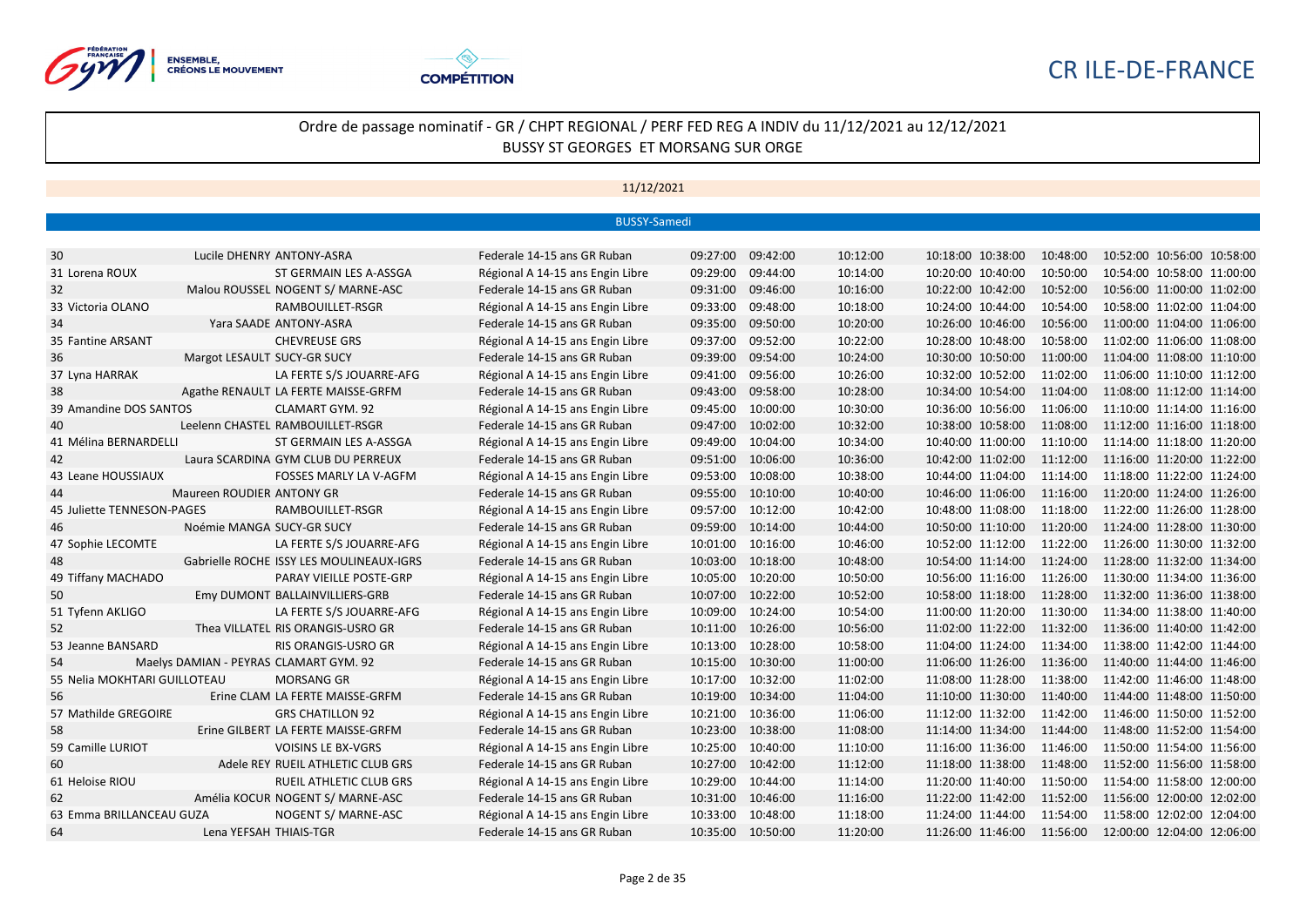CR ILE-DE-FRANCE

## Ordre de passage nominatif - GR / CHPT REGIONAL / PERF FED REG A INDIV du 11/12/2021 au 12/12/2021
BUSSY ST GEORGES ET MORSANG SUR ORGE

### 11/12/2021

#### BUSSY-Samedi

| N° | Gymnaste | Club | Catégorie | | | | | | | | | |
|---|---|---|---|---|---|---|---|---|---|---|---|---|
| 30 | Lucile DHENRY | ANTONY-ASRA | Federale 14-15 ans GR Ruban | 09:27:00 | 09:42:00 | 10:12:00 | 10:18:00 | 10:38:00 | 10:48:00 | 10:52:00 | 10:56:00 | 10:58:00 |
| 31 | Lorena ROUX | ST GERMAIN LES A-ASSGA | Régional A 14-15 ans Engin Libre | 09:29:00 | 09:44:00 | 10:14:00 | 10:20:00 | 10:40:00 | 10:50:00 | 10:54:00 | 10:58:00 | 11:00:00 |
| 32 | Malou ROUSSEL | NOGENT S/ MARNE-ASC | Federale 14-15 ans GR Ruban | 09:31:00 | 09:46:00 | 10:16:00 | 10:22:00 | 10:42:00 | 10:52:00 | 10:56:00 | 11:00:00 | 11:02:00 |
| 33 | Victoria OLANO | RAMBOUILLET-RSGR | Régional A 14-15 ans Engin Libre | 09:33:00 | 09:48:00 | 10:18:00 | 10:24:00 | 10:44:00 | 10:54:00 | 10:58:00 | 11:02:00 | 11:04:00 |
| 34 | Yara SAADE | ANTONY-ASRA | Federale 14-15 ans GR Ruban | 09:35:00 | 09:50:00 | 10:20:00 | 10:26:00 | 10:46:00 | 10:56:00 | 11:00:00 | 11:04:00 | 11:06:00 |
| 35 | Fantine ARSANT | CHEVREUSE GRS | Régional A 14-15 ans Engin Libre | 09:37:00 | 09:52:00 | 10:22:00 | 10:28:00 | 10:48:00 | 10:58:00 | 11:02:00 | 11:06:00 | 11:08:00 |
| 36 | Margot LESAULT | SUCY-GR SUCY | Federale 14-15 ans GR Ruban | 09:39:00 | 09:54:00 | 10:24:00 | 10:30:00 | 10:50:00 | 11:00:00 | 11:04:00 | 11:08:00 | 11:10:00 |
| 37 | Lyna HARRAK | LA FERTE S/S JOUARRE-AFG | Régional A 14-15 ans Engin Libre | 09:41:00 | 09:56:00 | 10:26:00 | 10:32:00 | 10:52:00 | 11:02:00 | 11:06:00 | 11:10:00 | 11:12:00 |
| 38 | Agathe RENAULT | LA FERTE MAISSE-GRFM | Federale 14-15 ans GR Ruban | 09:43:00 | 09:58:00 | 10:28:00 | 10:34:00 | 10:54:00 | 11:04:00 | 11:08:00 | 11:12:00 | 11:14:00 |
| 39 | Amandine DOS SANTOS | CLAMART GYM. 92 | Régional A 14-15 ans Engin Libre | 09:45:00 | 10:00:00 | 10:30:00 | 10:36:00 | 10:56:00 | 11:06:00 | 11:10:00 | 11:14:00 | 11:16:00 |
| 40 | Leelenn CHASTEL | RAMBOUILLET-RSGR | Federale 14-15 ans GR Ruban | 09:47:00 | 10:02:00 | 10:32:00 | 10:38:00 | 10:58:00 | 11:08:00 | 11:12:00 | 11:16:00 | 11:18:00 |
| 41 | Mélina BERNARDELLI | ST GERMAIN LES A-ASSGA | Régional A 14-15 ans Engin Libre | 09:49:00 | 10:04:00 | 10:34:00 | 10:40:00 | 11:00:00 | 11:10:00 | 11:14:00 | 11:18:00 | 11:20:00 |
| 42 | Laura SCARDINA | GYM CLUB DU PERREUX | Federale 14-15 ans GR Ruban | 09:51:00 | 10:06:00 | 10:36:00 | 10:42:00 | 11:02:00 | 11:12:00 | 11:16:00 | 11:20:00 | 11:22:00 |
| 43 | Leane HOUSSIAUX | FOSSES MARLY LA V-AGFM | Régional A 14-15 ans Engin Libre | 09:53:00 | 10:08:00 | 10:38:00 | 10:44:00 | 11:04:00 | 11:14:00 | 11:18:00 | 11:22:00 | 11:24:00 |
| 44 | Maureen ROUDIER | ANTONY GR | Federale 14-15 ans GR Ruban | 09:55:00 | 10:10:00 | 10:40:00 | 10:46:00 | 11:06:00 | 11:16:00 | 11:20:00 | 11:24:00 | 11:26:00 |
| 45 | Juliette TENNESON-PAGES | RAMBOUILLET-RSGR | Régional A 14-15 ans Engin Libre | 09:57:00 | 10:12:00 | 10:42:00 | 10:48:00 | 11:08:00 | 11:18:00 | 11:22:00 | 11:26:00 | 11:28:00 |
| 46 | Noémie MANGA | SUCY-GR SUCY | Federale 14-15 ans GR Ruban | 09:59:00 | 10:14:00 | 10:44:00 | 10:50:00 | 11:10:00 | 11:20:00 | 11:24:00 | 11:28:00 | 11:30:00 |
| 47 | Sophie LECOMTE | LA FERTE S/S JOUARRE-AFG | Régional A 14-15 ans Engin Libre | 10:01:00 | 10:16:00 | 10:46:00 | 10:52:00 | 11:12:00 | 11:22:00 | 11:26:00 | 11:30:00 | 11:32:00 |
| 48 | Gabrielle ROCHE | ISSY LES MOULINEAUX-IGRS | Federale 14-15 ans GR Ruban | 10:03:00 | 10:18:00 | 10:48:00 | 10:54:00 | 11:14:00 | 11:24:00 | 11:28:00 | 11:32:00 | 11:34:00 |
| 49 | Tiffany MACHADO | PARAY VIEILLE POSTE-GRP | Régional A 14-15 ans Engin Libre | 10:05:00 | 10:20:00 | 10:50:00 | 10:56:00 | 11:16:00 | 11:26:00 | 11:30:00 | 11:34:00 | 11:36:00 |
| 50 | Emy DUMONT | BALLAINVILLIERS-GRB | Federale 14-15 ans GR Ruban | 10:07:00 | 10:22:00 | 10:52:00 | 10:58:00 | 11:18:00 | 11:28:00 | 11:32:00 | 11:36:00 | 11:38:00 |
| 51 | Tyfenn AKLIGO | LA FERTE S/S JOUARRE-AFG | Régional A 14-15 ans Engin Libre | 10:09:00 | 10:24:00 | 10:54:00 | 11:00:00 | 11:20:00 | 11:30:00 | 11:34:00 | 11:38:00 | 11:40:00 |
| 52 | Thea VILLATEL | RIS ORANGIS-USRO GR | Federale 14-15 ans GR Ruban | 10:11:00 | 10:26:00 | 10:56:00 | 11:02:00 | 11:22:00 | 11:32:00 | 11:36:00 | 11:40:00 | 11:42:00 |
| 53 | Jeanne BANSARD | RIS ORANGIS-USRO GR | Régional A 14-15 ans Engin Libre | 10:13:00 | 10:28:00 | 10:58:00 | 11:04:00 | 11:24:00 | 11:34:00 | 11:38:00 | 11:42:00 | 11:44:00 |
| 54 | Maelys DAMIAN - PEYRAS | CLAMART GYM. 92 | Federale 14-15 ans GR Ruban | 10:15:00 | 10:30:00 | 11:00:00 | 11:06:00 | 11:26:00 | 11:36:00 | 11:40:00 | 11:44:00 | 11:46:00 |
| 55 | Nelia MOKHTARI GUILLOTEAU | MORSANG GR | Régional A 14-15 ans Engin Libre | 10:17:00 | 10:32:00 | 11:02:00 | 11:08:00 | 11:28:00 | 11:38:00 | 11:42:00 | 11:46:00 | 11:48:00 |
| 56 | Erine CLAM | LA FERTE MAISSE-GRFM | Federale 14-15 ans GR Ruban | 10:19:00 | 10:34:00 | 11:04:00 | 11:10:00 | 11:30:00 | 11:40:00 | 11:44:00 | 11:48:00 | 11:50:00 |
| 57 | Mathilde GREGOIRE | GRS CHATILLON 92 | Régional A 14-15 ans Engin Libre | 10:21:00 | 10:36:00 | 11:06:00 | 11:12:00 | 11:32:00 | 11:42:00 | 11:46:00 | 11:50:00 | 11:52:00 |
| 58 | Erine GILBERT | LA FERTE MAISSE-GRFM | Federale 14-15 ans GR Ruban | 10:23:00 | 10:38:00 | 11:08:00 | 11:14:00 | 11:34:00 | 11:44:00 | 11:48:00 | 11:52:00 | 11:54:00 |
| 59 | Camille LURIOT | VOISINS LE BX-VGRS | Régional A 14-15 ans Engin Libre | 10:25:00 | 10:40:00 | 11:10:00 | 11:16:00 | 11:36:00 | 11:46:00 | 11:50:00 | 11:54:00 | 11:56:00 |
| 60 | Adele REY | RUEIL ATHLETIC CLUB GRS | Federale 14-15 ans GR Ruban | 10:27:00 | 10:42:00 | 11:12:00 | 11:18:00 | 11:38:00 | 11:48:00 | 11:52:00 | 11:56:00 | 11:58:00 |
| 61 | Heloise RIOU | RUEIL ATHLETIC CLUB GRS | Régional A 14-15 ans Engin Libre | 10:29:00 | 10:44:00 | 11:14:00 | 11:20:00 | 11:40:00 | 11:50:00 | 11:54:00 | 11:58:00 | 12:00:00 |
| 62 | Amélia KOCUR | NOGENT S/ MARNE-ASC | Federale 14-15 ans GR Ruban | 10:31:00 | 10:46:00 | 11:16:00 | 11:22:00 | 11:42:00 | 11:52:00 | 11:56:00 | 12:00:00 | 12:02:00 |
| 63 | Emma BRILLANCEAU GUZA | NOGENT S/ MARNE-ASC | Régional A 14-15 ans Engin Libre | 10:33:00 | 10:48:00 | 11:18:00 | 11:24:00 | 11:44:00 | 11:54:00 | 11:58:00 | 12:02:00 | 12:04:00 |
| 64 | Lena YEFSAH | THIAIS-TGR | Federale 14-15 ans GR Ruban | 10:35:00 | 10:50:00 | 11:20:00 | 11:26:00 | 11:46:00 | 11:56:00 | 12:00:00 | 12:04:00 | 12:06:00 |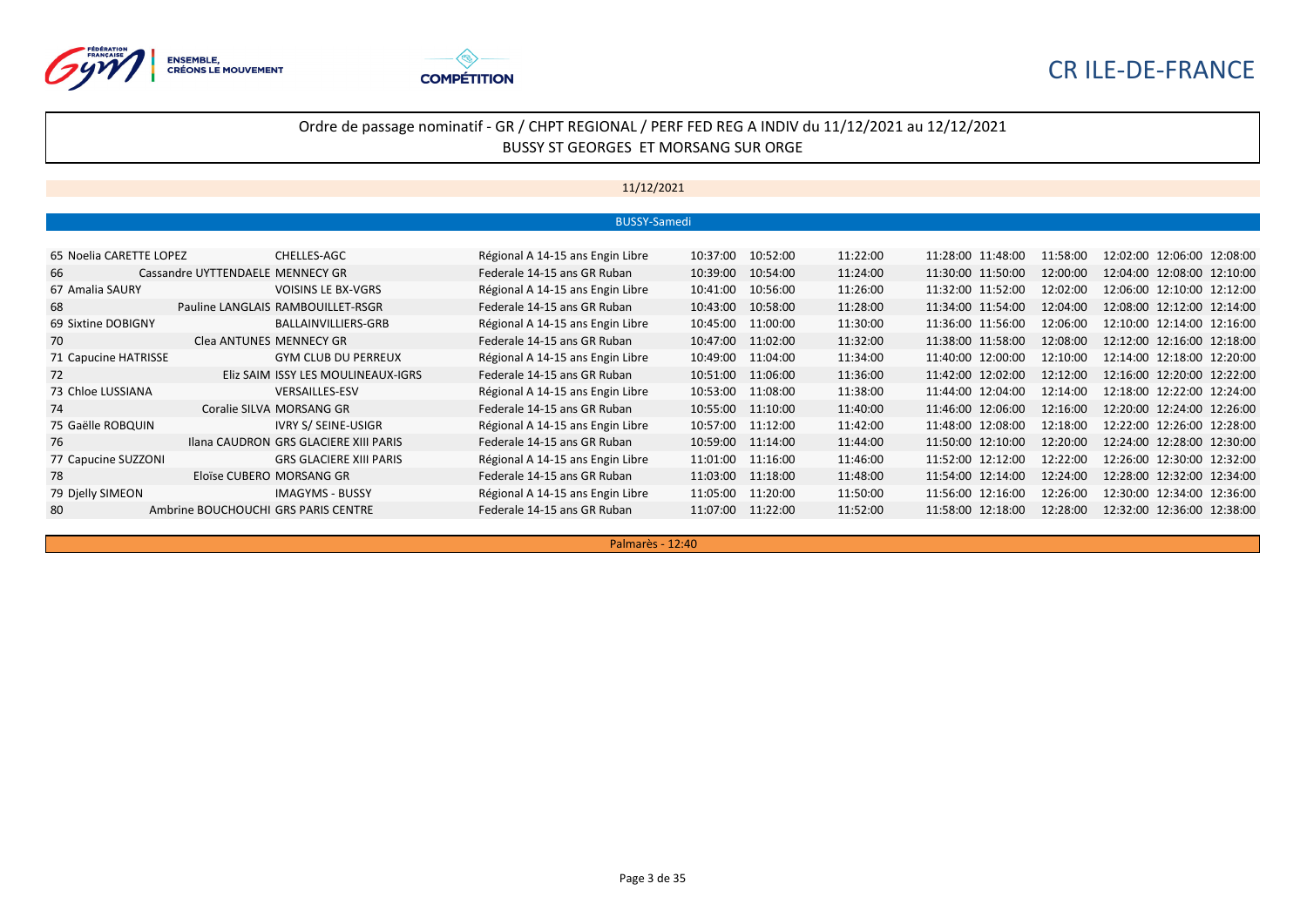CR ILE-DE-FRANCE

# Ordre de passage nominatif - GR / CHPT REGIONAL / PERF FED REG A INDIV du 11/12/2021 au 12/12/2021

BUSSY ST GEORGES ET MORSANG SUR ORGE

## 11/12/2021

### BUSSY-Samedi

| N° | Nom | Club | Catégorie | | | | | | | | | | |
|---|---|---|---|---|---|---|---|---|---|---|---|---|---|
| 65 | Noelia CARETTE LOPEZ | CHELLES-AGC | Régional A 14-15 ans Engin Libre | 10:37:00 | 10:52:00 | 11:22:00 | 11:28:00 | 11:48:00 | 11:58:00 | 12:02:00 | 12:06:00 | 12:08:00 |
| 66 | Cassandre UYTTENDAELE | MENNECY GR | Federale 14-15 ans GR Ruban | 10:39:00 | 10:54:00 | 11:24:00 | 11:30:00 | 11:50:00 | 12:00:00 | 12:04:00 | 12:08:00 | 12:10:00 |
| 67 | Amalia SAURY | VOISINS LE BX-VGRS | Régional A 14-15 ans Engin Libre | 10:41:00 | 10:56:00 | 11:26:00 | 11:32:00 | 11:52:00 | 12:02:00 | 12:06:00 | 12:10:00 | 12:12:00 |
| 68 | Pauline LANGLAIS | RAMBOUILLET-RSGR | Federale 14-15 ans GR Ruban | 10:43:00 | 10:58:00 | 11:28:00 | 11:34:00 | 11:54:00 | 12:04:00 | 12:08:00 | 12:12:00 | 12:14:00 |
| 69 | Sixtine DOBIGNY | BALLAINVILLIERS-GRB | Régional A 14-15 ans Engin Libre | 10:45:00 | 11:00:00 | 11:30:00 | 11:36:00 | 11:56:00 | 12:06:00 | 12:10:00 | 12:14:00 | 12:16:00 |
| 70 | Clea ANTUNES | MENNECY GR | Federale 14-15 ans GR Ruban | 10:47:00 | 11:02:00 | 11:32:00 | 11:38:00 | 11:58:00 | 12:08:00 | 12:12:00 | 12:16:00 | 12:18:00 |
| 71 | Capucine HATRISSE | GYM CLUB DU PERREUX | Régional A 14-15 ans Engin Libre | 10:49:00 | 11:04:00 | 11:34:00 | 11:40:00 | 12:00:00 | 12:10:00 | 12:14:00 | 12:18:00 | 12:20:00 |
| 72 | Eliz SAIM | ISSY LES MOULINEAUX-IGRS | Federale 14-15 ans GR Ruban | 10:51:00 | 11:06:00 | 11:36:00 | 11:42:00 | 12:02:00 | 12:12:00 | 12:16:00 | 12:20:00 | 12:22:00 |
| 73 | Chloe LUSSIANA | VERSAILLES-ESV | Régional A 14-15 ans Engin Libre | 10:53:00 | 11:08:00 | 11:38:00 | 11:44:00 | 12:04:00 | 12:14:00 | 12:18:00 | 12:22:00 | 12:24:00 |
| 74 | Coralie SILVA | MORSANG GR | Federale 14-15 ans GR Ruban | 10:55:00 | 11:10:00 | 11:40:00 | 11:46:00 | 12:06:00 | 12:16:00 | 12:20:00 | 12:24:00 | 12:26:00 |
| 75 | Gaëlle ROBQUIN | IVRY S/ SEINE-USIGR | Régional A 14-15 ans Engin Libre | 10:57:00 | 11:12:00 | 11:42:00 | 11:48:00 | 12:08:00 | 12:18:00 | 12:22:00 | 12:26:00 | 12:28:00 |
| 76 | Ilana CAUDRON | GRS GLACIERE XIII PARIS | Federale 14-15 ans GR Ruban | 10:59:00 | 11:14:00 | 11:44:00 | 11:50:00 | 12:10:00 | 12:20:00 | 12:24:00 | 12:28:00 | 12:30:00 |
| 77 | Capucine SUZZONI | GRS GLACIERE XIII PARIS | Régional A 14-15 ans Engin Libre | 11:01:00 | 11:16:00 | 11:46:00 | 11:52:00 | 12:12:00 | 12:22:00 | 12:26:00 | 12:30:00 | 12:32:00 |
| 78 | Eloïse CUBERO | MORSANG GR | Federale 14-15 ans GR Ruban | 11:03:00 | 11:18:00 | 11:48:00 | 11:54:00 | 12:14:00 | 12:24:00 | 12:28:00 | 12:32:00 | 12:34:00 |
| 79 | Djelly SIMEON | IMAGYMS - BUSSY | Régional A 14-15 ans Engin Libre | 11:05:00 | 11:20:00 | 11:50:00 | 11:56:00 | 12:16:00 | 12:26:00 | 12:30:00 | 12:34:00 | 12:36:00 |
| 80 | Ambrine BOUCHOUCHI | GRS PARIS CENTRE | Federale 14-15 ans GR Ruban | 11:07:00 | 11:22:00 | 11:52:00 | 11:58:00 | 12:18:00 | 12:28:00 | 12:32:00 | 12:36:00 | 12:38:00 |

Palmarès - 12:40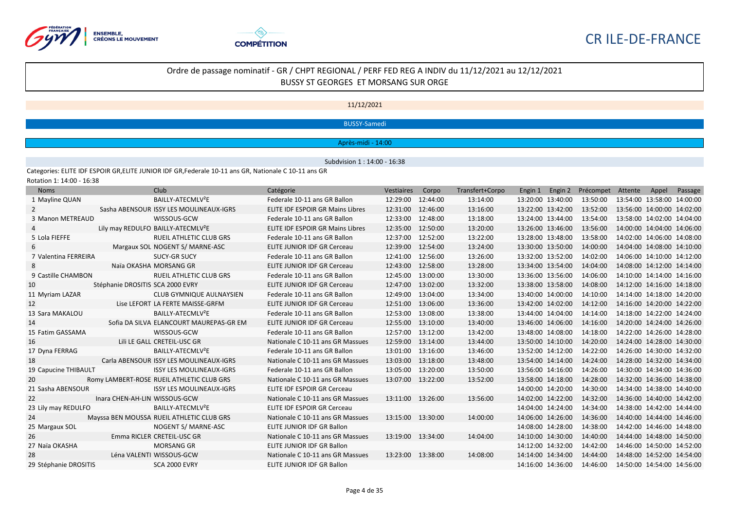CR ILE-DE-FRANCE

## Ordre de passage nominatif - GR / CHPT REGIONAL / PERF FED REG A INDIV du 11/12/2021 au 12/12/2021
BUSSY ST GEORGES ET MORSANG SUR ORGE

11/12/2021

BUSSY-Samedi

Après-midi - 14:00

Subdivision 1 : 14:00 - 16:38

Categories: ELITE IDF ESPOIR GR,ELITE JUNIOR IDF GR,Federale 10-11 ans GR, Nationale C 10-11 ans GR

Rotation 1: 14:00 - 16:38

| Noms | Club | Catégorie | Vestiaires | Corpo | Transfert+Corpo | Engin 1 | Engin 2 | Précompet | Attente | Appel | Passage |
|---|---|---|---|---|---|---|---|---|---|---|---|
| 1 Mayline QUAN | BAILLY-ATECMLV²E | Federale 10-11 ans GR Ballon | 12:29:00 | 12:44:00 | 13:14:00 | 13:20:00 | 13:40:00 | 13:50:00 | 13:54:00 | 13:58:00 | 14:00:00 |
| 2 Sasha ABENSOUR | ISSY LES MOULINEAUX-IGRS | ELITE IDF ESPOIR GR Mains Libres | 12:31:00 | 12:46:00 | 13:16:00 | 13:22:00 | 13:42:00 | 13:52:00 | 13:56:00 | 14:00:00 | 14:02:00 |
| 3 Manon METREAUD | WISSOUS-GCW | Federale 10-11 ans GR Ballon | 12:33:00 | 12:48:00 | 13:18:00 | 13:24:00 | 13:44:00 | 13:54:00 | 13:58:00 | 14:02:00 | 14:04:00 |
| 4 Lily may REDULFO | BAILLY-ATECMLV²E | ELITE IDF ESPOIR GR Mains Libres | 12:35:00 | 12:50:00 | 13:20:00 | 13:26:00 | 13:46:00 | 13:56:00 | 14:00:00 | 14:04:00 | 14:06:00 |
| 5 Lola FIEFFE | RUEIL ATHLETIC CLUB GRS | Federale 10-11 ans GR Ballon | 12:37:00 | 12:52:00 | 13:22:00 | 13:28:00 | 13:48:00 | 13:58:00 | 14:02:00 | 14:06:00 | 14:08:00 |
| 6 Margaux SOL | NOGENT S/ MARNE-ASC | ELITE JUNIOR IDF GR Cerceau | 12:39:00 | 12:54:00 | 13:24:00 | 13:30:00 | 13:50:00 | 14:00:00 | 14:04:00 | 14:08:00 | 14:10:00 |
| 7 Valentina FERREIRA | SUCY-GR SUCY | Federale 10-11 ans GR Ballon | 12:41:00 | 12:56:00 | 13:26:00 | 13:32:00 | 13:52:00 | 14:02:00 | 14:06:00 | 14:10:00 | 14:12:00 |
| 8 Naïa OKASHA | MORSANG GR | ELITE JUNIOR IDF GR Cerceau | 12:43:00 | 12:58:00 | 13:28:00 | 13:34:00 | 13:54:00 | 14:04:00 | 14:08:00 | 14:12:00 | 14:14:00 |
| 9 Castille CHAMBON | RUEIL ATHLETIC CLUB GRS | Federale 10-11 ans GR Ballon | 12:45:00 | 13:00:00 | 13:30:00 | 13:36:00 | 13:56:00 | 14:06:00 | 14:10:00 | 14:14:00 | 14:16:00 |
| 10 Stéphanie DROSITIS | SCA 2000 EVRY | ELITE JUNIOR IDF GR Cerceau | 12:47:00 | 13:02:00 | 13:32:00 | 13:38:00 | 13:58:00 | 14:08:00 | 14:12:00 | 14:16:00 | 14:18:00 |
| 11 Myriam LAZAR | CLUB GYMNIQUE AULNAYSIEN | Federale 10-11 ans GR Ballon | 12:49:00 | 13:04:00 | 13:34:00 | 13:40:00 | 14:00:00 | 14:10:00 | 14:14:00 | 14:18:00 | 14:20:00 |
| 12 Lise LEFORT | LA FERTE MAISSE-GRFM | ELITE JUNIOR IDF GR Cerceau | 12:51:00 | 13:06:00 | 13:36:00 | 13:42:00 | 14:02:00 | 14:12:00 | 14:16:00 | 14:20:00 | 14:22:00 |
| 13 Sara MAKALOU | BAILLY-ATECMLV²E | Federale 10-11 ans GR Ballon | 12:53:00 | 13:08:00 | 13:38:00 | 13:44:00 | 14:04:00 | 14:14:00 | 14:18:00 | 14:22:00 | 14:24:00 |
| 14 Sofia DA SILVA | ELANCOURT MAUREPAS-GR EM | ELITE JUNIOR IDF GR Cerceau | 12:55:00 | 13:10:00 | 13:40:00 | 13:46:00 | 14:06:00 | 14:16:00 | 14:20:00 | 14:24:00 | 14:26:00 |
| 15 Fatim GASSAMA | WISSOUS-GCW | Federale 10-11 ans GR Ballon | 12:57:00 | 13:12:00 | 13:42:00 | 13:48:00 | 14:08:00 | 14:18:00 | 14:22:00 | 14:26:00 | 14:28:00 |
| 16 Lili LE GALL | CRETEIL-USC GR | Nationale C 10-11 ans GR Massues | 12:59:00 | 13:14:00 | 13:44:00 | 13:50:00 | 14:10:00 | 14:20:00 | 14:24:00 | 14:28:00 | 14:30:00 |
| 17 Dyna FERRAG | BAILLY-ATECMLV²E | Federale 10-11 ans GR Ballon | 13:01:00 | 13:16:00 | 13:46:00 | 13:52:00 | 14:12:00 | 14:22:00 | 14:26:00 | 14:30:00 | 14:32:00 |
| 18 Carla ABENSOUR | ISSY LES MOULINEAUX-IGRS | Nationale C 10-11 ans GR Massues | 13:03:00 | 13:18:00 | 13:48:00 | 13:54:00 | 14:14:00 | 14:24:00 | 14:28:00 | 14:32:00 | 14:34:00 |
| 19 Capucine THIBAULT | ISSY LES MOULINEAUX-IGRS | Federale 10-11 ans GR Ballon | 13:05:00 | 13:20:00 | 13:50:00 | 13:56:00 | 14:16:00 | 14:26:00 | 14:30:00 | 14:34:00 | 14:36:00 |
| 20 Romy LAMBERT-ROSE | RUEIL ATHLETIC CLUB GRS | Nationale C 10-11 ans GR Massues | 13:07:00 | 13:22:00 | 13:52:00 | 13:58:00 | 14:18:00 | 14:28:00 | 14:32:00 | 14:36:00 | 14:38:00 |
| 21 Sasha ABENSOUR | ISSY LES MOULINEAUX-IGRS | ELITE IDF ESPOIR GR Cerceau | | | | 14:00:00 | 14:20:00 | 14:30:00 | 14:34:00 | 14:38:00 | 14:40:00 |
| 22 Inara CHEN-AH-LIN | WISSOUS-GCW | Nationale C 10-11 ans GR Massues | 13:11:00 | 13:26:00 | 13:56:00 | 14:02:00 | 14:22:00 | 14:32:00 | 14:36:00 | 14:40:00 | 14:42:00 |
| 23 Lily may REDULFO | BAILLY-ATECMLV²E | ELITE IDF ESPOIR GR Cerceau | | | | 14:04:00 | 14:24:00 | 14:34:00 | 14:38:00 | 14:42:00 | 14:44:00 |
| 24 Mayssa BEN MOUSSA | RUEIL ATHLETIC CLUB GRS | Nationale C 10-11 ans GR Massues | 13:15:00 | 13:30:00 | 14:00:00 | 14:06:00 | 14:26:00 | 14:36:00 | 14:40:00 | 14:44:00 | 14:46:00 |
| 25 Margaux SOL | NOGENT S/ MARNE-ASC | ELITE JUNIOR IDF GR Ballon | | | | 14:08:00 | 14:28:00 | 14:38:00 | 14:42:00 | 14:46:00 | 14:48:00 |
| 26 Emma RICLER | CRETEIL-USC GR | Nationale C 10-11 ans GR Massues | 13:19:00 | 13:34:00 | 14:04:00 | 14:10:00 | 14:30:00 | 14:40:00 | 14:44:00 | 14:48:00 | 14:50:00 |
| 27 Naïa OKASHA | MORSANG GR | ELITE JUNIOR IDF GR Ballon | | | | 14:12:00 | 14:32:00 | 14:42:00 | 14:46:00 | 14:50:00 | 14:52:00 |
| 28 Léna VALENTI | WISSOUS-GCW | Nationale C 10-11 ans GR Massues | 13:23:00 | 13:38:00 | 14:08:00 | 14:14:00 | 14:34:00 | 14:44:00 | 14:48:00 | 14:52:00 | 14:54:00 |
| 29 Stéphanie DROSITIS | SCA 2000 EVRY | ELITE JUNIOR IDF GR Ballon | | | | 14:16:00 | 14:36:00 | 14:46:00 | 14:50:00 | 14:54:00 | 14:56:00 |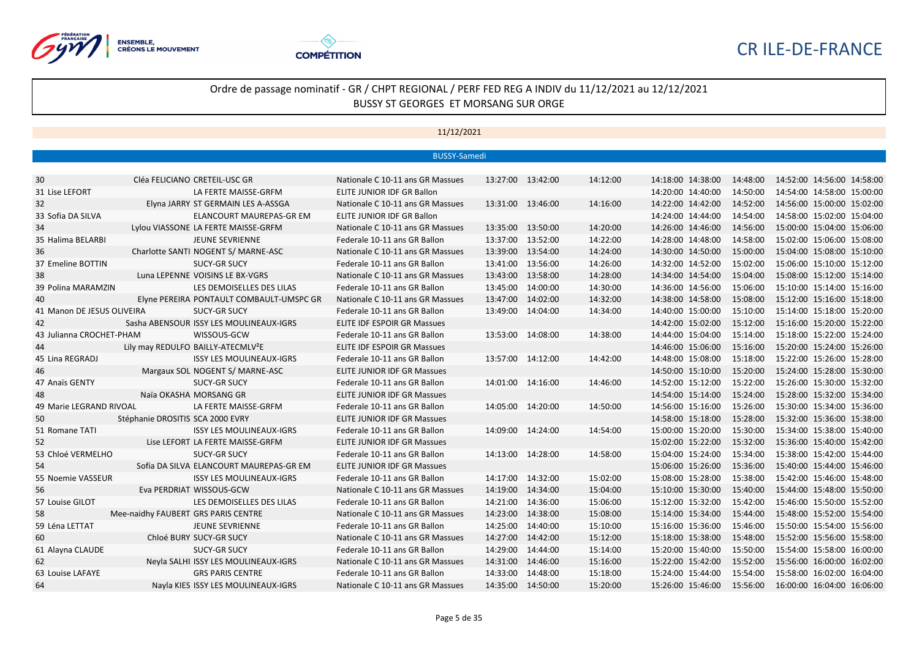CR ILE-DE-FRANCE

## Ordre de passage nominatif - GR / CHPT REGIONAL / PERF FED REG A INDIV du 11/12/2021 au 12/12/2021
BUSSY ST GEORGES ET MORSANG SUR ORGE

11/12/2021

BUSSY-Samedi

| N° | Nom | Club | Catégorie | | | | | | | | | |
|---|---|---|---|---|---|---|---|---|---|---|---|---|
| 30 | Cléa FELICIANO | CRETEIL-USC GR | Nationale C 10-11 ans GR Massues | 13:27:00 | 13:42:00 | 14:12:00 | 14:18:00 | 14:38:00 | 14:48:00 | 14:52:00 | 14:56:00 | 14:58:00 |
| 31 | Lise LEFORT | LA FERTE MAISSE-GRFM | ELITE JUNIOR IDF GR Ballon | | | | 14:20:00 | 14:40:00 | 14:50:00 | 14:54:00 | 14:58:00 | 15:00:00 |
| 32 | Elyna JARRY | ST GERMAIN LES A-ASSGA | Nationale C 10-11 ans GR Massues | 13:31:00 | 13:46:00 | 14:16:00 | 14:22:00 | 14:42:00 | 14:52:00 | 14:56:00 | 15:00:00 | 15:02:00 |
| 33 | Sofia DA SILVA | ELANCOURT MAUREPAS-GR EM | ELITE JUNIOR IDF GR Ballon | | | | 14:24:00 | 14:44:00 | 14:54:00 | 14:58:00 | 15:02:00 | 15:04:00 |
| 34 | Lylou VIASSONE | LA FERTE MAISSE-GRFM | Nationale C 10-11 ans GR Massues | 13:35:00 | 13:50:00 | 14:20:00 | 14:26:00 | 14:46:00 | 14:56:00 | 15:00:00 | 15:04:00 | 15:06:00 |
| 35 | Halima BELARBI | JEUNE SEVRIENNE | Federale 10-11 ans GR Ballon | 13:37:00 | 13:52:00 | 14:22:00 | 14:28:00 | 14:48:00 | 14:58:00 | 15:02:00 | 15:06:00 | 15:08:00 |
| 36 | Charlotte SANTI | NOGENT S/ MARNE-ASC | Nationale C 10-11 ans GR Massues | 13:39:00 | 13:54:00 | 14:24:00 | 14:30:00 | 14:50:00 | 15:00:00 | 15:04:00 | 15:08:00 | 15:10:00 |
| 37 | Emeline BOTTIN | SUCY-GR SUCY | Federale 10-11 ans GR Ballon | 13:41:00 | 13:56:00 | 14:26:00 | 14:32:00 | 14:52:00 | 15:02:00 | 15:06:00 | 15:10:00 | 15:12:00 |
| 38 | Luna LEPENNE | VOISINS LE BX-VGRS | Nationale C 10-11 ans GR Massues | 13:43:00 | 13:58:00 | 14:28:00 | 14:34:00 | 14:54:00 | 15:04:00 | 15:08:00 | 15:12:00 | 15:14:00 |
| 39 | Polina MARAMZIN | LES DEMOISELLES DES LILAS | Federale 10-11 ans GR Ballon | 13:45:00 | 14:00:00 | 14:30:00 | 14:36:00 | 14:56:00 | 15:06:00 | 15:10:00 | 15:14:00 | 15:16:00 |
| 40 | Elyne PEREIRA | PONTAULT COMBAULT-UMSPC GR | Nationale C 10-11 ans GR Massues | 13:47:00 | 14:02:00 | 14:32:00 | 14:38:00 | 14:58:00 | 15:08:00 | 15:12:00 | 15:16:00 | 15:18:00 |
| 41 | Manon DE JESUS OLIVEIRA | SUCY-GR SUCY | Federale 10-11 ans GR Ballon | 13:49:00 | 14:04:00 | 14:34:00 | 14:40:00 | 15:00:00 | 15:10:00 | 15:14:00 | 15:18:00 | 15:20:00 |
| 42 | Sasha ABENSOUR | ISSY LES MOULINEAUX-IGRS | ELITE IDF ESPOIR GR Massues | | | | 14:42:00 | 15:02:00 | 15:12:00 | 15:16:00 | 15:20:00 | 15:22:00 |
| 43 | Julianna CROCHET-PHAM | WISSOUS-GCW | Federale 10-11 ans GR Ballon | 13:53:00 | 14:08:00 | 14:38:00 | 14:44:00 | 15:04:00 | 15:14:00 | 15:18:00 | 15:22:00 | 15:24:00 |
| 44 | Lily may REDULFO | BAILLY-ATECMLV²E | ELITE IDF ESPOIR GR Massues | | | | 14:46:00 | 15:06:00 | 15:16:00 | 15:20:00 | 15:24:00 | 15:26:00 |
| 45 | Lina REGRADJ | ISSY LES MOULINEAUX-IGRS | Federale 10-11 ans GR Ballon | 13:57:00 | 14:12:00 | 14:42:00 | 14:48:00 | 15:08:00 | 15:18:00 | 15:22:00 | 15:26:00 | 15:28:00 |
| 46 | Margaux SOL | NOGENT S/ MARNE-ASC | ELITE JUNIOR IDF GR Massues | | | | 14:50:00 | 15:10:00 | 15:20:00 | 15:24:00 | 15:28:00 | 15:30:00 |
| 47 | Anaïs GENTY | SUCY-GR SUCY | Federale 10-11 ans GR Ballon | 14:01:00 | 14:16:00 | 14:46:00 | 14:52:00 | 15:12:00 | 15:22:00 | 15:26:00 | 15:30:00 | 15:32:00 |
| 48 | Naïa OKASHA | MORSANG GR | ELITE JUNIOR IDF GR Massues | | | | 14:54:00 | 15:14:00 | 15:24:00 | 15:28:00 | 15:32:00 | 15:34:00 |
| 49 | Marie LEGRAND RIVOAL | LA FERTE MAISSE-GRFM | Federale 10-11 ans GR Ballon | 14:05:00 | 14:20:00 | 14:50:00 | 14:56:00 | 15:16:00 | 15:26:00 | 15:30:00 | 15:34:00 | 15:36:00 |
| 50 | Stéphanie DROSITIS | SCA 2000 EVRY | ELITE JUNIOR IDF GR Massues | | | | 14:58:00 | 15:18:00 | 15:28:00 | 15:32:00 | 15:36:00 | 15:38:00 |
| 51 | Romane TATI | ISSY LES MOULINEAUX-IGRS | Federale 10-11 ans GR Ballon | 14:09:00 | 14:24:00 | 14:54:00 | 15:00:00 | 15:20:00 | 15:30:00 | 15:34:00 | 15:38:00 | 15:40:00 |
| 52 | Lise LEFORT | LA FERTE MAISSE-GRFM | ELITE JUNIOR IDF GR Massues | | | | 15:02:00 | 15:22:00 | 15:32:00 | 15:36:00 | 15:40:00 | 15:42:00 |
| 53 | Chloé VERMELHO | SUCY-GR SUCY | Federale 10-11 ans GR Ballon | 14:13:00 | 14:28:00 | 14:58:00 | 15:04:00 | 15:24:00 | 15:34:00 | 15:38:00 | 15:42:00 | 15:44:00 |
| 54 | Sofia DA SILVA | ELANCOURT MAUREPAS-GR EM | ELITE JUNIOR IDF GR Massues | | | | 15:06:00 | 15:26:00 | 15:36:00 | 15:40:00 | 15:44:00 | 15:46:00 |
| 55 | Noemie VASSEUR | ISSY LES MOULINEAUX-IGRS | Federale 10-11 ans GR Ballon | 14:17:00 | 14:32:00 | 15:02:00 | 15:08:00 | 15:28:00 | 15:38:00 | 15:42:00 | 15:46:00 | 15:48:00 |
| 56 | Eva PERDRIAT | WISSOUS-GCW | Nationale C 10-11 ans GR Massues | 14:19:00 | 14:34:00 | 15:04:00 | 15:10:00 | 15:30:00 | 15:40:00 | 15:44:00 | 15:48:00 | 15:50:00 |
| 57 | Louise GILOT | LES DEMOISELLES DES LILAS | Federale 10-11 ans GR Ballon | 14:21:00 | 14:36:00 | 15:06:00 | 15:12:00 | 15:32:00 | 15:42:00 | 15:46:00 | 15:50:00 | 15:52:00 |
| 58 | Mee-naidhy FAUBERT | GRS PARIS CENTRE | Nationale C 10-11 ans GR Massues | 14:23:00 | 14:38:00 | 15:08:00 | 15:14:00 | 15:34:00 | 15:44:00 | 15:48:00 | 15:52:00 | 15:54:00 |
| 59 | Léna LETTAT | JEUNE SEVRIENNE | Federale 10-11 ans GR Ballon | 14:25:00 | 14:40:00 | 15:10:00 | 15:16:00 | 15:36:00 | 15:46:00 | 15:50:00 | 15:54:00 | 15:56:00 |
| 60 | Chloé BURY | SUCY-GR SUCY | Nationale C 10-11 ans GR Massues | 14:27:00 | 14:42:00 | 15:12:00 | 15:18:00 | 15:38:00 | 15:48:00 | 15:52:00 | 15:56:00 | 15:58:00 |
| 61 | Alayna CLAUDE | SUCY-GR SUCY | Federale 10-11 ans GR Ballon | 14:29:00 | 14:44:00 | 15:14:00 | 15:20:00 | 15:40:00 | 15:50:00 | 15:54:00 | 15:58:00 | 16:00:00 |
| 62 | Neyla SALHI | ISSY LES MOULINEAUX-IGRS | Nationale C 10-11 ans GR Massues | 14:31:00 | 14:46:00 | 15:16:00 | 15:22:00 | 15:42:00 | 15:52:00 | 15:56:00 | 16:00:00 | 16:02:00 |
| 63 | Louise LAFAYE | GRS PARIS CENTRE | Federale 10-11 ans GR Ballon | 14:33:00 | 14:48:00 | 15:18:00 | 15:24:00 | 15:44:00 | 15:54:00 | 15:58:00 | 16:02:00 | 16:04:00 |
| 64 | Nayla KIES | ISSY LES MOULINEAUX-IGRS | Nationale C 10-11 ans GR Massues | 14:35:00 | 14:50:00 | 15:20:00 | 15:26:00 | 15:46:00 | 15:56:00 | 16:00:00 | 16:04:00 | 16:06:00 |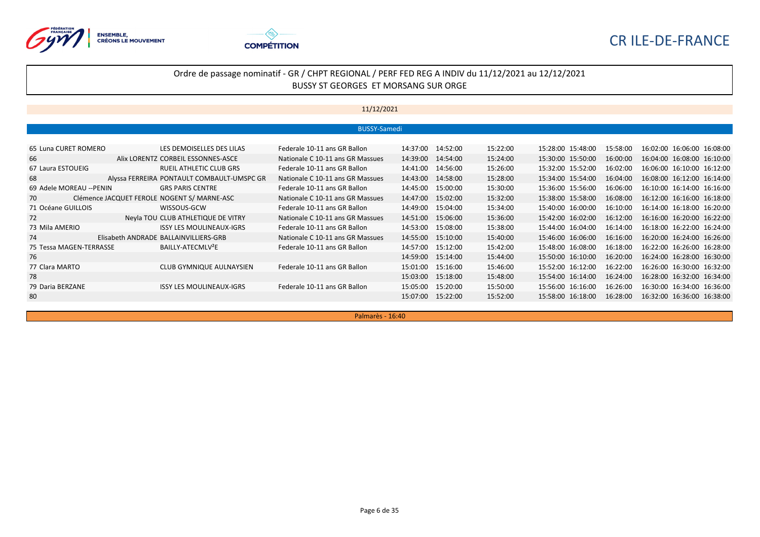CR ILE-DE-FRANCE

## Ordre de passage nominatif - GR / CHPT REGIONAL / PERF FED REG A INDIV du 11/12/2021 au 12/12/2021
BUSSY ST GEORGES ET MORSANG SUR ORGE

11/12/2021

BUSSY-Samedi

| | | | | | | | | | | | | |
|---|---|---|---|---|---|---|---|---|---|---|---|---|
| 65 Luna CURET ROMERO | LES DEMOISELLES DES LILAS | Federale 10-11 ans GR Ballon | 14:37:00 | 14:52:00 | 15:22:00 | 15:28:00 | 15:48:00 | 15:58:00 | 16:02:00 | 16:06:00 | 16:08:00 |
| 66 Alix LORENTZ | CORBEIL ESSONNES-ASCE | Nationale C 10-11 ans GR Massues | 14:39:00 | 14:54:00 | 15:24:00 | 15:30:00 | 15:50:00 | 16:00:00 | 16:04:00 | 16:08:00 | 16:10:00 |
| 67 Laura ESTOUEIG | RUEIL ATHLETIC CLUB GRS | Federale 10-11 ans GR Ballon | 14:41:00 | 14:56:00 | 15:26:00 | 15:32:00 | 15:52:00 | 16:02:00 | 16:06:00 | 16:10:00 | 16:12:00 |
| 68 Alyssa FERREIRA | PONTAULT COMBAULT-UMSPC GR | Nationale C 10-11 ans GR Massues | 14:43:00 | 14:58:00 | 15:28:00 | 15:34:00 | 15:54:00 | 16:04:00 | 16:08:00 | 16:12:00 | 16:14:00 |
| 69 Adele MOREAU --PENIN | GRS PARIS CENTRE | Federale 10-11 ans GR Ballon | 14:45:00 | 15:00:00 | 15:30:00 | 15:36:00 | 15:56:00 | 16:06:00 | 16:10:00 | 16:14:00 | 16:16:00 |
| 70 Clémence JACQUET | FEROLE NOGENT S/ MARNE-ASC | Nationale C 10-11 ans GR Massues | 14:47:00 | 15:02:00 | 15:32:00 | 15:38:00 | 15:58:00 | 16:08:00 | 16:12:00 | 16:16:00 | 16:18:00 |
| 71 Océane GUILLOIS | WISSOUS-GCW | Federale 10-11 ans GR Ballon | 14:49:00 | 15:04:00 | 15:34:00 | 15:40:00 | 16:00:00 | 16:10:00 | 16:14:00 | 16:18:00 | 16:20:00 |
| 72 Neyla TOU | CLUB ATHLETIQUE DE VITRY | Nationale C 10-11 ans GR Massues | 14:51:00 | 15:06:00 | 15:36:00 | 15:42:00 | 16:02:00 | 16:12:00 | 16:16:00 | 16:20:00 | 16:22:00 |
| 73 Mila AMERIO | ISSY LES MOULINEAUX-IGRS | Federale 10-11 ans GR Ballon | 14:53:00 | 15:08:00 | 15:38:00 | 15:44:00 | 16:04:00 | 16:14:00 | 16:18:00 | 16:22:00 | 16:24:00 |
| 74 Elisabeth ANDRADE | BALLAINVILLIERS-GRB | Nationale C 10-11 ans GR Massues | 14:55:00 | 15:10:00 | 15:40:00 | 15:46:00 | 16:06:00 | 16:16:00 | 16:20:00 | 16:24:00 | 16:26:00 |
| 75 Tessa MAGEN-TERRASSE | BAILLY-ATECMLV²E | Federale 10-11 ans GR Ballon | 14:57:00 | 15:12:00 | 15:42:00 | 15:48:00 | 16:08:00 | 16:18:00 | 16:22:00 | 16:26:00 | 16:28:00 |
| 76 | | | 14:59:00 | 15:14:00 | 15:44:00 | 15:50:00 | 16:10:00 | 16:20:00 | 16:24:00 | 16:28:00 | 16:30:00 |
| 77 Clara MARTO | CLUB GYMNIQUE AULNAYSIEN | Federale 10-11 ans GR Ballon | 15:01:00 | 15:16:00 | 15:46:00 | 15:52:00 | 16:12:00 | 16:22:00 | 16:26:00 | 16:30:00 | 16:32:00 |
| 78 | | | 15:03:00 | 15:18:00 | 15:48:00 | 15:54:00 | 16:14:00 | 16:24:00 | 16:28:00 | 16:32:00 | 16:34:00 |
| 79 Daria BERZANE | ISSY LES MOULINEAUX-IGRS | Federale 10-11 ans GR Ballon | 15:05:00 | 15:20:00 | 15:50:00 | 15:56:00 | 16:16:00 | 16:26:00 | 16:30:00 | 16:34:00 | 16:36:00 |
| 80 | | | 15:07:00 | 15:22:00 | 15:52:00 | 15:58:00 | 16:18:00 | 16:28:00 | 16:32:00 | 16:36:00 | 16:38:00 |

Palmarès - 16:40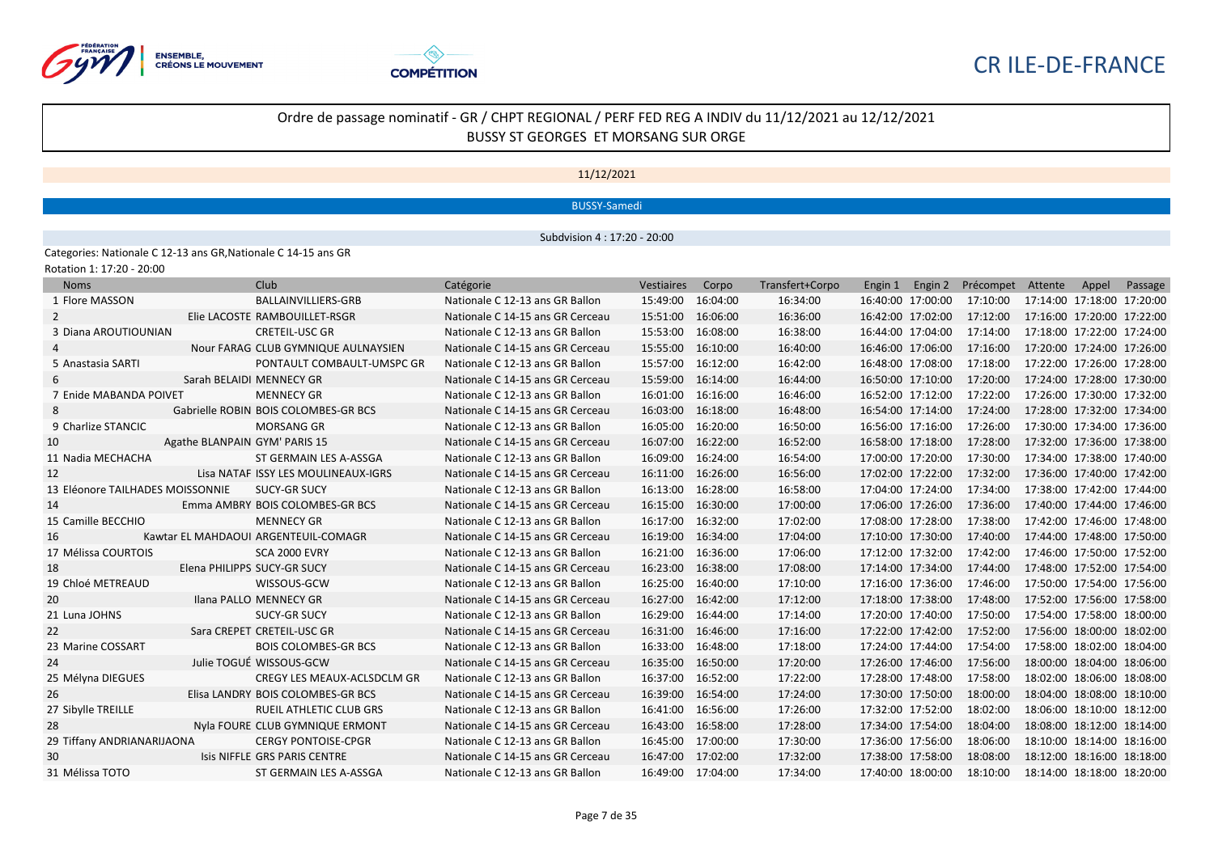CR ILE-DE-FRANCE

## Ordre de passage nominatif - GR / CHPT REGIONAL / PERF FED REG A INDIV du 11/12/2021 au 12/12/2021
BUSSY ST GEORGES ET MORSANG SUR ORGE

11/12/2021

BUSSY-Samedi

Subdvision 4 : 17:20 - 20:00

Categories: Nationale C 12-13 ans GR,Nationale C 14-15 ans GR

Rotation 1: 17:20 - 20:00

| Noms | Club | Catégorie | Vestiaires | Corpo | Transfert+Corpo | Engin 1 | Engin 2 | Précompet | Attente | Appel | Passage |
|---|---|---|---|---|---|---|---|---|---|---|---|
| 1 Flore MASSON | BALLAINVILLIERS-GRB | Nationale C 12-13 ans GR Ballon | 15:49:00 | 16:04:00 | 16:34:00 | 16:40:00 | 17:00:00 | 17:10:00 | 17:14:00 | 17:18:00 | 17:20:00 |
| 2 Elie LACOSTE | RAMBOUILLET-RSGR | Nationale C 14-15 ans GR Cerceau | 15:51:00 | 16:06:00 | 16:36:00 | 16:42:00 | 17:02:00 | 17:12:00 | 17:16:00 | 17:20:00 | 17:22:00 |
| 3 Diana AROUTIOUNIAN | CRETEIL-USC GR | Nationale C 12-13 ans GR Ballon | 15:53:00 | 16:08:00 | 16:38:00 | 16:44:00 | 17:04:00 | 17:14:00 | 17:18:00 | 17:22:00 | 17:24:00 |
| 4 Nour FARAG | CLUB GYMNIQUE AULNAYSIEN | Nationale C 14-15 ans GR Cerceau | 15:55:00 | 16:10:00 | 16:40:00 | 16:46:00 | 17:06:00 | 17:16:00 | 17:20:00 | 17:24:00 | 17:26:00 |
| 5 Anastasia SARTI | PONTAULT COMBAULT-UMSPC GR | Nationale C 12-13 ans GR Ballon | 15:57:00 | 16:12:00 | 16:42:00 | 16:48:00 | 17:08:00 | 17:18:00 | 17:22:00 | 17:26:00 | 17:28:00 |
| 6 Sarah BELAIDI | MENNECY GR | Nationale C 14-15 ans GR Cerceau | 15:59:00 | 16:14:00 | 16:44:00 | 16:50:00 | 17:10:00 | 17:20:00 | 17:24:00 | 17:28:00 | 17:30:00 |
| 7 Enide MABANDA POIVET | MENNECY GR | Nationale C 12-13 ans GR Ballon | 16:01:00 | 16:16:00 | 16:46:00 | 16:52:00 | 17:12:00 | 17:22:00 | 17:26:00 | 17:30:00 | 17:32:00 |
| 8 Gabrielle ROBIN | BOIS COLOMBES-GR BCS | Nationale C 14-15 ans GR Cerceau | 16:03:00 | 16:18:00 | 16:48:00 | 16:54:00 | 17:14:00 | 17:24:00 | 17:28:00 | 17:32:00 | 17:34:00 |
| 9 Charlize STANCIC | MORSANG GR | Nationale C 12-13 ans GR Ballon | 16:05:00 | 16:20:00 | 16:50:00 | 16:56:00 | 17:16:00 | 17:26:00 | 17:30:00 | 17:34:00 | 17:36:00 |
| 10 Agathe BLANPAIN | GYM' PARIS 15 | Nationale C 14-15 ans GR Cerceau | 16:07:00 | 16:22:00 | 16:52:00 | 16:58:00 | 17:18:00 | 17:28:00 | 17:32:00 | 17:36:00 | 17:38:00 |
| 11 Nadia MECHACHA | ST GERMAIN LES A-ASSGA | Nationale C 12-13 ans GR Ballon | 16:09:00 | 16:24:00 | 16:54:00 | 17:00:00 | 17:20:00 | 17:30:00 | 17:34:00 | 17:38:00 | 17:40:00 |
| 12 Lisa NATAF | ISSY LES MOULINEAUX-IGRS | Nationale C 14-15 ans GR Cerceau | 16:11:00 | 16:26:00 | 16:56:00 | 17:02:00 | 17:22:00 | 17:32:00 | 17:36:00 | 17:40:00 | 17:42:00 |
| 13 Eléonore TAILHADES MOISSONNIE | SUCY-GR SUCY | Nationale C 12-13 ans GR Ballon | 16:13:00 | 16:28:00 | 16:58:00 | 17:04:00 | 17:24:00 | 17:34:00 | 17:38:00 | 17:42:00 | 17:44:00 |
| 14 Emma AMBRY | BOIS COLOMBES-GR BCS | Nationale C 14-15 ans GR Cerceau | 16:15:00 | 16:30:00 | 17:00:00 | 17:06:00 | 17:26:00 | 17:36:00 | 17:40:00 | 17:44:00 | 17:46:00 |
| 15 Camille BECCHIO | MENNECY GR | Nationale C 12-13 ans GR Ballon | 16:17:00 | 16:32:00 | 17:02:00 | 17:08:00 | 17:28:00 | 17:38:00 | 17:42:00 | 17:46:00 | 17:48:00 |
| 16 Kawtar EL MAHDAOUI | ARGENTEUIL-COMAGR | Nationale C 14-15 ans GR Cerceau | 16:19:00 | 16:34:00 | 17:04:00 | 17:10:00 | 17:30:00 | 17:40:00 | 17:44:00 | 17:48:00 | 17:50:00 |
| 17 Mélissa COURTOIS | SCA 2000 EVRY | Nationale C 12-13 ans GR Ballon | 16:21:00 | 16:36:00 | 17:06:00 | 17:12:00 | 17:32:00 | 17:42:00 | 17:46:00 | 17:50:00 | 17:52:00 |
| 18 Elena PHILIPPS | SUCY-GR SUCY | Nationale C 14-15 ans GR Cerceau | 16:23:00 | 16:38:00 | 17:08:00 | 17:14:00 | 17:34:00 | 17:44:00 | 17:48:00 | 17:52:00 | 17:54:00 |
| 19 Chloé METREAUD | WISSOUS-GCW | Nationale C 12-13 ans GR Ballon | 16:25:00 | 16:40:00 | 17:10:00 | 17:16:00 | 17:36:00 | 17:46:00 | 17:50:00 | 17:54:00 | 17:56:00 |
| 20 Ilana PALLO | MENNECY GR | Nationale C 14-15 ans GR Cerceau | 16:27:00 | 16:42:00 | 17:12:00 | 17:18:00 | 17:38:00 | 17:48:00 | 17:52:00 | 17:56:00 | 17:58:00 |
| 21 Luna JOHNS | SUCY-GR SUCY | Nationale C 12-13 ans GR Ballon | 16:29:00 | 16:44:00 | 17:14:00 | 17:20:00 | 17:40:00 | 17:50:00 | 17:54:00 | 17:58:00 | 18:00:00 |
| 22 Sara CREPET | CRETEIL-USC GR | Nationale C 14-15 ans GR Cerceau | 16:31:00 | 16:46:00 | 17:16:00 | 17:22:00 | 17:42:00 | 17:52:00 | 17:56:00 | 18:00:00 | 18:02:00 |
| 23 Marine COSSART | BOIS COLOMBES-GR BCS | Nationale C 12-13 ans GR Ballon | 16:33:00 | 16:48:00 | 17:18:00 | 17:24:00 | 17:44:00 | 17:54:00 | 17:58:00 | 18:02:00 | 18:04:00 |
| 24 Julie TOGUÉ | WISSOUS-GCW | Nationale C 14-15 ans GR Cerceau | 16:35:00 | 16:50:00 | 17:20:00 | 17:26:00 | 17:46:00 | 17:56:00 | 18:00:00 | 18:04:00 | 18:06:00 |
| 25 Mélyna DIEGUES | CREGY LES MEAUX-ACLSDCLM GR | Nationale C 12-13 ans GR Ballon | 16:37:00 | 16:52:00 | 17:22:00 | 17:28:00 | 17:48:00 | 17:58:00 | 18:02:00 | 18:06:00 | 18:08:00 |
| 26 Elisa LANDRY | BOIS COLOMBES-GR BCS | Nationale C 14-15 ans GR Cerceau | 16:39:00 | 16:54:00 | 17:24:00 | 17:30:00 | 17:50:00 | 18:00:00 | 18:04:00 | 18:08:00 | 18:10:00 |
| 27 Sibylle TREILLE | RUEIL ATHLETIC CLUB GRS | Nationale C 12-13 ans GR Ballon | 16:41:00 | 16:56:00 | 17:26:00 | 17:32:00 | 17:52:00 | 18:02:00 | 18:06:00 | 18:10:00 | 18:12:00 |
| 28 Nyla FOURE | CLUB GYMNIQUE ERMONT | Nationale C 14-15 ans GR Cerceau | 16:43:00 | 16:58:00 | 17:28:00 | 17:34:00 | 17:54:00 | 18:04:00 | 18:08:00 | 18:12:00 | 18:14:00 |
| 29 Tiffany ANDRIANARIJAONA | CERGY PONTOISE-CPGR | Nationale C 12-13 ans GR Ballon | 16:45:00 | 17:00:00 | 17:30:00 | 17:36:00 | 17:56:00 | 18:06:00 | 18:10:00 | 18:14:00 | 18:16:00 |
| 30 Isis NIFFLE | GRS PARIS CENTRE | Nationale C 14-15 ans GR Cerceau | 16:47:00 | 17:02:00 | 17:32:00 | 17:38:00 | 17:58:00 | 18:08:00 | 18:12:00 | 18:16:00 | 18:18:00 |
| 31 Mélissa TOTO | ST GERMAIN LES A-ASSGA | Nationale C 12-13 ans GR Ballon | 16:49:00 | 17:04:00 | 17:34:00 | 17:40:00 | 18:00:00 | 18:10:00 | 18:14:00 | 18:18:00 | 18:20:00 |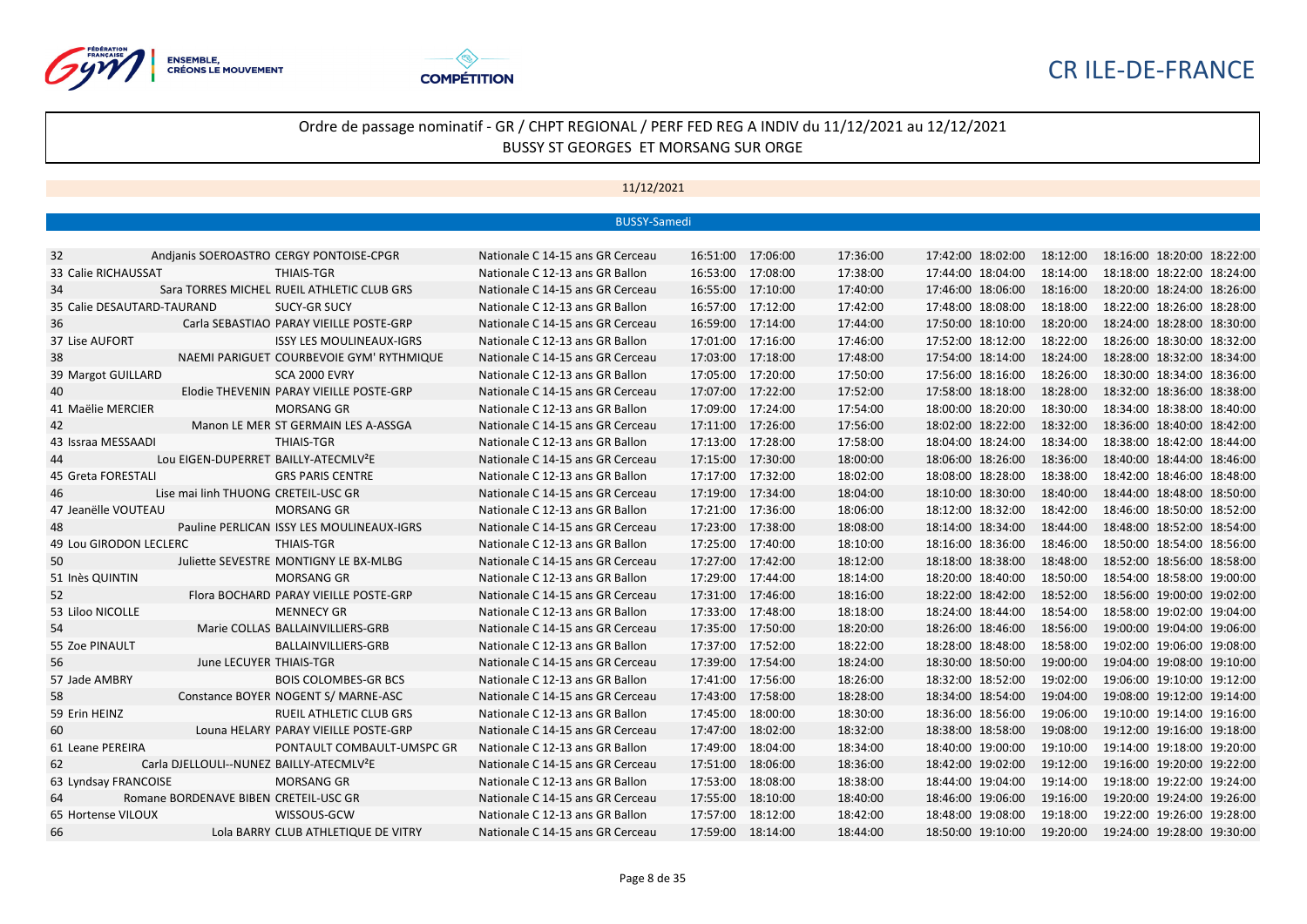CR ILE-DE-FRANCE

## Ordre de passage nominatif - GR / CHPT REGIONAL / PERF FED REG A INDIV du 11/12/2021 au 12/12/2021
BUSSY ST GEORGES ET MORSANG SUR ORGE

11/12/2021

BUSSY-Samedi

| N° | Nom | Club | Catégorie | | | | | | | | | |
|---|---|---|---|---|---|---|---|---|---|---|---|---|
| 32 | Andjanis SOEROASTRO | CERGY PONTOISE-CPGR | Nationale C 14-15 ans GR Cerceau | 16:51:00 | 17:06:00 | 17:36:00 | 17:42:00 | 18:02:00 | 18:12:00 | 18:16:00 | 18:20:00 | 18:22:00 |
| 33 | Calie RICHAUSSAT | THIAIS-TGR | Nationale C 12-13 ans GR Ballon | 16:53:00 | 17:08:00 | 17:38:00 | 17:44:00 | 18:04:00 | 18:14:00 | 18:18:00 | 18:22:00 | 18:24:00 |
| 34 | Sara TORRES MICHEL | RUEIL ATHLETIC CLUB GRS | Nationale C 14-15 ans GR Cerceau | 16:55:00 | 17:10:00 | 17:40:00 | 17:46:00 | 18:06:00 | 18:16:00 | 18:20:00 | 18:24:00 | 18:26:00 |
| 35 | Calie DESAUTARD-TAURAND | SUCY-GR SUCY | Nationale C 12-13 ans GR Ballon | 16:57:00 | 17:12:00 | 17:42:00 | 17:48:00 | 18:08:00 | 18:18:00 | 18:22:00 | 18:26:00 | 18:28:00 |
| 36 | Carla SEBASTIAO | PARAY VIEILLE POSTE-GRP | Nationale C 14-15 ans GR Cerceau | 16:59:00 | 17:14:00 | 17:44:00 | 17:50:00 | 18:10:00 | 18:20:00 | 18:24:00 | 18:28:00 | 18:30:00 |
| 37 | Lise AUFORT | ISSY LES MOULINEAUX-IGRS | Nationale C 12-13 ans GR Ballon | 17:01:00 | 17:16:00 | 17:46:00 | 17:52:00 | 18:12:00 | 18:22:00 | 18:26:00 | 18:30:00 | 18:32:00 |
| 38 | NAEMI PARIGUET | COURBEVOIE GYM' RYTHMIQUE | Nationale C 14-15 ans GR Cerceau | 17:03:00 | 17:18:00 | 17:48:00 | 17:54:00 | 18:14:00 | 18:24:00 | 18:28:00 | 18:32:00 | 18:34:00 |
| 39 | Margot GUILLARD | SCA 2000 EVRY | Nationale C 12-13 ans GR Ballon | 17:05:00 | 17:20:00 | 17:50:00 | 17:56:00 | 18:16:00 | 18:26:00 | 18:30:00 | 18:34:00 | 18:36:00 |
| 40 | Elodie THEVENIN | PARAY VIEILLE POSTE-GRP | Nationale C 14-15 ans GR Cerceau | 17:07:00 | 17:22:00 | 17:52:00 | 17:58:00 | 18:18:00 | 18:28:00 | 18:32:00 | 18:36:00 | 18:38:00 |
| 41 | Maëlie MERCIER | MORSANG GR | Nationale C 12-13 ans GR Ballon | 17:09:00 | 17:24:00 | 17:54:00 | 18:00:00 | 18:20:00 | 18:30:00 | 18:34:00 | 18:38:00 | 18:40:00 |
| 42 | Manon LE MER | ST GERMAIN LES A-ASSGA | Nationale C 14-15 ans GR Cerceau | 17:11:00 | 17:26:00 | 17:56:00 | 18:02:00 | 18:22:00 | 18:32:00 | 18:36:00 | 18:40:00 | 18:42:00 |
| 43 | Issraa MESSAADI | THIAIS-TGR | Nationale C 12-13 ans GR Ballon | 17:13:00 | 17:28:00 | 17:58:00 | 18:04:00 | 18:24:00 | 18:34:00 | 18:38:00 | 18:42:00 | 18:44:00 |
| 44 | Lou EIGEN-DUPERRET | BAILLY-ATECMLV²E | Nationale C 14-15 ans GR Cerceau | 17:15:00 | 17:30:00 | 18:00:00 | 18:06:00 | 18:26:00 | 18:36:00 | 18:40:00 | 18:44:00 | 18:46:00 |
| 45 | Greta FORESTALI | GRS PARIS CENTRE | Nationale C 12-13 ans GR Ballon | 17:17:00 | 17:32:00 | 18:02:00 | 18:08:00 | 18:28:00 | 18:38:00 | 18:42:00 | 18:46:00 | 18:48:00 |
| 46 | Lise mai linh THUONG | CRETEIL-USC GR | Nationale C 14-15 ans GR Cerceau | 17:19:00 | 17:34:00 | 18:04:00 | 18:10:00 | 18:30:00 | 18:40:00 | 18:44:00 | 18:48:00 | 18:50:00 |
| 47 | Jeanëlle VOUTEAU | MORSANG GR | Nationale C 12-13 ans GR Ballon | 17:21:00 | 17:36:00 | 18:06:00 | 18:12:00 | 18:32:00 | 18:42:00 | 18:46:00 | 18:50:00 | 18:52:00 |
| 48 | Pauline PERLICAN | ISSY LES MOULINEAUX-IGRS | Nationale C 14-15 ans GR Cerceau | 17:23:00 | 17:38:00 | 18:08:00 | 18:14:00 | 18:34:00 | 18:44:00 | 18:48:00 | 18:52:00 | 18:54:00 |
| 49 | Lou GIRODON LECLERC | THIAIS-TGR | Nationale C 12-13 ans GR Ballon | 17:25:00 | 17:40:00 | 18:10:00 | 18:16:00 | 18:36:00 | 18:46:00 | 18:50:00 | 18:54:00 | 18:56:00 |
| 50 | Juliette SEVESTRE | MONTIGNY LE BX-MLBG | Nationale C 14-15 ans GR Cerceau | 17:27:00 | 17:42:00 | 18:12:00 | 18:18:00 | 18:38:00 | 18:48:00 | 18:52:00 | 18:56:00 | 18:58:00 |
| 51 | Inès QUINTIN | MORSANG GR | Nationale C 12-13 ans GR Ballon | 17:29:00 | 17:44:00 | 18:14:00 | 18:20:00 | 18:40:00 | 18:50:00 | 18:54:00 | 18:58:00 | 19:00:00 |
| 52 | Flora BOCHARD | PARAY VIEILLE POSTE-GRP | Nationale C 14-15 ans GR Cerceau | 17:31:00 | 17:46:00 | 18:16:00 | 18:22:00 | 18:42:00 | 18:52:00 | 18:56:00 | 19:00:00 | 19:02:00 |
| 53 | Liloo NICOLLE | MENNECY GR | Nationale C 12-13 ans GR Ballon | 17:33:00 | 17:48:00 | 18:18:00 | 18:24:00 | 18:44:00 | 18:54:00 | 18:58:00 | 19:02:00 | 19:04:00 |
| 54 | Marie COLLAS | BALLAINVILLIERS-GRB | Nationale C 14-15 ans GR Cerceau | 17:35:00 | 17:50:00 | 18:20:00 | 18:26:00 | 18:46:00 | 18:56:00 | 19:00:00 | 19:04:00 | 19:06:00 |
| 55 | Zoe PINAULT | BALLAINVILLIERS-GRB | Nationale C 12-13 ans GR Ballon | 17:37:00 | 17:52:00 | 18:22:00 | 18:28:00 | 18:48:00 | 18:58:00 | 19:02:00 | 19:06:00 | 19:08:00 |
| 56 | June LECUYER | THIAIS-TGR | Nationale C 14-15 ans GR Cerceau | 17:39:00 | 17:54:00 | 18:24:00 | 18:30:00 | 18:50:00 | 19:00:00 | 19:04:00 | 19:08:00 | 19:10:00 |
| 57 | Jade AMBRY | BOIS COLOMBES-GR BCS | Nationale C 12-13 ans GR Ballon | 17:41:00 | 17:56:00 | 18:26:00 | 18:32:00 | 18:52:00 | 19:02:00 | 19:06:00 | 19:10:00 | 19:12:00 |
| 58 | Constance BOYER | NOGENT S/ MARNE-ASC | Nationale C 14-15 ans GR Cerceau | 17:43:00 | 17:58:00 | 18:28:00 | 18:34:00 | 18:54:00 | 19:04:00 | 19:08:00 | 19:12:00 | 19:14:00 |
| 59 | Erin HEINZ | RUEIL ATHLETIC CLUB GRS | Nationale C 12-13 ans GR Ballon | 17:45:00 | 18:00:00 | 18:30:00 | 18:36:00 | 18:56:00 | 19:06:00 | 19:10:00 | 19:14:00 | 19:16:00 |
| 60 | Louna HELARY | PARAY VIEILLE POSTE-GRP | Nationale C 14-15 ans GR Cerceau | 17:47:00 | 18:02:00 | 18:32:00 | 18:38:00 | 18:58:00 | 19:08:00 | 19:12:00 | 19:16:00 | 19:18:00 |
| 61 | Leane PEREIRA | PONTAULT COMBAULT-UMSPC GR | Nationale C 12-13 ans GR Ballon | 17:49:00 | 18:04:00 | 18:34:00 | 18:40:00 | 19:00:00 | 19:10:00 | 19:14:00 | 19:18:00 | 19:20:00 |
| 62 | Carla DJELLOULI--NUNEZ | BAILLY-ATECMLV²E | Nationale C 14-15 ans GR Cerceau | 17:51:00 | 18:06:00 | 18:36:00 | 18:42:00 | 19:02:00 | 19:12:00 | 19:16:00 | 19:20:00 | 19:22:00 |
| 63 | Lyndsay FRANCOISE | MORSANG GR | Nationale C 12-13 ans GR Ballon | 17:53:00 | 18:08:00 | 18:38:00 | 18:44:00 | 19:04:00 | 19:14:00 | 19:18:00 | 19:22:00 | 19:24:00 |
| 64 | Romane BORDENAVE BIBEN | CRETEIL-USC GR | Nationale C 14-15 ans GR Cerceau | 17:55:00 | 18:10:00 | 18:40:00 | 18:46:00 | 19:06:00 | 19:16:00 | 19:20:00 | 19:24:00 | 19:26:00 |
| 65 | Hortense VILOUX | WISSOUS-GCW | Nationale C 12-13 ans GR Ballon | 17:57:00 | 18:12:00 | 18:42:00 | 18:48:00 | 19:08:00 | 19:18:00 | 19:22:00 | 19:26:00 | 19:28:00 |
| 66 | Lola BARRY | CLUB ATHLETIQUE DE VITRY | Nationale C 14-15 ans GR Cerceau | 17:59:00 | 18:14:00 | 18:44:00 | 18:50:00 | 19:10:00 | 19:20:00 | 19:24:00 | 19:28:00 | 19:30:00 |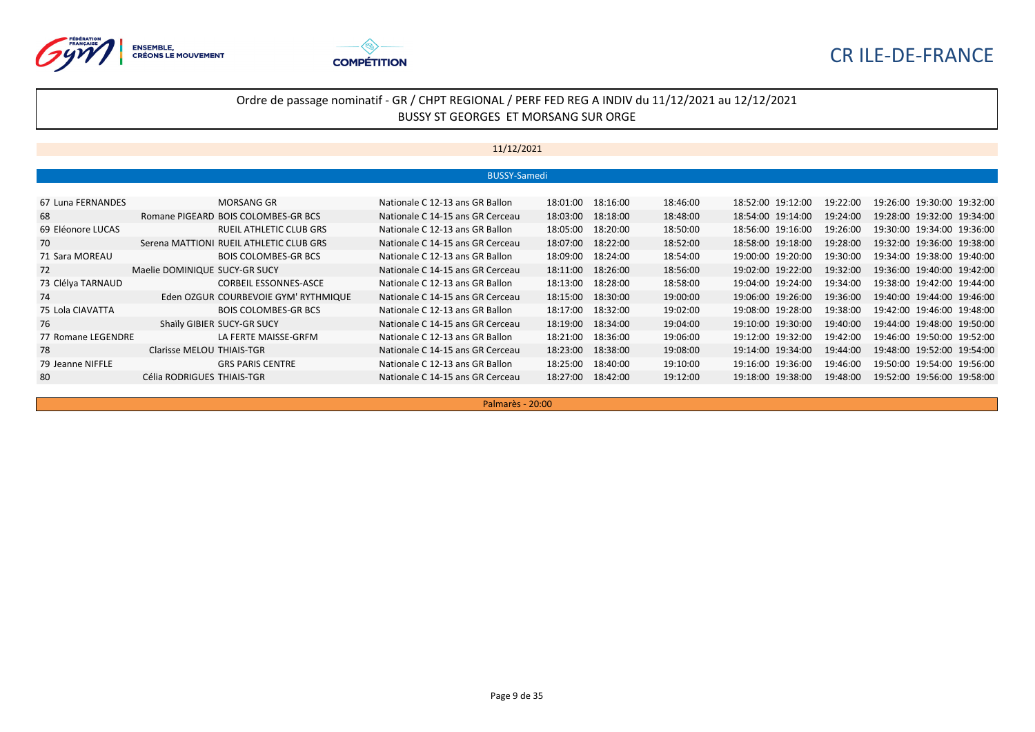CR ILE-DE-FRANCE

## Ordre de passage nominatif - GR / CHPT REGIONAL / PERF FED REG A INDIV du 11/12/2021 au 12/12/2021
BUSSY ST GEORGES ET MORSANG SUR ORGE

11/12/2021

BUSSY-Samedi

| N° | Nom | Club | Catégorie | | | | | | | | | |
|---|---|---|---|---|---|---|---|---|---|---|---|---|
| 67 | Luna FERNANDES | MORSANG GR | Nationale C 12-13 ans GR Ballon | 18:01:00 | 18:16:00 | 18:46:00 | 18:52:00 | 19:12:00 | 19:22:00 | 19:26:00 | 19:30:00 | 19:32:00 |
| 68 | Romane PIGEARD | BOIS COLOMBES-GR BCS | Nationale C 14-15 ans GR Cerceau | 18:03:00 | 18:18:00 | 18:48:00 | 18:54:00 | 19:14:00 | 19:24:00 | 19:28:00 | 19:32:00 | 19:34:00 |
| 69 | Eléonore LUCAS | RUEIL ATHLETIC CLUB GRS | Nationale C 12-13 ans GR Ballon | 18:05:00 | 18:20:00 | 18:50:00 | 18:56:00 | 19:16:00 | 19:26:00 | 19:30:00 | 19:34:00 | 19:36:00 |
| 70 | Serena MATTIONI | RUEIL ATHLETIC CLUB GRS | Nationale C 14-15 ans GR Cerceau | 18:07:00 | 18:22:00 | 18:52:00 | 18:58:00 | 19:18:00 | 19:28:00 | 19:32:00 | 19:36:00 | 19:38:00 |
| 71 | Sara MOREAU | BOIS COLOMBES-GR BCS | Nationale C 12-13 ans GR Ballon | 18:09:00 | 18:24:00 | 18:54:00 | 19:00:00 | 19:20:00 | 19:30:00 | 19:34:00 | 19:38:00 | 19:40:00 |
| 72 | Maelie DOMINIQUE | SUCY-GR SUCY | Nationale C 14-15 ans GR Cerceau | 18:11:00 | 18:26:00 | 18:56:00 | 19:02:00 | 19:22:00 | 19:32:00 | 19:36:00 | 19:40:00 | 19:42:00 |
| 73 | Clélya TARNAUD | CORBEIL ESSONNES-ASCE | Nationale C 12-13 ans GR Ballon | 18:13:00 | 18:28:00 | 18:58:00 | 19:04:00 | 19:24:00 | 19:34:00 | 19:38:00 | 19:42:00 | 19:44:00 |
| 74 | Eden OZGUR | COURBEVOIE GYM' RYTHMIQUE | Nationale C 14-15 ans GR Cerceau | 18:15:00 | 18:30:00 | 19:00:00 | 19:06:00 | 19:26:00 | 19:36:00 | 19:40:00 | 19:44:00 | 19:46:00 |
| 75 | Lola CIAVATTA | BOIS COLOMBES-GR BCS | Nationale C 12-13 ans GR Ballon | 18:17:00 | 18:32:00 | 19:02:00 | 19:08:00 | 19:28:00 | 19:38:00 | 19:42:00 | 19:46:00 | 19:48:00 |
| 76 | Shaïly GIBIER | SUCY-GR SUCY | Nationale C 14-15 ans GR Cerceau | 18:19:00 | 18:34:00 | 19:04:00 | 19:10:00 | 19:30:00 | 19:40:00 | 19:44:00 | 19:48:00 | 19:50:00 |
| 77 | Romane LEGENDRE | LA FERTE MAISSE-GRFM | Nationale C 12-13 ans GR Ballon | 18:21:00 | 18:36:00 | 19:06:00 | 19:12:00 | 19:32:00 | 19:42:00 | 19:46:00 | 19:50:00 | 19:52:00 |
| 78 | Clarisse MELOU | THIAIS-TGR | Nationale C 14-15 ans GR Cerceau | 18:23:00 | 18:38:00 | 19:08:00 | 19:14:00 | 19:34:00 | 19:44:00 | 19:48:00 | 19:52:00 | 19:54:00 |
| 79 | Jeanne NIFFLE | GRS PARIS CENTRE | Nationale C 12-13 ans GR Ballon | 18:25:00 | 18:40:00 | 19:10:00 | 19:16:00 | 19:36:00 | 19:46:00 | 19:50:00 | 19:54:00 | 19:56:00 |
| 80 | Célia RODRIGUES | THIAIS-TGR | Nationale C 14-15 ans GR Cerceau | 18:27:00 | 18:42:00 | 19:12:00 | 19:18:00 | 19:38:00 | 19:48:00 | 19:52:00 | 19:56:00 | 19:58:00 |

Palmarès - 20:00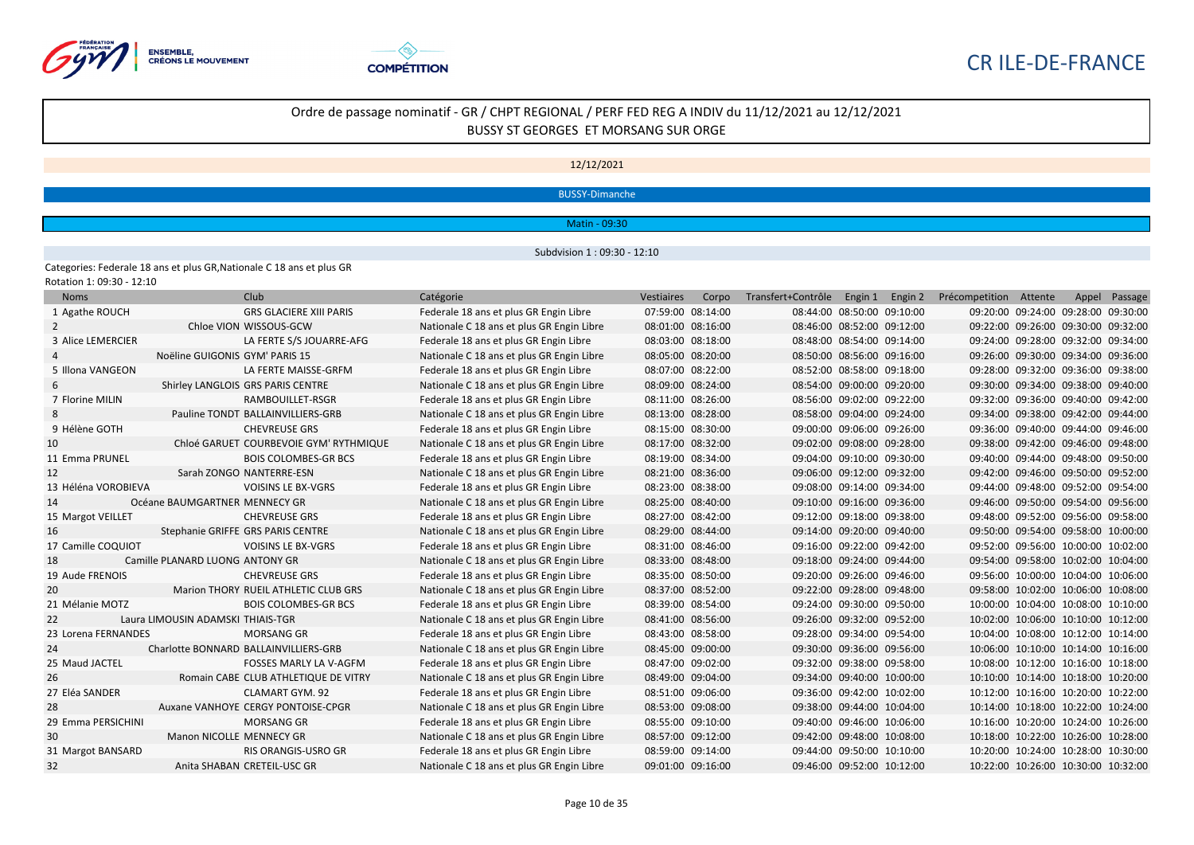CR ILE-DE-FRANCE

# Ordre de passage nominatif - GR / CHPT REGIONAL / PERF FED REG A INDIV du 11/12/2021 au 12/12/2021

BUSSY ST GEORGES ET MORSANG SUR ORGE

12/12/2021

BUSSY-Dimanche

Matin - 09:30

Subdivision 1 : 09:30 - 12:10

Categories: Federale 18 ans et plus GR,Nationale C 18 ans et plus GR

Rotation 1: 09:30 - 12:10

| Noms | Club | Catégorie | Vestiaires | Corpo | Transfert+Contrôle | Engin 1 | Engin 2 | Précompetition | Attente | Appel | Passage |
|---|---|---|---|---|---|---|---|---|---|---|---|
| 1 Agathe ROUCH | GRS GLACIERE XIII PARIS | Federale 18 ans et plus GR Engin Libre | 07:59:00 | 08:14:00 | 08:44:00 | 08:50:00 | 09:10:00 | 09:20:00 | 09:24:00 | 09:28:00 | 09:30:00 |
| 2 Chloe VION | WISSOUS-GCW | Nationale C 18 ans et plus GR Engin Libre | 08:01:00 | 08:16:00 | 08:46:00 | 08:52:00 | 09:12:00 | 09:22:00 | 09:26:00 | 09:30:00 | 09:32:00 |
| 3 Alice LEMERCIER | LA FERTE S/S JOUARRE-AFG | Federale 18 ans et plus GR Engin Libre | 08:03:00 | 08:18:00 | 08:48:00 | 08:54:00 | 09:14:00 | 09:24:00 | 09:28:00 | 09:32:00 | 09:34:00 |
| 4 Noëline GUIGONIS | GYM' PARIS 15 | Nationale C 18 ans et plus GR Engin Libre | 08:05:00 | 08:20:00 | 08:50:00 | 08:56:00 | 09:16:00 | 09:26:00 | 09:30:00 | 09:34:00 | 09:36:00 |
| 5 Illona VANGEON | LA FERTE MAISSE-GRFM | Federale 18 ans et plus GR Engin Libre | 08:07:00 | 08:22:00 | 08:52:00 | 08:58:00 | 09:18:00 | 09:28:00 | 09:32:00 | 09:36:00 | 09:38:00 |
| 6 Shirley LANGLOIS | GRS PARIS CENTRE | Nationale C 18 ans et plus GR Engin Libre | 08:09:00 | 08:24:00 | 08:54:00 | 09:00:00 | 09:20:00 | 09:30:00 | 09:34:00 | 09:38:00 | 09:40:00 |
| 7 Florine MILIN | RAMBOUILLET-RSGR | Federale 18 ans et plus GR Engin Libre | 08:11:00 | 08:26:00 | 08:56:00 | 09:02:00 | 09:22:00 | 09:32:00 | 09:36:00 | 09:40:00 | 09:42:00 |
| 8 Pauline TONDT | BALLAINVILLIERS-GRB | Nationale C 18 ans et plus GR Engin Libre | 08:13:00 | 08:28:00 | 08:58:00 | 09:04:00 | 09:24:00 | 09:34:00 | 09:38:00 | 09:42:00 | 09:44:00 |
| 9 Hélène GOTH | CHEVREUSE GRS | Federale 18 ans et plus GR Engin Libre | 08:15:00 | 08:30:00 | 09:00:00 | 09:06:00 | 09:26:00 | 09:36:00 | 09:40:00 | 09:44:00 | 09:46:00 |
| 10 Chloé GARUET | COURBEVOIE GYM' RYTHMIQUE | Nationale C 18 ans et plus GR Engin Libre | 08:17:00 | 08:32:00 | 09:02:00 | 09:08:00 | 09:28:00 | 09:38:00 | 09:42:00 | 09:46:00 | 09:48:00 |
| 11 Emma PRUNEL | BOIS COLOMBES-GR BCS | Federale 18 ans et plus GR Engin Libre | 08:19:00 | 08:34:00 | 09:04:00 | 09:10:00 | 09:30:00 | 09:40:00 | 09:44:00 | 09:48:00 | 09:50:00 |
| 12 Sarah ZONGO | NANTERRE-ESN | Nationale C 18 ans et plus GR Engin Libre | 08:21:00 | 08:36:00 | 09:06:00 | 09:12:00 | 09:32:00 | 09:42:00 | 09:46:00 | 09:50:00 | 09:52:00 |
| 13 Héléna VOROBIEVA | VOISINS LE BX-VGRS | Federale 18 ans et plus GR Engin Libre | 08:23:00 | 08:38:00 | 09:08:00 | 09:14:00 | 09:34:00 | 09:44:00 | 09:48:00 | 09:52:00 | 09:54:00 |
| 14 Océane BAUMGARTNER | MENNECY GR | Nationale C 18 ans et plus GR Engin Libre | 08:25:00 | 08:40:00 | 09:10:00 | 09:16:00 | 09:36:00 | 09:46:00 | 09:50:00 | 09:54:00 | 09:56:00 |
| 15 Margot VEILLET | CHEVREUSE GRS | Federale 18 ans et plus GR Engin Libre | 08:27:00 | 08:42:00 | 09:12:00 | 09:18:00 | 09:38:00 | 09:48:00 | 09:52:00 | 09:56:00 | 09:58:00 |
| 16 Stephanie GRIFFE | GRS PARIS CENTRE | Nationale C 18 ans et plus GR Engin Libre | 08:29:00 | 08:44:00 | 09:14:00 | 09:20:00 | 09:40:00 | 09:50:00 | 09:54:00 | 09:58:00 | 10:00:00 |
| 17 Camille COQUIOT | VOISINS LE BX-VGRS | Federale 18 ans et plus GR Engin Libre | 08:31:00 | 08:46:00 | 09:16:00 | 09:22:00 | 09:42:00 | 09:52:00 | 09:56:00 | 10:00:00 | 10:02:00 |
| 18 Camille PLANARD LUONG | ANTONY GR | Nationale C 18 ans et plus GR Engin Libre | 08:33:00 | 08:48:00 | 09:18:00 | 09:24:00 | 09:44:00 | 09:54:00 | 09:58:00 | 10:02:00 | 10:04:00 |
| 19 Aude FRENOIS | CHEVREUSE GRS | Federale 18 ans et plus GR Engin Libre | 08:35:00 | 08:50:00 | 09:20:00 | 09:26:00 | 09:46:00 | 09:56:00 | 10:00:00 | 10:04:00 | 10:06:00 |
| 20 Marion THORY | RUEIL ATHLETIC CLUB GRS | Nationale C 18 ans et plus GR Engin Libre | 08:37:00 | 08:52:00 | 09:22:00 | 09:28:00 | 09:48:00 | 09:58:00 | 10:02:00 | 10:06:00 | 10:08:00 |
| 21 Mélanie MOTZ | BOIS COLOMBES-GR BCS | Federale 18 ans et plus GR Engin Libre | 08:39:00 | 08:54:00 | 09:24:00 | 09:30:00 | 09:50:00 | 10:00:00 | 10:04:00 | 10:08:00 | 10:10:00 |
| 22 Laura LIMOUSIN ADAMSKI | THIAIS-TGR | Nationale C 18 ans et plus GR Engin Libre | 08:41:00 | 08:56:00 | 09:26:00 | 09:32:00 | 09:52:00 | 10:02:00 | 10:06:00 | 10:10:00 | 10:12:00 |
| 23 Lorena FERNANDES | MORSANG GR | Federale 18 ans et plus GR Engin Libre | 08:43:00 | 08:58:00 | 09:28:00 | 09:34:00 | 09:54:00 | 10:04:00 | 10:08:00 | 10:12:00 | 10:14:00 |
| 24 Charlotte BONNARD | BALLAINVILLIERS-GRB | Nationale C 18 ans et plus GR Engin Libre | 08:45:00 | 09:00:00 | 09:30:00 | 09:36:00 | 09:56:00 | 10:06:00 | 10:10:00 | 10:14:00 | 10:16:00 |
| 25 Maud JACTEL | FOSSES MARLY LA V-AGFM | Federale 18 ans et plus GR Engin Libre | 08:47:00 | 09:02:00 | 09:32:00 | 09:38:00 | 09:58:00 | 10:08:00 | 10:12:00 | 10:16:00 | 10:18:00 |
| 26 Romain CABE | CLUB ATHLETIQUE DE VITRY | Nationale C 18 ans et plus GR Engin Libre | 08:49:00 | 09:04:00 | 09:34:00 | 09:40:00 | 10:00:00 | 10:10:00 | 10:14:00 | 10:18:00 | 10:20:00 |
| 27 Eléa SANDER | CLAMART GYM. 92 | Federale 18 ans et plus GR Engin Libre | 08:51:00 | 09:06:00 | 09:36:00 | 09:42:00 | 10:02:00 | 10:12:00 | 10:16:00 | 10:20:00 | 10:22:00 |
| 28 Auxane VANHOYE | CERGY PONTOISE-CPGR | Nationale C 18 ans et plus GR Engin Libre | 08:53:00 | 09:08:00 | 09:38:00 | 09:44:00 | 10:04:00 | 10:14:00 | 10:18:00 | 10:22:00 | 10:24:00 |
| 29 Emma PERSICHINI | MORSANG GR | Federale 18 ans et plus GR Engin Libre | 08:55:00 | 09:10:00 | 09:40:00 | 09:46:00 | 10:06:00 | 10:16:00 | 10:20:00 | 10:24:00 | 10:26:00 |
| 30 Manon NICOLLE | MENNECY GR | Nationale C 18 ans et plus GR Engin Libre | 08:57:00 | 09:12:00 | 09:42:00 | 09:48:00 | 10:08:00 | 10:18:00 | 10:22:00 | 10:26:00 | 10:28:00 |
| 31 Margot BANSARD | RIS ORANGIS-USRO GR | Federale 18 ans et plus GR Engin Libre | 08:59:00 | 09:14:00 | 09:44:00 | 09:50:00 | 10:10:00 | 10:20:00 | 10:24:00 | 10:28:00 | 10:30:00 |
| 32 Anita SHABAN | CRETEIL-USC GR | Nationale C 18 ans et plus GR Engin Libre | 09:01:00 | 09:16:00 | 09:46:00 | 09:52:00 | 10:12:00 | 10:22:00 | 10:26:00 | 10:30:00 | 10:32:00 |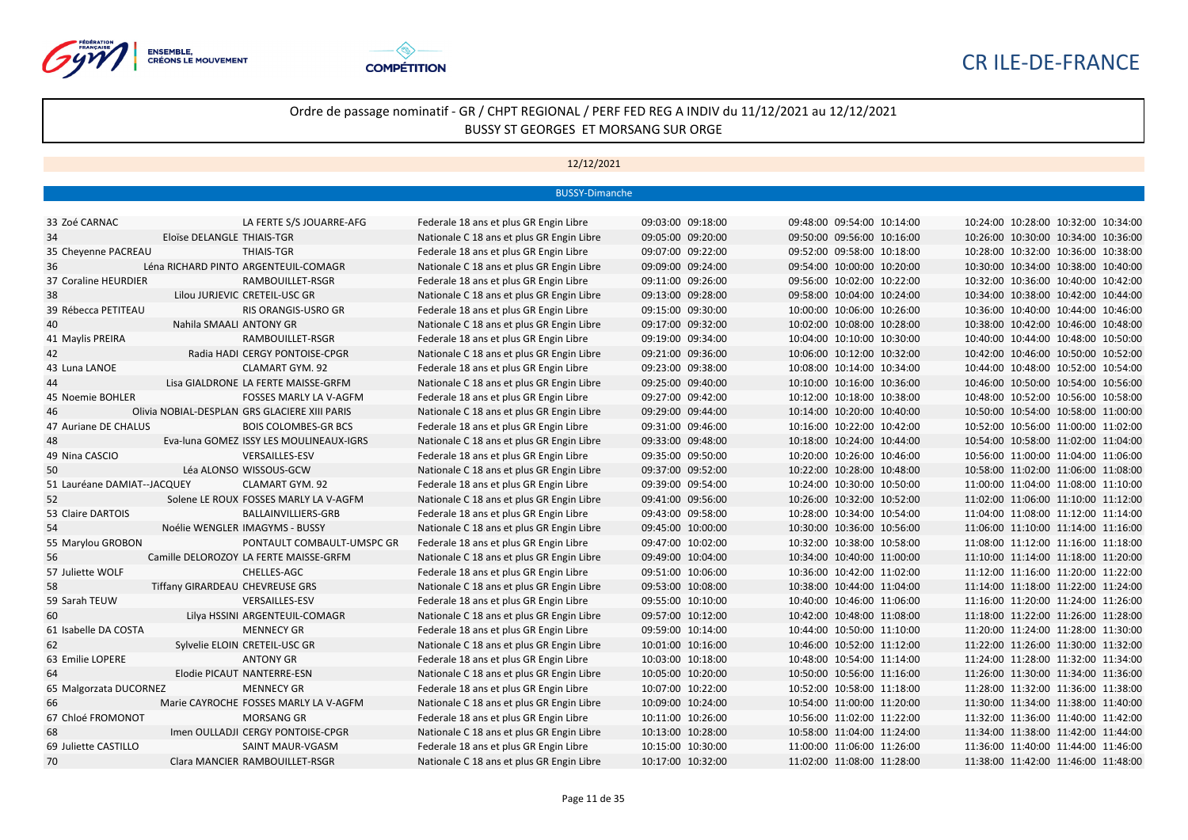CR ILE-DE-FRANCE

## Ordre de passage nominatif - GR / CHPT REGIONAL / PERF FED REG A INDIV du 11/12/2021 au 12/12/2021
BUSSY ST GEORGES ET MORSANG SUR ORGE

12/12/2021

BUSSY-Dimanche

| N° | Nom | Club | Catégorie | | | | | | | | | |
|---|---|---|---|---|---|---|---|---|---|---|---|---|
| 33 | Zoé CARNAC | LA FERTE S/S JOUARRE-AFG | Federale 18 ans et plus GR Engin Libre | 09:03:00 | 09:18:00 | 09:48:00 | 09:54:00 | 10:14:00 | 10:24:00 | 10:28:00 | 10:32:00 | 10:34:00 |
| 34 | Eloïse DELANGLE | THIAIS-TGR | Nationale C 18 ans et plus GR Engin Libre | 09:05:00 | 09:20:00 | 09:50:00 | 09:56:00 | 10:16:00 | 10:26:00 | 10:30:00 | 10:34:00 | 10:36:00 |
| 35 | Cheyenne PACREAU | THIAIS-TGR | Federale 18 ans et plus GR Engin Libre | 09:07:00 | 09:22:00 | 09:52:00 | 09:58:00 | 10:18:00 | 10:28:00 | 10:32:00 | 10:36:00 | 10:38:00 |
| 36 | Léna RICHARD PINTO | ARGENTEUIL-COMAGR | Nationale C 18 ans et plus GR Engin Libre | 09:09:00 | 09:24:00 | 09:54:00 | 10:00:00 | 10:20:00 | 10:30:00 | 10:34:00 | 10:38:00 | 10:40:00 |
| 37 | Coraline HEURDIER | RAMBOUILLET-RSGR | Federale 18 ans et plus GR Engin Libre | 09:11:00 | 09:26:00 | 09:56:00 | 10:02:00 | 10:22:00 | 10:32:00 | 10:36:00 | 10:40:00 | 10:42:00 |
| 38 | Lilou JURJEVIC | CRETEIL-USC GR | Nationale C 18 ans et plus GR Engin Libre | 09:13:00 | 09:28:00 | 09:58:00 | 10:04:00 | 10:24:00 | 10:34:00 | 10:38:00 | 10:42:00 | 10:44:00 |
| 39 | Rébecca PETITEAU | RIS ORANGIS-USRO GR | Federale 18 ans et plus GR Engin Libre | 09:15:00 | 09:30:00 | 10:00:00 | 10:06:00 | 10:26:00 | 10:36:00 | 10:40:00 | 10:44:00 | 10:46:00 |
| 40 | Nahila SMAALI | ANTONY GR | Nationale C 18 ans et plus GR Engin Libre | 09:17:00 | 09:32:00 | 10:02:00 | 10:08:00 | 10:28:00 | 10:38:00 | 10:42:00 | 10:46:00 | 10:48:00 |
| 41 | Maylis PREIRA | RAMBOUILLET-RSGR | Federale 18 ans et plus GR Engin Libre | 09:19:00 | 09:34:00 | 10:04:00 | 10:10:00 | 10:30:00 | 10:40:00 | 10:44:00 | 10:48:00 | 10:50:00 |
| 42 | Radia HADI | CERGY PONTOISE-CPGR | Nationale C 18 ans et plus GR Engin Libre | 09:21:00 | 09:36:00 | 10:06:00 | 10:12:00 | 10:32:00 | 10:42:00 | 10:46:00 | 10:50:00 | 10:52:00 |
| 43 | Luna LANOE | CLAMART GYM. 92 | Federale 18 ans et plus GR Engin Libre | 09:23:00 | 09:38:00 | 10:08:00 | 10:14:00 | 10:34:00 | 10:44:00 | 10:48:00 | 10:52:00 | 10:54:00 |
| 44 | Lisa GIALDRONE | LA FERTE MAISSE-GRFM | Nationale C 18 ans et plus GR Engin Libre | 09:25:00 | 09:40:00 | 10:10:00 | 10:16:00 | 10:36:00 | 10:46:00 | 10:50:00 | 10:54:00 | 10:56:00 |
| 45 | Noemie BOHLER | FOSSES MARLY LA V-AGFM | Federale 18 ans et plus GR Engin Libre | 09:27:00 | 09:42:00 | 10:12:00 | 10:18:00 | 10:38:00 | 10:48:00 | 10:52:00 | 10:56:00 | 10:58:00 |
| 46 | Olivia NOBIAL-DESPLAN | GRS GLACIERE XIII PARIS | Nationale C 18 ans et plus GR Engin Libre | 09:29:00 | 09:44:00 | 10:14:00 | 10:20:00 | 10:40:00 | 10:50:00 | 10:54:00 | 10:58:00 | 11:00:00 |
| 47 | Auriane DE CHALUS | BOIS COLOMBES-GR BCS | Federale 18 ans et plus GR Engin Libre | 09:31:00 | 09:46:00 | 10:16:00 | 10:22:00 | 10:42:00 | 10:52:00 | 10:56:00 | 11:00:00 | 11:02:00 |
| 48 | Eva-luna GOMEZ | ISSY LES MOULINEAUX-IGRS | Nationale C 18 ans et plus GR Engin Libre | 09:33:00 | 09:48:00 | 10:18:00 | 10:24:00 | 10:44:00 | 10:54:00 | 10:58:00 | 11:02:00 | 11:04:00 |
| 49 | Nina CASCIO | VERSAILLES-ESV | Federale 18 ans et plus GR Engin Libre | 09:35:00 | 09:50:00 | 10:20:00 | 10:26:00 | 10:46:00 | 10:56:00 | 11:00:00 | 11:04:00 | 11:06:00 |
| 50 | Léa ALONSO | WISSOUS-GCW | Nationale C 18 ans et plus GR Engin Libre | 09:37:00 | 09:52:00 | 10:22:00 | 10:28:00 | 10:48:00 | 10:58:00 | 11:02:00 | 11:06:00 | 11:08:00 |
| 51 | Lauréane DAMIAT--JACQUEY | CLAMART GYM. 92 | Federale 18 ans et plus GR Engin Libre | 09:39:00 | 09:54:00 | 10:24:00 | 10:30:00 | 10:50:00 | 11:00:00 | 11:04:00 | 11:08:00 | 11:10:00 |
| 52 | Solene LE ROUX | FOSSES MARLY LA V-AGFM | Nationale C 18 ans et plus GR Engin Libre | 09:41:00 | 09:56:00 | 10:26:00 | 10:32:00 | 10:52:00 | 11:02:00 | 11:06:00 | 11:10:00 | 11:12:00 |
| 53 | Claire DARTOIS | BALLAINVILLIERS-GRB | Federale 18 ans et plus GR Engin Libre | 09:43:00 | 09:58:00 | 10:28:00 | 10:34:00 | 10:54:00 | 11:04:00 | 11:08:00 | 11:12:00 | 11:14:00 |
| 54 | Noélie WENGLER | IMAGYMS - BUSSY | Nationale C 18 ans et plus GR Engin Libre | 09:45:00 | 10:00:00 | 10:30:00 | 10:36:00 | 10:56:00 | 11:06:00 | 11:10:00 | 11:14:00 | 11:16:00 |
| 55 | Marylou GROBON | PONTAULT COMBAULT-UMSPC GR | Federale 18 ans et plus GR Engin Libre | 09:47:00 | 10:02:00 | 10:32:00 | 10:38:00 | 10:58:00 | 11:08:00 | 11:12:00 | 11:16:00 | 11:18:00 |
| 56 | Camille DELOROZOY | LA FERTE MAISSE-GRFM | Nationale C 18 ans et plus GR Engin Libre | 09:49:00 | 10:04:00 | 10:34:00 | 10:40:00 | 11:00:00 | 11:10:00 | 11:14:00 | 11:18:00 | 11:20:00 |
| 57 | Juliette WOLF | CHELLES-AGC | Federale 18 ans et plus GR Engin Libre | 09:51:00 | 10:06:00 | 10:36:00 | 10:42:00 | 11:02:00 | 11:12:00 | 11:16:00 | 11:20:00 | 11:22:00 |
| 58 | Tiffany GIRARDEAU | CHEVREUSE GRS | Nationale C 18 ans et plus GR Engin Libre | 09:53:00 | 10:08:00 | 10:38:00 | 10:44:00 | 11:04:00 | 11:14:00 | 11:18:00 | 11:22:00 | 11:24:00 |
| 59 | Sarah TEUW | VERSAILLES-ESV | Federale 18 ans et plus GR Engin Libre | 09:55:00 | 10:10:00 | 10:40:00 | 10:46:00 | 11:06:00 | 11:16:00 | 11:20:00 | 11:24:00 | 11:26:00 |
| 60 | Lilya HSSINI | ARGENTEUIL-COMAGR | Nationale C 18 ans et plus GR Engin Libre | 09:57:00 | 10:12:00 | 10:42:00 | 10:48:00 | 11:08:00 | 11:18:00 | 11:22:00 | 11:26:00 | 11:28:00 |
| 61 | Isabelle DA COSTA | MENNECY GR | Federale 18 ans et plus GR Engin Libre | 09:59:00 | 10:14:00 | 10:44:00 | 10:50:00 | 11:10:00 | 11:20:00 | 11:24:00 | 11:28:00 | 11:30:00 |
| 62 | Sylvelie ELOIN | CRETEIL-USC GR | Nationale C 18 ans et plus GR Engin Libre | 10:01:00 | 10:16:00 | 10:46:00 | 10:52:00 | 11:12:00 | 11:22:00 | 11:26:00 | 11:30:00 | 11:32:00 |
| 63 | Emilie LOPERE | ANTONY GR | Federale 18 ans et plus GR Engin Libre | 10:03:00 | 10:18:00 | 10:48:00 | 10:54:00 | 11:14:00 | 11:24:00 | 11:28:00 | 11:32:00 | 11:34:00 |
| 64 | Elodie PICAUT | NANTERRE-ESN | Nationale C 18 ans et plus GR Engin Libre | 10:05:00 | 10:20:00 | 10:50:00 | 10:56:00 | 11:16:00 | 11:26:00 | 11:30:00 | 11:34:00 | 11:36:00 |
| 65 | Malgorzata DUCORNEZ | MENNECY GR | Federale 18 ans et plus GR Engin Libre | 10:07:00 | 10:22:00 | 10:52:00 | 10:58:00 | 11:18:00 | 11:28:00 | 11:32:00 | 11:36:00 | 11:38:00 |
| 66 | Marie CAYROCHE | FOSSES MARLY LA V-AGFM | Nationale C 18 ans et plus GR Engin Libre | 10:09:00 | 10:24:00 | 10:54:00 | 11:00:00 | 11:20:00 | 11:30:00 | 11:34:00 | 11:38:00 | 11:40:00 |
| 67 | Chloé FROMONOT | MORSANG GR | Federale 18 ans et plus GR Engin Libre | 10:11:00 | 10:26:00 | 10:56:00 | 11:02:00 | 11:22:00 | 11:32:00 | 11:36:00 | 11:40:00 | 11:42:00 |
| 68 | Imen OULLADJI | CERGY PONTOISE-CPGR | Nationale C 18 ans et plus GR Engin Libre | 10:13:00 | 10:28:00 | 10:58:00 | 11:04:00 | 11:24:00 | 11:34:00 | 11:38:00 | 11:42:00 | 11:44:00 |
| 69 | Juliette CASTILLO | SAINT MAUR-VGASM | Federale 18 ans et plus GR Engin Libre | 10:15:00 | 10:30:00 | 11:00:00 | 11:06:00 | 11:26:00 | 11:36:00 | 11:40:00 | 11:44:00 | 11:46:00 |
| 70 | Clara MANCIER | RAMBOUILLET-RSGR | Nationale C 18 ans et plus GR Engin Libre | 10:17:00 | 10:32:00 | 11:02:00 | 11:08:00 | 11:28:00 | 11:38:00 | 11:42:00 | 11:46:00 | 11:48:00 |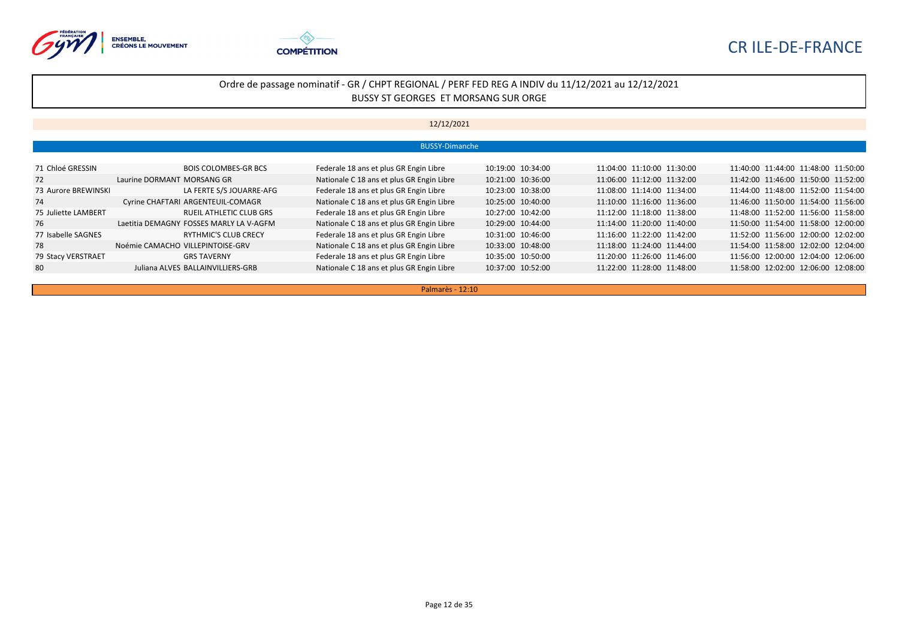CR ILE-DE-FRANCE

Ordre de passage nominatif - GR / CHPT REGIONAL / PERF FED REG A INDIV du 11/12/2021 au 12/12/2021
BUSSY ST GEORGES ET MORSANG SUR ORGE

12/12/2021

BUSSY-Dimanche

| N° | Nom | Club | Catégorie | | | | | | | | | |
|---|---|---|---|---|---|---|---|---|---|---|---|---|
| 71 | Chloé GRESSIN | BOIS COLOMBES-GR BCS | Federale 18 ans et plus GR Engin Libre | 10:19:00 | 10:34:00 | 11:04:00 | 11:10:00 | 11:30:00 | 11:40:00 | 11:44:00 | 11:48:00 | 11:50:00 |
| 72 | Laurine DORMANT | MORSANG GR | Nationale C 18 ans et plus GR Engin Libre | 10:21:00 | 10:36:00 | 11:06:00 | 11:12:00 | 11:32:00 | 11:42:00 | 11:46:00 | 11:50:00 | 11:52:00 |
| 73 | Aurore BREWINSKI | LA FERTE S/S JOUARRE-AFG | Federale 18 ans et plus GR Engin Libre | 10:23:00 | 10:38:00 | 11:08:00 | 11:14:00 | 11:34:00 | 11:44:00 | 11:48:00 | 11:52:00 | 11:54:00 |
| 74 | Cyrine CHAFTARI | ARGENTEUIL-COMAGR | Nationale C 18 ans et plus GR Engin Libre | 10:25:00 | 10:40:00 | 11:10:00 | 11:16:00 | 11:36:00 | 11:46:00 | 11:50:00 | 11:54:00 | 11:56:00 |
| 75 | Juliette LAMBERT | RUEIL ATHLETIC CLUB GRS | Federale 18 ans et plus GR Engin Libre | 10:27:00 | 10:42:00 | 11:12:00 | 11:18:00 | 11:38:00 | 11:48:00 | 11:52:00 | 11:56:00 | 11:58:00 |
| 76 | Laetitia DEMAGNY | FOSSES MARLY LA V-AGFM | Nationale C 18 ans et plus GR Engin Libre | 10:29:00 | 10:44:00 | 11:14:00 | 11:20:00 | 11:40:00 | 11:50:00 | 11:54:00 | 11:58:00 | 12:00:00 |
| 77 | Isabelle SAGNES | RYTHMIC'S CLUB CRECY | Federale 18 ans et plus GR Engin Libre | 10:31:00 | 10:46:00 | 11:16:00 | 11:22:00 | 11:42:00 | 11:52:00 | 11:56:00 | 12:00:00 | 12:02:00 |
| 78 | Noémie CAMACHO | VILLEPINTOISE-GRV | Nationale C 18 ans et plus GR Engin Libre | 10:33:00 | 10:48:00 | 11:18:00 | 11:24:00 | 11:44:00 | 11:54:00 | 11:58:00 | 12:02:00 | 12:04:00 |
| 79 | Stacy VERSTRAET | GRS TAVERNY | Federale 18 ans et plus GR Engin Libre | 10:35:00 | 10:50:00 | 11:20:00 | 11:26:00 | 11:46:00 | 11:56:00 | 12:00:00 | 12:04:00 | 12:06:00 |
| 80 | Juliana ALVES | BALLAINVILLIERS-GRB | Nationale C 18 ans et plus GR Engin Libre | 10:37:00 | 10:52:00 | 11:22:00 | 11:28:00 | 11:48:00 | 11:58:00 | 12:02:00 | 12:06:00 | 12:08:00 |

Palmarès - 12:10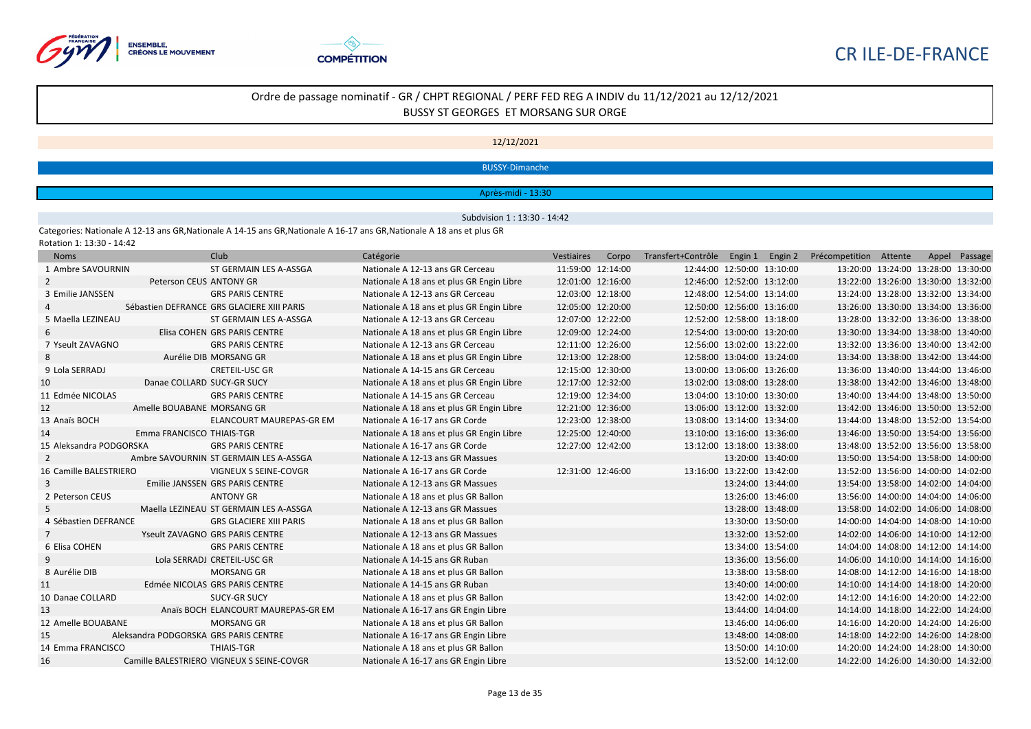CR ILE-DE-FRANCE

## Ordre de passage nominatif - GR / CHPT REGIONAL / PERF FED REG A INDIV du 11/12/2021 au 12/12/2021
BUSSY ST GEORGES ET MORSANG SUR ORGE

12/12/2021

BUSSY-Dimanche

Après-midi - 13:30

Subdivision 1 : 13:30 - 14:42

Categories: Nationale A 12-13 ans GR,Nationale A 14-15 ans GR,Nationale A 16-17 ans GR,Nationale A 18 ans et plus GR

Rotation 1: 13:30 - 14:42

| Noms | | Club | Catégorie | Vestiaires | Corpo | Transfert+Contrôle | Engin 1 | Engin 2 | Précompetition | Attente | Appel | Passage |
|---|---|---|---|---|---|---|---|---|---|---|---|---|
| 1 | Ambre SAVOURNIN | ST GERMAIN LES A-ASSGA | Nationale A 12-13 ans GR Cerceau | 11:59:00 | 12:14:00 | 12:44:00 | 12:50:00 | 13:10:00 | 13:20:00 | 13:24:00 | 13:28:00 | 13:30:00 |
| 2 | Peterson CEUS | ANTONY GR | Nationale A 18 ans et plus GR Engin Libre | 12:01:00 | 12:16:00 | 12:46:00 | 12:52:00 | 13:12:00 | 13:22:00 | 13:26:00 | 13:30:00 | 13:32:00 |
| 3 | Emilie JANSSEN | GRS PARIS CENTRE | Nationale A 12-13 ans GR Cerceau | 12:03:00 | 12:18:00 | 12:48:00 | 12:54:00 | 13:14:00 | 13:24:00 | 13:28:00 | 13:32:00 | 13:34:00 |
| 4 | Sébastien DEFRANCE | GRS GLACIERE XIII PARIS | Nationale A 18 ans et plus GR Engin Libre | 12:05:00 | 12:20:00 | 12:50:00 | 12:56:00 | 13:16:00 | 13:26:00 | 13:30:00 | 13:34:00 | 13:36:00 |
| 5 | Maella LEZINEAU | ST GERMAIN LES A-ASSGA | Nationale A 12-13 ans GR Cerceau | 12:07:00 | 12:22:00 | 12:52:00 | 12:58:00 | 13:18:00 | 13:28:00 | 13:32:00 | 13:36:00 | 13:38:00 |
| 6 | Elisa COHEN | GRS PARIS CENTRE | Nationale A 18 ans et plus GR Engin Libre | 12:09:00 | 12:24:00 | 12:54:00 | 13:00:00 | 13:20:00 | 13:30:00 | 13:34:00 | 13:38:00 | 13:40:00 |
| 7 | Yseult ZAVAGNO | GRS PARIS CENTRE | Nationale A 12-13 ans GR Cerceau | 12:11:00 | 12:26:00 | 12:56:00 | 13:02:00 | 13:22:00 | 13:32:00 | 13:36:00 | 13:40:00 | 13:42:00 |
| 8 | Aurélie DIB | MORSANG GR | Nationale A 18 ans et plus GR Engin Libre | 12:13:00 | 12:28:00 | 12:58:00 | 13:04:00 | 13:24:00 | 13:34:00 | 13:38:00 | 13:42:00 | 13:44:00 |
| 9 | Lola SERRADJ | CRETEIL-USC GR | Nationale A 14-15 ans GR Cerceau | 12:15:00 | 12:30:00 | 13:00:00 | 13:06:00 | 13:26:00 | 13:36:00 | 13:40:00 | 13:44:00 | 13:46:00 |
| 10 | Danae COLLARD | SUCY-GR SUCY | Nationale A 18 ans et plus GR Engin Libre | 12:17:00 | 12:32:00 | 13:02:00 | 13:08:00 | 13:28:00 | 13:38:00 | 13:42:00 | 13:46:00 | 13:48:00 |
| 11 | Edmée NICOLAS | GRS PARIS CENTRE | Nationale A 14-15 ans GR Cerceau | 12:19:00 | 12:34:00 | 13:04:00 | 13:10:00 | 13:30:00 | 13:40:00 | 13:44:00 | 13:48:00 | 13:50:00 |
| 12 | Amelle BOUABANE | MORSANG GR | Nationale A 18 ans et plus GR Engin Libre | 12:21:00 | 12:36:00 | 13:06:00 | 13:12:00 | 13:32:00 | 13:42:00 | 13:46:00 | 13:50:00 | 13:52:00 |
| 13 | Anaïs BOCH | ELANCOURT MAUREPAS-GR EM | Nationale A 16-17 ans GR Corde | 12:23:00 | 12:38:00 | 13:08:00 | 13:14:00 | 13:34:00 | 13:44:00 | 13:48:00 | 13:52:00 | 13:54:00 |
| 14 | Emma FRANCISCO | THIAIS-TGR | Nationale A 18 ans et plus GR Engin Libre | 12:25:00 | 12:40:00 | 13:10:00 | 13:16:00 | 13:36:00 | 13:46:00 | 13:50:00 | 13:54:00 | 13:56:00 |
| 15 | Aleksandra PODGORSKA | GRS PARIS CENTRE | Nationale A 16-17 ans GR Corde | 12:27:00 | 12:42:00 | 13:12:00 | 13:18:00 | 13:38:00 | 13:48:00 | 13:52:00 | 13:56:00 | 13:58:00 |
| 2 | Ambre SAVOURNIN | ST GERMAIN LES A-ASSGA | Nationale A 12-13 ans GR Massues | | | | 13:20:00 | 13:40:00 | 13:50:00 | 13:54:00 | 13:58:00 | 14:00:00 |
| 16 | Camille BALESTRIERO | VIGNEUX S SEINE-COVGR | Nationale A 16-17 ans GR Corde | 12:31:00 | 12:46:00 | 13:16:00 | 13:22:00 | 13:42:00 | 13:52:00 | 13:56:00 | 14:00:00 | 14:02:00 |
| 3 | Emilie JANSSEN | GRS PARIS CENTRE | Nationale A 12-13 ans GR Massues | | | | 13:24:00 | 13:44:00 | 13:54:00 | 13:58:00 | 14:02:00 | 14:04:00 |
| 2 | Peterson CEUS | ANTONY GR | Nationale A 18 ans et plus GR Ballon | | | | 13:26:00 | 13:46:00 | 13:56:00 | 14:00:00 | 14:04:00 | 14:06:00 |
| 5 | Maella LEZINEAU | ST GERMAIN LES A-ASSGA | Nationale A 12-13 ans GR Massues | | | | 13:28:00 | 13:48:00 | 13:58:00 | 14:02:00 | 14:06:00 | 14:08:00 |
| 4 | Sébastien DEFRANCE | GRS GLACIERE XIII PARIS | Nationale A 18 ans et plus GR Ballon | | | | 13:30:00 | 13:50:00 | 14:00:00 | 14:04:00 | 14:08:00 | 14:10:00 |
| 7 | Yseult ZAVAGNO | GRS PARIS CENTRE | Nationale A 12-13 ans GR Massues | | | | 13:32:00 | 13:52:00 | 14:02:00 | 14:06:00 | 14:10:00 | 14:12:00 |
| 6 | Elisa COHEN | GRS PARIS CENTRE | Nationale A 18 ans et plus GR Ballon | | | | 13:34:00 | 13:54:00 | 14:04:00 | 14:08:00 | 14:12:00 | 14:14:00 |
| 9 | Lola SERRADJ | CRETEIL-USC GR | Nationale A 14-15 ans GR Ruban | | | | 13:36:00 | 13:56:00 | 14:06:00 | 14:10:00 | 14:14:00 | 14:16:00 |
| 8 | Aurélie DIB | MORSANG GR | Nationale A 18 ans et plus GR Ballon | | | | 13:38:00 | 13:58:00 | 14:08:00 | 14:12:00 | 14:16:00 | 14:18:00 |
| 11 | Edmée NICOLAS | GRS PARIS CENTRE | Nationale A 14-15 ans GR Ruban | | | | 13:40:00 | 14:00:00 | 14:10:00 | 14:14:00 | 14:18:00 | 14:20:00 |
| 10 | Danae COLLARD | SUCY-GR SUCY | Nationale A 18 ans et plus GR Ballon | | | | 13:42:00 | 14:02:00 | 14:12:00 | 14:16:00 | 14:20:00 | 14:22:00 |
| 13 | Anaïs BOCH | ELANCOURT MAUREPAS-GR EM | Nationale A 16-17 ans GR Engin Libre | | | | 13:44:00 | 14:04:00 | 14:14:00 | 14:18:00 | 14:22:00 | 14:24:00 |
| 12 | Amelle BOUABANE | MORSANG GR | Nationale A 18 ans et plus GR Ballon | | | | 13:46:00 | 14:06:00 | 14:16:00 | 14:20:00 | 14:24:00 | 14:26:00 |
| 15 | Aleksandra PODGORSKA | GRS PARIS CENTRE | Nationale A 16-17 ans GR Engin Libre | | | | 13:48:00 | 14:08:00 | 14:18:00 | 14:22:00 | 14:26:00 | 14:28:00 |
| 14 | Emma FRANCISCO | THIAIS-TGR | Nationale A 18 ans et plus GR Ballon | | | | 13:50:00 | 14:10:00 | 14:20:00 | 14:24:00 | 14:28:00 | 14:30:00 |
| 16 | Camille BALESTRIERO | VIGNEUX S SEINE-COVGR | Nationale A 16-17 ans GR Engin Libre | | | | 13:52:00 | 14:12:00 | 14:22:00 | 14:26:00 | 14:30:00 | 14:32:00 |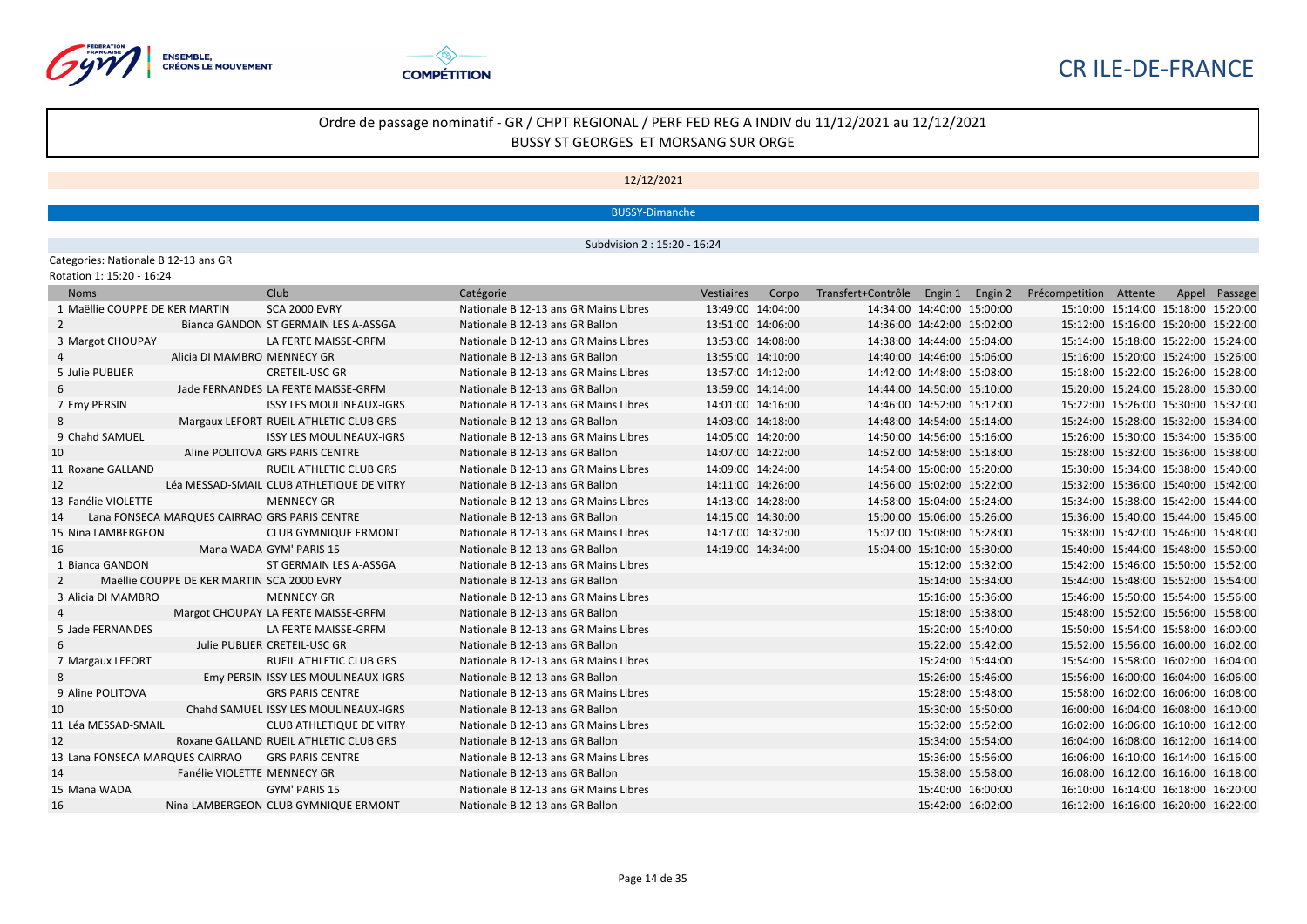CR ILE-DE-FRANCE

# Ordre de passage nominatif - GR / CHPT REGIONAL / PERF FED REG A INDIV du 11/12/2021 au 12/12/2021

BUSSY ST GEORGES ET MORSANG SUR ORGE

12/12/2021

BUSSY-Dimanche

Subdivision 2 : 15:20 - 16:24

Categories: Nationale B 12-13 ans GR

Rotation 1: 15:20 - 16:24

| Noms | Club | Catégorie | Vestiaires | Corpo | Transfert+Contrôle | Engin 1 | Engin 2 | Précompetition | Attente | Appel | Passage |
|---|---|---|---|---|---|---|---|---|---|---|---|
| 1 Maëllie COUPPE DE KER MARTIN | SCA 2000 EVRY | Nationale B 12-13 ans GR Mains Libres | 13:49:00 | 14:04:00 | 14:34:00 | 14:40:00 | 15:00:00 | 15:10:00 | 15:14:00 | 15:18:00 | 15:20:00 |
| 2 Bianca GANDON | ST GERMAIN LES A-ASSGA | Nationale B 12-13 ans GR Ballon | 13:51:00 | 14:06:00 | 14:36:00 | 14:42:00 | 15:02:00 | 15:12:00 | 15:16:00 | 15:20:00 | 15:22:00 |
| 3 Margot CHOUPAY | LA FERTE MAISSE-GRFM | Nationale B 12-13 ans GR Mains Libres | 13:53:00 | 14:08:00 | 14:38:00 | 14:44:00 | 15:04:00 | 15:14:00 | 15:18:00 | 15:22:00 | 15:24:00 |
| 4 Alicia DI MAMBRO | MENNECY GR | Nationale B 12-13 ans GR Ballon | 13:55:00 | 14:10:00 | 14:40:00 | 14:46:00 | 15:06:00 | 15:16:00 | 15:20:00 | 15:24:00 | 15:26:00 |
| 5 Julie PUBLIER | CRETEIL-USC GR | Nationale B 12-13 ans GR Mains Libres | 13:57:00 | 14:12:00 | 14:42:00 | 14:48:00 | 15:08:00 | 15:18:00 | 15:22:00 | 15:26:00 | 15:28:00 |
| 6 Jade FERNANDES | LA FERTE MAISSE-GRFM | Nationale B 12-13 ans GR Ballon | 13:59:00 | 14:14:00 | 14:44:00 | 14:50:00 | 15:10:00 | 15:20:00 | 15:24:00 | 15:28:00 | 15:30:00 |
| 7 Emy PERSIN | ISSY LES MOULINEAUX-IGRS | Nationale B 12-13 ans GR Mains Libres | 14:01:00 | 14:16:00 | 14:46:00 | 14:52:00 | 15:12:00 | 15:22:00 | 15:26:00 | 15:30:00 | 15:32:00 |
| 8 Margaux LEFORT | RUEIL ATHLETIC CLUB GRS | Nationale B 12-13 ans GR Ballon | 14:03:00 | 14:18:00 | 14:48:00 | 14:54:00 | 15:14:00 | 15:24:00 | 15:28:00 | 15:32:00 | 15:34:00 |
| 9 Chahd SAMUEL | ISSY LES MOULINEAUX-IGRS | Nationale B 12-13 ans GR Mains Libres | 14:05:00 | 14:20:00 | 14:50:00 | 14:56:00 | 15:16:00 | 15:26:00 | 15:30:00 | 15:34:00 | 15:36:00 |
| 10 Aline POLITOVA | GRS PARIS CENTRE | Nationale B 12-13 ans GR Ballon | 14:07:00 | 14:22:00 | 14:52:00 | 14:58:00 | 15:18:00 | 15:28:00 | 15:32:00 | 15:36:00 | 15:38:00 |
| 11 Roxane GALLAND | RUEIL ATHLETIC CLUB GRS | Nationale B 12-13 ans GR Mains Libres | 14:09:00 | 14:24:00 | 14:54:00 | 15:00:00 | 15:20:00 | 15:30:00 | 15:34:00 | 15:38:00 | 15:40:00 |
| 12 Léa MESSAD-SMAIL | CLUB ATHLETIQUE DE VITRY | Nationale B 12-13 ans GR Ballon | 14:11:00 | 14:26:00 | 14:56:00 | 15:02:00 | 15:22:00 | 15:32:00 | 15:36:00 | 15:40:00 | 15:42:00 |
| 13 Fanélie VIOLETTE | MENNECY GR | Nationale B 12-13 ans GR Mains Libres | 14:13:00 | 14:28:00 | 14:58:00 | 15:04:00 | 15:24:00 | 15:34:00 | 15:38:00 | 15:42:00 | 15:44:00 |
| 14 Lana FONSECA MARQUES CAIRRAO | GRS PARIS CENTRE | Nationale B 12-13 ans GR Ballon | 14:15:00 | 14:30:00 | 15:00:00 | 15:06:00 | 15:26:00 | 15:36:00 | 15:40:00 | 15:44:00 | 15:46:00 |
| 15 Nina LAMBERGEON | CLUB GYMNIQUE ERMONT | Nationale B 12-13 ans GR Mains Libres | 14:17:00 | 14:32:00 | 15:02:00 | 15:08:00 | 15:28:00 | 15:38:00 | 15:42:00 | 15:46:00 | 15:48:00 |
| 16 Mana WADA | GYM' PARIS 15 | Nationale B 12-13 ans GR Ballon | 14:19:00 | 14:34:00 | 15:04:00 | 15:10:00 | 15:30:00 | 15:40:00 | 15:44:00 | 15:48:00 | 15:50:00 |
| 1 Bianca GANDON | ST GERMAIN LES A-ASSGA | Nationale B 12-13 ans GR Mains Libres | | | | 15:12:00 | 15:32:00 | 15:42:00 | 15:46:00 | 15:50:00 | 15:52:00 |
| 2 Maëllie COUPPE DE KER MARTIN | SCA 2000 EVRY | Nationale B 12-13 ans GR Ballon | | | | 15:14:00 | 15:34:00 | 15:44:00 | 15:48:00 | 15:52:00 | 15:54:00 |
| 3 Alicia DI MAMBRO | MENNECY GR | Nationale B 12-13 ans GR Mains Libres | | | | 15:16:00 | 15:36:00 | 15:46:00 | 15:50:00 | 15:54:00 | 15:56:00 |
| 4 Margot CHOUPAY | LA FERTE MAISSE-GRFM | Nationale B 12-13 ans GR Ballon | | | | 15:18:00 | 15:38:00 | 15:48:00 | 15:52:00 | 15:56:00 | 15:58:00 |
| 5 Jade FERNANDES | LA FERTE MAISSE-GRFM | Nationale B 12-13 ans GR Mains Libres | | | | 15:20:00 | 15:40:00 | 15:50:00 | 15:54:00 | 15:58:00 | 16:00:00 |
| 6 Julie PUBLIER | CRETEIL-USC GR | Nationale B 12-13 ans GR Ballon | | | | 15:22:00 | 15:42:00 | 15:52:00 | 15:56:00 | 16:00:00 | 16:02:00 |
| 7 Margaux LEFORT | RUEIL ATHLETIC CLUB GRS | Nationale B 12-13 ans GR Mains Libres | | | | 15:24:00 | 15:44:00 | 15:54:00 | 15:58:00 | 16:02:00 | 16:04:00 |
| 8 Emy PERSIN | ISSY LES MOULINEAUX-IGRS | Nationale B 12-13 ans GR Ballon | | | | 15:26:00 | 15:46:00 | 15:56:00 | 16:00:00 | 16:04:00 | 16:06:00 |
| 9 Aline POLITOVA | GRS PARIS CENTRE | Nationale B 12-13 ans GR Mains Libres | | | | 15:28:00 | 15:48:00 | 15:58:00 | 16:02:00 | 16:06:00 | 16:08:00 |
| 10 Chahd SAMUEL | ISSY LES MOULINEAUX-IGRS | Nationale B 12-13 ans GR Ballon | | | | 15:30:00 | 15:50:00 | 16:00:00 | 16:04:00 | 16:08:00 | 16:10:00 |
| 11 Léa MESSAD-SMAIL | CLUB ATHLETIQUE DE VITRY | Nationale B 12-13 ans GR Mains Libres | | | | 15:32:00 | 15:52:00 | 16:02:00 | 16:06:00 | 16:10:00 | 16:12:00 |
| 12 Roxane GALLAND | RUEIL ATHLETIC CLUB GRS | Nationale B 12-13 ans GR Ballon | | | | 15:34:00 | 15:54:00 | 16:04:00 | 16:08:00 | 16:12:00 | 16:14:00 |
| 13 Lana FONSECA MARQUES CAIRRAO | GRS PARIS CENTRE | Nationale B 12-13 ans GR Mains Libres | | | | 15:36:00 | 15:56:00 | 16:06:00 | 16:10:00 | 16:14:00 | 16:16:00 |
| 14 Fanélie VIOLETTE | MENNECY GR | Nationale B 12-13 ans GR Ballon | | | | 15:38:00 | 15:58:00 | 16:08:00 | 16:12:00 | 16:16:00 | 16:18:00 |
| 15 Mana WADA | GYM' PARIS 15 | Nationale B 12-13 ans GR Mains Libres | | | | 15:40:00 | 16:00:00 | 16:10:00 | 16:14:00 | 16:18:00 | 16:20:00 |
| 16 Nina LAMBERGEON | CLUB GYMNIQUE ERMONT | Nationale B 12-13 ans GR Ballon | | | | 15:42:00 | 16:02:00 | 16:12:00 | 16:16:00 | 16:20:00 | 16:22:00 |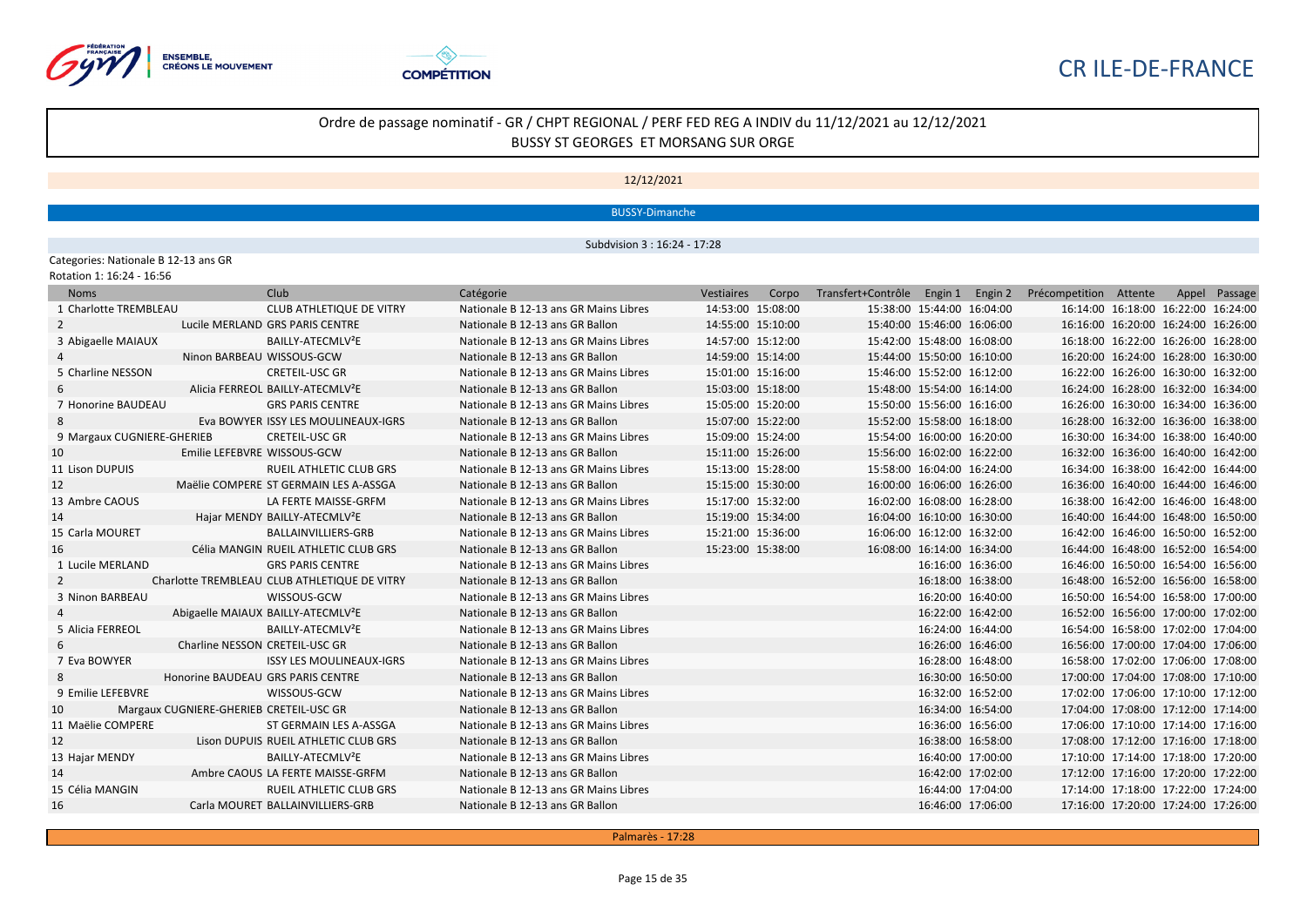ENSEMBLE, CRÉONS LE MOUVEMENT

COMPÉTITION

CR ILE-DE-FRANCE

# Ordre de passage nominatif - GR / CHPT REGIONAL / PERF FED REG A INDIV du 11/12/2021 au 12/12/2021

BUSSY ST GEORGES ET MORSANG SUR ORGE

12/12/2021

BUSSY-Dimanche

Subdivision 3 : 16:24 - 17:28

Categories: Nationale B 12-13 ans GR

Rotation 1: 16:24 - 16:56

| Noms | Club | Catégorie | Vestiaires | Corpo | Transfert+Contrôle | Engin 1 | Engin 2 | Précompetition | Attente | Appel | Passage |
|---|---|---|---|---|---|---|---|---|---|---|---|
| 1 Charlotte TREMBLEAU | CLUB ATHLETIQUE DE VITRY | Nationale B 12-13 ans Mains Libres | 14:53:00 | 15:08:00 | 15:38:00 | 15:44:00 | 16:04:00 | 16:14:00 | 16:18:00 | 16:22:00 | 16:24:00 |
| 2 Lucile MERLAND | GRS PARIS CENTRE | Nationale B 12-13 ans GR Ballon | 14:55:00 | 15:10:00 | 15:40:00 | 15:46:00 | 16:06:00 | 16:16:00 | 16:20:00 | 16:24:00 | 16:26:00 |
| 3 Abigaelle MAIAUX | BAILLY-ATECMLV²E | Nationale B 12-13 ans Mains Libres | 14:57:00 | 15:12:00 | 15:42:00 | 15:48:00 | 16:08:00 | 16:18:00 | 16:22:00 | 16:26:00 | 16:28:00 |
| 4 Ninon BARBEAU | WISSOUS-GCW | Nationale B 12-13 ans GR Ballon | 14:59:00 | 15:14:00 | 15:44:00 | 15:50:00 | 16:10:00 | 16:20:00 | 16:24:00 | 16:28:00 | 16:30:00 |
| 5 Charline NESSON | CRETEIL-USC GR | Nationale B 12-13 ans Mains Libres | 15:01:00 | 15:16:00 | 15:46:00 | 15:52:00 | 16:12:00 | 16:22:00 | 16:26:00 | 16:30:00 | 16:32:00 |
| 6 Alicia FERREOL | BAILLY-ATECMLV²E | Nationale B 12-13 ans GR Ballon | 15:03:00 | 15:18:00 | 15:48:00 | 15:54:00 | 16:14:00 | 16:24:00 | 16:28:00 | 16:32:00 | 16:34:00 |
| 7 Honorine BAUDEAU | GRS PARIS CENTRE | Nationale B 12-13 ans Mains Libres | 15:05:00 | 15:20:00 | 15:50:00 | 15:56:00 | 16:16:00 | 16:26:00 | 16:30:00 | 16:34:00 | 16:36:00 |
| 8 Eva BOWYER | ISSY LES MOULINEAUX-IGRS | Nationale B 12-13 ans GR Ballon | 15:07:00 | 15:22:00 | 15:52:00 | 15:58:00 | 16:18:00 | 16:28:00 | 16:32:00 | 16:36:00 | 16:38:00 |
| 9 Margaux CUGNIERE-GHERIEB | CRETEIL-USC GR | Nationale B 12-13 ans Mains Libres | 15:09:00 | 15:24:00 | 15:54:00 | 16:00:00 | 16:20:00 | 16:30:00 | 16:34:00 | 16:38:00 | 16:40:00 |
| 10 Emilie LEFEBVRE | WISSOUS-GCW | Nationale B 12-13 ans GR Ballon | 15:11:00 | 15:26:00 | 15:56:00 | 16:02:00 | 16:22:00 | 16:32:00 | 16:36:00 | 16:40:00 | 16:42:00 |
| 11 Lison DUPUIS | RUEIL ATHLETIC CLUB GRS | Nationale B 12-13 ans Mains Libres | 15:13:00 | 15:28:00 | 15:58:00 | 16:04:00 | 16:24:00 | 16:34:00 | 16:38:00 | 16:42:00 | 16:44:00 |
| 12 Maëlie COMPERE | ST GERMAIN LES A-ASSGA | Nationale B 12-13 ans GR Ballon | 15:15:00 | 15:30:00 | 16:00:00 | 16:06:00 | 16:26:00 | 16:36:00 | 16:40:00 | 16:44:00 | 16:46:00 |
| 13 Ambre CAOUS | LA FERTE MAISSE-GRFM | Nationale B 12-13 ans Mains Libres | 15:17:00 | 15:32:00 | 16:02:00 | 16:08:00 | 16:28:00 | 16:38:00 | 16:42:00 | 16:46:00 | 16:48:00 |
| 14 Hajar MENDY | BAILLY-ATECMLV²E | Nationale B 12-13 ans GR Ballon | 15:19:00 | 15:34:00 | 16:04:00 | 16:10:00 | 16:30:00 | 16:40:00 | 16:44:00 | 16:48:00 | 16:50:00 |
| 15 Carla MOURET | BALLAINVILLIERS-GRB | Nationale B 12-13 ans Mains Libres | 15:21:00 | 15:36:00 | 16:06:00 | 16:12:00 | 16:32:00 | 16:42:00 | 16:46:00 | 16:50:00 | 16:52:00 |
| 16 Célia MANGIN | RUEIL ATHLETIC CLUB GRS | Nationale B 12-13 ans GR Ballon | 15:23:00 | 15:38:00 | 16:08:00 | 16:14:00 | 16:34:00 | 16:44:00 | 16:48:00 | 16:52:00 | 16:54:00 |
| 1 Lucile MERLAND | GRS PARIS CENTRE | Nationale B 12-13 ans Mains Libres | | | | 16:16:00 | 16:36:00 | 16:46:00 | 16:50:00 | 16:54:00 | 16:56:00 |
| 2 Charlotte TREMBLEAU | CLUB ATHLETIQUE DE VITRY | Nationale B 12-13 ans GR Ballon | | | | 16:18:00 | 16:38:00 | 16:48:00 | 16:52:00 | 16:56:00 | 16:58:00 |
| 3 Ninon BARBEAU | WISSOUS-GCW | Nationale B 12-13 ans Mains Libres | | | | 16:20:00 | 16:40:00 | 16:50:00 | 16:54:00 | 16:58:00 | 17:00:00 |
| 4 Abigaelle MAIAUX | BAILLY-ATECMLV²E | Nationale B 12-13 ans GR Ballon | | | | 16:22:00 | 16:42:00 | 16:52:00 | 16:56:00 | 17:00:00 | 17:02:00 |
| 5 Alicia FERREOL | BAILLY-ATECMLV²E | Nationale B 12-13 ans Mains Libres | | | | 16:24:00 | 16:44:00 | 16:54:00 | 16:58:00 | 17:02:00 | 17:04:00 |
| 6 Charline NESSON | CRETEIL-USC GR | Nationale B 12-13 ans GR Ballon | | | | 16:26:00 | 16:46:00 | 16:56:00 | 17:00:00 | 17:04:00 | 17:06:00 |
| 7 Eva BOWYER | ISSY LES MOULINEAUX-IGRS | Nationale B 12-13 ans Mains Libres | | | | 16:28:00 | 16:48:00 | 16:58:00 | 17:02:00 | 17:06:00 | 17:08:00 |
| 8 Honorine BAUDEAU | GRS PARIS CENTRE | Nationale B 12-13 ans GR Ballon | | | | 16:30:00 | 16:50:00 | 17:00:00 | 17:04:00 | 17:08:00 | 17:10:00 |
| 9 Emilie LEFEBVRE | WISSOUS-GCW | Nationale B 12-13 ans Mains Libres | | | | 16:32:00 | 16:52:00 | 17:02:00 | 17:06:00 | 17:10:00 | 17:12:00 |
| 10 Margaux CUGNIERE-GHERIEB | CRETEIL-USC GR | Nationale B 12-13 ans GR Ballon | | | | 16:34:00 | 16:54:00 | 17:04:00 | 17:08:00 | 17:12:00 | 17:14:00 |
| 11 Maëlie COMPERE | ST GERMAIN LES A-ASSGA | Nationale B 12-13 ans Mains Libres | | | | 16:36:00 | 16:56:00 | 17:06:00 | 17:10:00 | 17:14:00 | 17:16:00 |
| 12 Lison DUPUIS | RUEIL ATHLETIC CLUB GRS | Nationale B 12-13 ans GR Ballon | | | | 16:38:00 | 16:58:00 | 17:08:00 | 17:12:00 | 17:16:00 | 17:18:00 |
| 13 Hajar MENDY | BAILLY-ATECMLV²E | Nationale B 12-13 ans Mains Libres | | | | 16:40:00 | 17:00:00 | 17:10:00 | 17:14:00 | 17:18:00 | 17:20:00 |
| 14 Ambre CAOUS | LA FERTE MAISSE-GRFM | Nationale B 12-13 ans GR Ballon | | | | 16:42:00 | 17:02:00 | 17:12:00 | 17:16:00 | 17:20:00 | 17:22:00 |
| 15 Célia MANGIN | RUEIL ATHLETIC CLUB GRS | Nationale B 12-13 ans Mains Libres | | | | 16:44:00 | 17:04:00 | 17:14:00 | 17:18:00 | 17:22:00 | 17:24:00 |
| 16 Carla MOURET | BALLAINVILLIERS-GRB | Nationale B 12-13 ans GR Ballon | | | | 16:46:00 | 17:06:00 | 17:16:00 | 17:20:00 | 17:24:00 | 17:26:00 |

Palmarès - 17:28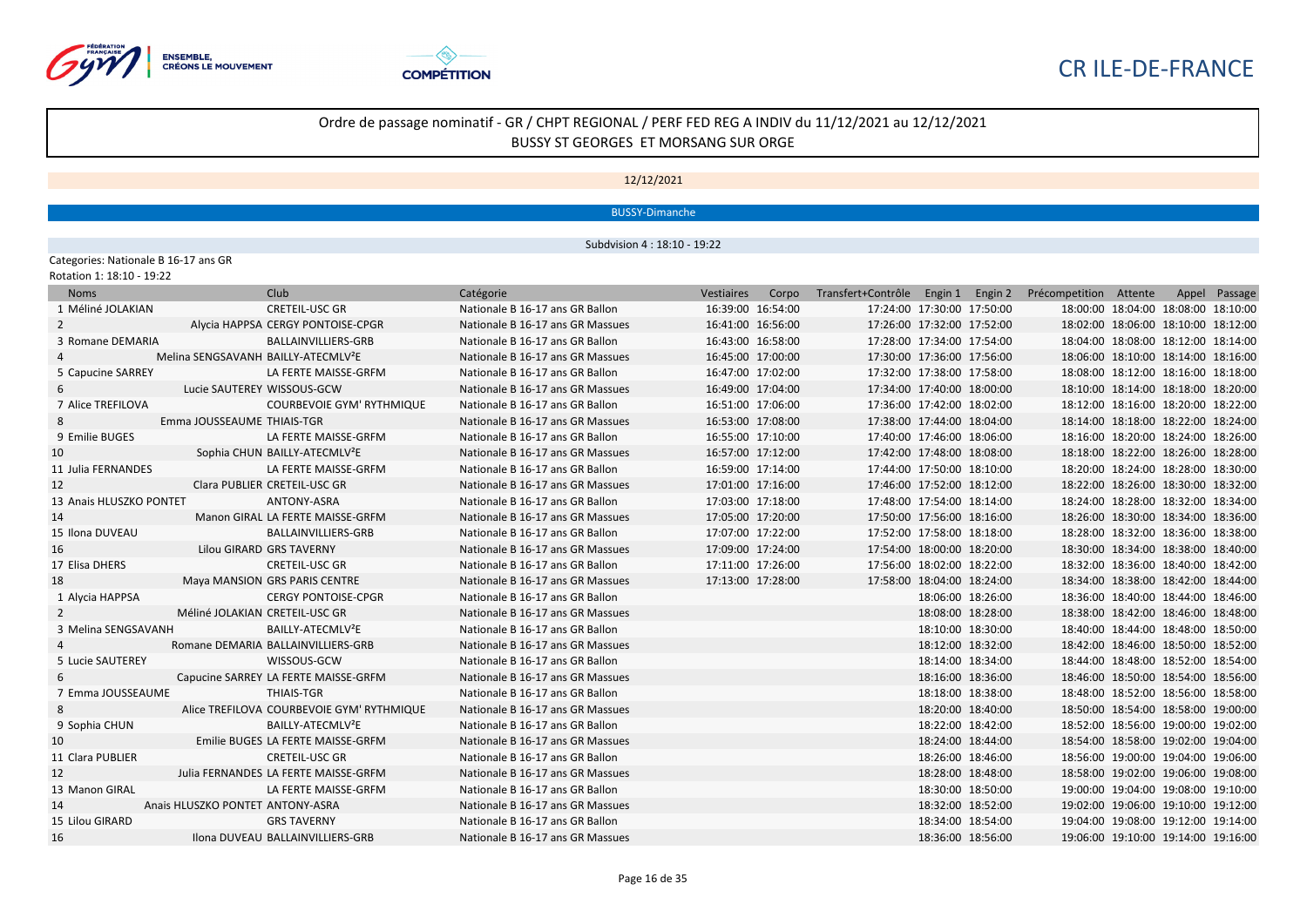CR ILE-DE-FRANCE

## Ordre de passage nominatif - GR / CHPT REGIONAL / PERF FED REG A INDIV du 11/12/2021 au 12/12/2021
BUSSY ST GEORGES ET MORSANG SUR ORGE

12/12/2021

BUSSY-Dimanche

Subdivision 4 : 18:10 - 19:22

Categories: Nationale B 16-17 ans GR

Rotation 1: 18:10 - 19:22

| Noms | Club | Catégorie | Vestiaires | Corpo | Transfert+Contrôle | Engin 1 | Engin 2 | Précompetition | Attente | Appel | Passage |
|---|---|---|---|---|---|---|---|---|---|---|---|
| 1 Méliné JOLAKIAN | CRETEIL-USC GR | Nationale B 16-17 ans GR Ballon | 16:39:00 | 16:54:00 | 17:24:00 | 17:30:00 | 17:50:00 | 18:00:00 | 18:04:00 | 18:08:00 | 18:10:00 |
| 2 Alycia HAPPSA | CERGY PONTOISE-CPGR | Nationale B 16-17 ans GR Massues | 16:41:00 | 16:56:00 | 17:26:00 | 17:32:00 | 17:52:00 | 18:02:00 | 18:06:00 | 18:10:00 | 18:12:00 |
| 3 Romane DEMARIA | BALLAINVILLIERS-GRB | Nationale B 16-17 ans GR Ballon | 16:43:00 | 16:58:00 | 17:28:00 | 17:34:00 | 17:54:00 | 18:04:00 | 18:08:00 | 18:12:00 | 18:14:00 |
| 4 Melina SENGSAVANH | BAILLY-ATECMLV²E | Nationale B 16-17 ans GR Massues | 16:45:00 | 17:00:00 | 17:30:00 | 17:36:00 | 17:56:00 | 18:06:00 | 18:10:00 | 18:14:00 | 18:16:00 |
| 5 Capucine SARREY | LA FERTE MAISSE-GRFM | Nationale B 16-17 ans GR Ballon | 16:47:00 | 17:02:00 | 17:32:00 | 17:38:00 | 17:58:00 | 18:08:00 | 18:12:00 | 18:16:00 | 18:18:00 |
| 6 Lucie SAUTEREY | WISSOUS-GCW | Nationale B 16-17 ans GR Massues | 16:49:00 | 17:04:00 | 17:34:00 | 17:40:00 | 18:00:00 | 18:10:00 | 18:14:00 | 18:18:00 | 18:20:00 |
| 7 Alice TREFILOVA | COURBEVOIE GYM' RYTHMIQUE | Nationale B 16-17 ans GR Ballon | 16:51:00 | 17:06:00 | 17:36:00 | 17:42:00 | 18:02:00 | 18:12:00 | 18:16:00 | 18:20:00 | 18:22:00 |
| 8 Emma JOUSSEAUME | THIAIS-TGR | Nationale B 16-17 ans GR Massues | 16:53:00 | 17:08:00 | 17:38:00 | 17:44:00 | 18:04:00 | 18:14:00 | 18:18:00 | 18:22:00 | 18:24:00 |
| 9 Emilie BUGES | LA FERTE MAISSE-GRFM | Nationale B 16-17 ans GR Ballon | 16:55:00 | 17:10:00 | 17:40:00 | 17:46:00 | 18:06:00 | 18:16:00 | 18:20:00 | 18:24:00 | 18:26:00 |
| 10 Sophia CHUN | BAILLY-ATECMLV²E | Nationale B 16-17 ans GR Massues | 16:57:00 | 17:12:00 | 17:42:00 | 17:48:00 | 18:08:00 | 18:18:00 | 18:22:00 | 18:26:00 | 18:28:00 |
| 11 Julia FERNANDES | LA FERTE MAISSE-GRFM | Nationale B 16-17 ans GR Ballon | 16:59:00 | 17:14:00 | 17:44:00 | 17:50:00 | 18:10:00 | 18:20:00 | 18:24:00 | 18:28:00 | 18:30:00 |
| 12 Clara PUBLIER | CRETEIL-USC GR | Nationale B 16-17 ans GR Massues | 17:01:00 | 17:16:00 | 17:46:00 | 17:52:00 | 18:12:00 | 18:22:00 | 18:26:00 | 18:30:00 | 18:32:00 |
| 13 Anais HLUSZKO PONTET | ANTONY-ASRA | Nationale B 16-17 ans GR Ballon | 17:03:00 | 17:18:00 | 17:48:00 | 17:54:00 | 18:14:00 | 18:24:00 | 18:28:00 | 18:32:00 | 18:34:00 |
| 14 Manon GIRAL | LA FERTE MAISSE-GRFM | Nationale B 16-17 ans GR Massues | 17:05:00 | 17:20:00 | 17:50:00 | 17:56:00 | 18:16:00 | 18:26:00 | 18:30:00 | 18:34:00 | 18:36:00 |
| 15 Ilona DUVEAU | BALLAINVILLIERS-GRB | Nationale B 16-17 ans GR Ballon | 17:07:00 | 17:22:00 | 17:52:00 | 17:58:00 | 18:18:00 | 18:28:00 | 18:32:00 | 18:36:00 | 18:38:00 |
| 16 Lilou GIRARD | GRS TAVERNY | Nationale B 16-17 ans GR Massues | 17:09:00 | 17:24:00 | 17:54:00 | 18:00:00 | 18:20:00 | 18:30:00 | 18:34:00 | 18:38:00 | 18:40:00 |
| 17 Elisa DHERS | CRETEIL-USC GR | Nationale B 16-17 ans GR Ballon | 17:11:00 | 17:26:00 | 17:56:00 | 18:02:00 | 18:22:00 | 18:32:00 | 18:36:00 | 18:40:00 | 18:42:00 |
| 18 Maya MANSION | GRS PARIS CENTRE | Nationale B 16-17 ans GR Massues | 17:13:00 | 17:28:00 | 17:58:00 | 18:04:00 | 18:24:00 | 18:34:00 | 18:38:00 | 18:42:00 | 18:44:00 |
| 1 Alycia HAPPSA | CERGY PONTOISE-CPGR | Nationale B 16-17 ans GR Ballon | | | | 18:06:00 | 18:26:00 | 18:36:00 | 18:40:00 | 18:44:00 | 18:46:00 |
| 2 Méliné JOLAKIAN | CRETEIL-USC GR | Nationale B 16-17 ans GR Massues | | | | 18:08:00 | 18:28:00 | 18:38:00 | 18:42:00 | 18:46:00 | 18:48:00 |
| 3 Melina SENGSAVANH | BAILLY-ATECMLV²E | Nationale B 16-17 ans GR Ballon | | | | 18:10:00 | 18:30:00 | 18:40:00 | 18:44:00 | 18:48:00 | 18:50:00 |
| 4 Romane DEMARIA | BALLAINVILLIERS-GRB | Nationale B 16-17 ans GR Massues | | | | 18:12:00 | 18:32:00 | 18:42:00 | 18:46:00 | 18:50:00 | 18:52:00 |
| 5 Lucie SAUTEREY | WISSOUS-GCW | Nationale B 16-17 ans GR Ballon | | | | 18:14:00 | 18:34:00 | 18:44:00 | 18:48:00 | 18:52:00 | 18:54:00 |
| 6 Capucine SARREY | LA FERTE MAISSE-GRFM | Nationale B 16-17 ans GR Massues | | | | 18:16:00 | 18:36:00 | 18:46:00 | 18:50:00 | 18:54:00 | 18:56:00 |
| 7 Emma JOUSSEAUME | THIAIS-TGR | Nationale B 16-17 ans GR Ballon | | | | 18:18:00 | 18:38:00 | 18:48:00 | 18:52:00 | 18:56:00 | 18:58:00 |
| 8 Alice TREFILOVA | COURBEVOIE GYM' RYTHMIQUE | Nationale B 16-17 ans GR Massues | | | | 18:20:00 | 18:40:00 | 18:50:00 | 18:54:00 | 18:58:00 | 19:00:00 |
| 9 Sophia CHUN | BAILLY-ATECMLV²E | Nationale B 16-17 ans GR Ballon | | | | 18:22:00 | 18:42:00 | 18:52:00 | 18:56:00 | 19:00:00 | 19:02:00 |
| 10 Emilie BUGES | LA FERTE MAISSE-GRFM | Nationale B 16-17 ans GR Massues | | | | 18:24:00 | 18:44:00 | 18:54:00 | 18:58:00 | 19:02:00 | 19:04:00 |
| 11 Clara PUBLIER | CRETEIL-USC GR | Nationale B 16-17 ans GR Ballon | | | | 18:26:00 | 18:46:00 | 18:56:00 | 19:00:00 | 19:04:00 | 19:06:00 |
| 12 Julia FERNANDES | LA FERTE MAISSE-GRFM | Nationale B 16-17 ans GR Massues | | | | 18:28:00 | 18:48:00 | 18:58:00 | 19:02:00 | 19:06:00 | 19:08:00 |
| 13 Manon GIRAL | LA FERTE MAISSE-GRFM | Nationale B 16-17 ans GR Ballon | | | | 18:30:00 | 18:50:00 | 19:00:00 | 19:04:00 | 19:08:00 | 19:10:00 |
| 14 Anais HLUSZKO PONTET | ANTONY-ASRA | Nationale B 16-17 ans GR Massues | | | | 18:32:00 | 18:52:00 | 19:02:00 | 19:06:00 | 19:10:00 | 19:12:00 |
| 15 Lilou GIRARD | GRS TAVERNY | Nationale B 16-17 ans GR Ballon | | | | 18:34:00 | 18:54:00 | 19:04:00 | 19:08:00 | 19:12:00 | 19:14:00 |
| 16 Ilona DUVEAU | BALLAINVILLIERS-GRB | Nationale B 16-17 ans GR Massues | | | | 18:36:00 | 18:56:00 | 19:06:00 | 19:10:00 | 19:14:00 | 19:16:00 |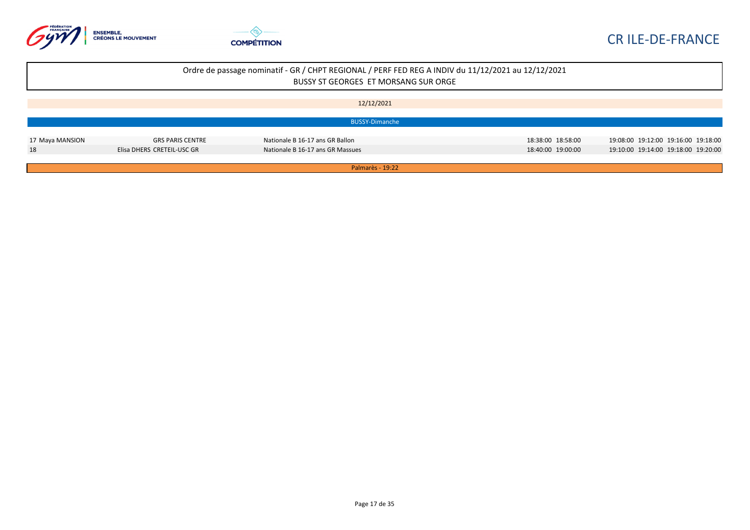CR ILE-DE-FRANCE

Ordre de passage nominatif - GR / CHPT REGIONAL / PERF FED REG A INDIV du 11/12/2021 au 12/12/2021
BUSSY ST GEORGES ET MORSANG SUR ORGE

12/12/2021

BUSSY-Dimanche

| | | | | | | | | | |
|---|---|---|---|---|---|---|---|---|---|
| 17 | Maya MANSION | GRS PARIS CENTRE | Nationale B 16-17 ans GR Ballon | 18:38:00 | 18:58:00 | 19:08:00 | 19:12:00 | 19:16:00 | 19:18:00 |
| 18 | Elisa DHERS | CRETEIL-USC GR | Nationale B 16-17 ans GR Massues | 18:40:00 | 19:00:00 | 19:10:00 | 19:14:00 | 19:18:00 | 19:20:00 |

Palmarès - 19:22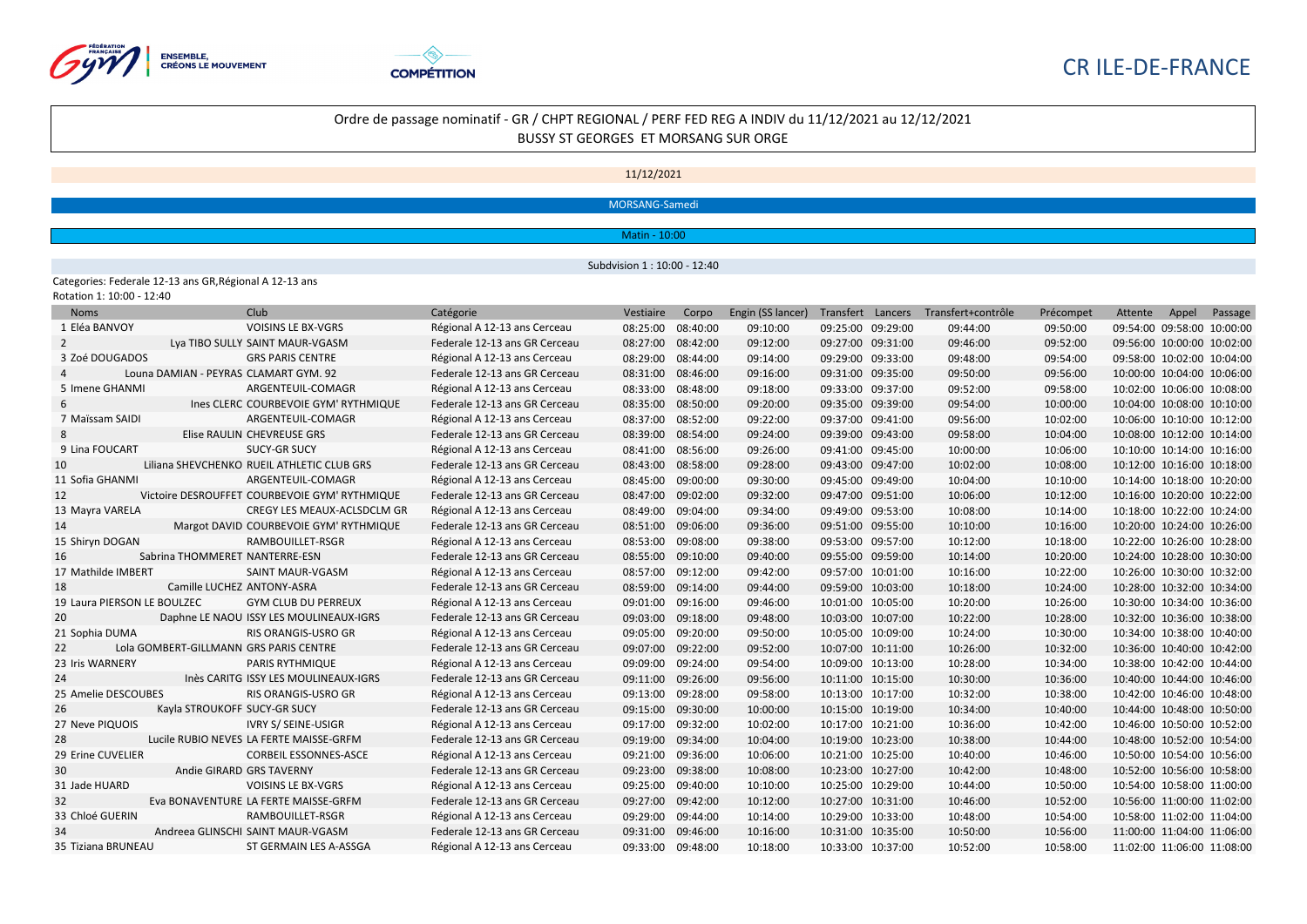CR ILE-DE-FRANCE

## Ordre de passage nominatif - GR / CHPT REGIONAL / PERF FED REG A INDIV du 11/12/2021 au 12/12/2021

BUSSY ST GEORGES ET MORSANG SUR ORGE

11/12/2021

MORSANG-Samedi

Matin - 10:00

Subdvision 1 : 10:00 - 12:40

Categories: Federale 12-13 ans GR,Régional A 12-13 ans

Rotation 1: 10:00 - 12:40

| Noms | Club | Catégorie | Vestiaire | Corpo | Engin (SS lancer) | Transfert | Lancers | Transfert+contrôle | Précompet | Attente | Appel | Passage |
|---|---|---|---|---|---|---|---|---|---|---|---|---|
| 1 Eléa BANVOY | VOISINS LE BX-VGRS | Régional A 12-13 ans Cerceau | 08:25:00 | 08:40:00 | 09:10:00 | 09:25:00 | 09:29:00 | 09:44:00 | 09:50:00 | 09:54:00 | 09:58:00 | 10:00:00 |
| 2 Lya TIBO | SULLY SAINT MAUR-VGASM | Federale 12-13 ans GR Cerceau | 08:27:00 | 08:42:00 | 09:12:00 | 09:27:00 | 09:31:00 | 09:46:00 | 09:52:00 | 09:56:00 | 10:00:00 | 10:02:00 |
| 3 Zoé DOUGADOS | GRS PARIS CENTRE | Régional A 12-13 ans Cerceau | 08:29:00 | 08:44:00 | 09:14:00 | 09:29:00 | 09:33:00 | 09:48:00 | 09:54:00 | 09:58:00 | 10:02:00 | 10:04:00 |
| 4 Louna DAMIAN - PEYRAS | CLAMART GYM. 92 | Federale 12-13 ans GR Cerceau | 08:31:00 | 08:46:00 | 09:16:00 | 09:31:00 | 09:35:00 | 09:50:00 | 09:56:00 | 10:00:00 | 10:04:00 | 10:06:00 |
| 5 Imene GHANMI | ARGENTEUIL-COMAGR | Régional A 12-13 ans Cerceau | 08:33:00 | 08:48:00 | 09:18:00 | 09:33:00 | 09:37:00 | 09:52:00 | 09:58:00 | 10:02:00 | 10:06:00 | 10:08:00 |
| 6 Ines CLERC | COURBEVOIE GYM' RYTHMIQUE | Federale 12-13 ans GR Cerceau | 08:35:00 | 08:50:00 | 09:20:00 | 09:35:00 | 09:39:00 | 09:54:00 | 10:00:00 | 10:04:00 | 10:08:00 | 10:10:00 |
| 7 Maïssam SAIDI | ARGENTEUIL-COMAGR | Régional A 12-13 ans Cerceau | 08:37:00 | 08:52:00 | 09:22:00 | 09:37:00 | 09:41:00 | 09:56:00 | 10:02:00 | 10:06:00 | 10:10:00 | 10:12:00 |
| 8 Elise RAULIN | CHEVREUSE GRS | Federale 12-13 ans GR Cerceau | 08:39:00 | 08:54:00 | 09:24:00 | 09:39:00 | 09:43:00 | 09:58:00 | 10:04:00 | 10:08:00 | 10:12:00 | 10:14:00 |
| 9 Lina FOUCART | SUCY-GR SUCY | Régional A 12-13 ans Cerceau | 08:41:00 | 08:56:00 | 09:26:00 | 09:41:00 | 09:45:00 | 10:00:00 | 10:06:00 | 10:10:00 | 10:14:00 | 10:16:00 |
| 10 Liliana SHEVCHENKO | RUEIL ATHLETIC CLUB GRS | Federale 12-13 ans GR Cerceau | 08:43:00 | 08:58:00 | 09:28:00 | 09:43:00 | 09:47:00 | 10:02:00 | 10:08:00 | 10:12:00 | 10:16:00 | 10:18:00 |
| 11 Sofia GHANMI | ARGENTEUIL-COMAGR | Régional A 12-13 ans Cerceau | 08:45:00 | 09:00:00 | 09:30:00 | 09:45:00 | 09:49:00 | 10:04:00 | 10:10:00 | 10:14:00 | 10:18:00 | 10:20:00 |
| 12 Victoire DESROUFFET | COURBEVOIE GYM' RYTHMIQUE | Federale 12-13 ans GR Cerceau | 08:47:00 | 09:02:00 | 09:32:00 | 09:47:00 | 09:51:00 | 10:06:00 | 10:12:00 | 10:16:00 | 10:20:00 | 10:22:00 |
| 13 Mayra VARELA | CREGY LES MEAUX-ACLSDCLM GR | Régional A 12-13 ans Cerceau | 08:49:00 | 09:04:00 | 09:34:00 | 09:49:00 | 09:53:00 | 10:08:00 | 10:14:00 | 10:18:00 | 10:22:00 | 10:24:00 |
| 14 Margot DAVID | COURBEVOIE GYM' RYTHMIQUE | Federale 12-13 ans GR Cerceau | 08:51:00 | 09:06:00 | 09:36:00 | 09:51:00 | 09:55:00 | 10:10:00 | 10:16:00 | 10:20:00 | 10:24:00 | 10:26:00 |
| 15 Shiryn DOGAN | RAMBOUILLET-RSGR | Régional A 12-13 ans Cerceau | 08:53:00 | 09:08:00 | 09:38:00 | 09:53:00 | 09:57:00 | 10:12:00 | 10:18:00 | 10:22:00 | 10:26:00 | 10:28:00 |
| 16 Sabrina THOMMERET | NANTERRE-ESN | Federale 12-13 ans GR Cerceau | 08:55:00 | 09:10:00 | 09:40:00 | 09:55:00 | 09:59:00 | 10:14:00 | 10:20:00 | 10:24:00 | 10:28:00 | 10:30:00 |
| 17 Mathilde IMBERT | SAINT MAUR-VGASM | Régional A 12-13 ans Cerceau | 08:57:00 | 09:12:00 | 09:42:00 | 09:57:00 | 10:01:00 | 10:16:00 | 10:22:00 | 10:26:00 | 10:30:00 | 10:32:00 |
| 18 Camille LUCHEZ | ANTONY-ASRA | Federale 12-13 ans GR Cerceau | 08:59:00 | 09:14:00 | 09:44:00 | 09:59:00 | 10:03:00 | 10:18:00 | 10:24:00 | 10:28:00 | 10:32:00 | 10:34:00 |
| 19 Laura PIERSON LE BOULZEC | GYM CLUB DU PERREUX | Régional A 12-13 ans Cerceau | 09:01:00 | 09:16:00 | 09:46:00 | 10:01:00 | 10:05:00 | 10:20:00 | 10:26:00 | 10:30:00 | 10:34:00 | 10:36:00 |
| 20 Daphne LE NAOU | ISSY LES MOULINEAUX-IGRS | Federale 12-13 ans GR Cerceau | 09:03:00 | 09:18:00 | 09:48:00 | 10:03:00 | 10:07:00 | 10:22:00 | 10:28:00 | 10:32:00 | 10:36:00 | 10:38:00 |
| 21 Sophia DUMA | RIS ORANGIS-USRO GR | Régional A 12-13 ans Cerceau | 09:05:00 | 09:20:00 | 09:50:00 | 10:05:00 | 10:09:00 | 10:24:00 | 10:30:00 | 10:34:00 | 10:38:00 | 10:40:00 |
| 22 Lola GOMBERT-GILLMANN | GRS PARIS CENTRE | Federale 12-13 ans GR Cerceau | 09:07:00 | 09:22:00 | 09:52:00 | 10:07:00 | 10:11:00 | 10:26:00 | 10:32:00 | 10:36:00 | 10:40:00 | 10:42:00 |
| 23 Iris WARNERY | PARIS RYTHMIQUE | Régional A 12-13 ans Cerceau | 09:09:00 | 09:24:00 | 09:54:00 | 10:09:00 | 10:13:00 | 10:28:00 | 10:34:00 | 10:38:00 | 10:42:00 | 10:44:00 |
| 24 Inès CARITG | ISSY LES MOULINEAUX-IGRS | Federale 12-13 ans GR Cerceau | 09:11:00 | 09:26:00 | 09:56:00 | 10:11:00 | 10:15:00 | 10:30:00 | 10:36:00 | 10:40:00 | 10:44:00 | 10:46:00 |
| 25 Amelie DESCOUBES | RIS ORANGIS-USRO GR | Régional A 12-13 ans Cerceau | 09:13:00 | 09:28:00 | 09:58:00 | 10:13:00 | 10:17:00 | 10:32:00 | 10:38:00 | 10:42:00 | 10:46:00 | 10:48:00 |
| 26 Kayla STROUKOFF | SUCY-GR SUCY | Federale 12-13 ans GR Cerceau | 09:15:00 | 09:30:00 | 10:00:00 | 10:15:00 | 10:19:00 | 10:34:00 | 10:40:00 | 10:44:00 | 10:48:00 | 10:50:00 |
| 27 Neve PIQUOIS | IVRY S/ SEINE-USIGR | Régional A 12-13 ans Cerceau | 09:17:00 | 09:32:00 | 10:02:00 | 10:17:00 | 10:21:00 | 10:36:00 | 10:42:00 | 10:46:00 | 10:50:00 | 10:52:00 |
| 28 Lucile RUBIO NEVES | LA FERTE MAISSE-GRFM | Federale 12-13 ans GR Cerceau | 09:19:00 | 09:34:00 | 10:04:00 | 10:19:00 | 10:23:00 | 10:38:00 | 10:44:00 | 10:48:00 | 10:52:00 | 10:54:00 |
| 29 Erine CUVELIER | CORBEIL ESSONNES-ASCE | Régional A 12-13 ans Cerceau | 09:21:00 | 09:36:00 | 10:06:00 | 10:21:00 | 10:25:00 | 10:40:00 | 10:46:00 | 10:50:00 | 10:54:00 | 10:56:00 |
| 30 Andie GIRARD | GRS TAVERNY | Federale 12-13 ans GR Cerceau | 09:23:00 | 09:38:00 | 10:08:00 | 10:23:00 | 10:27:00 | 10:42:00 | 10:48:00 | 10:52:00 | 10:56:00 | 10:58:00 |
| 31 Jade HUARD | VOISINS LE BX-VGRS | Régional A 12-13 ans Cerceau | 09:25:00 | 09:40:00 | 10:10:00 | 10:25:00 | 10:29:00 | 10:44:00 | 10:50:00 | 10:54:00 | 10:58:00 | 11:00:00 |
| 32 Eva BONAVENTURE | LA FERTE MAISSE-GRFM | Federale 12-13 ans GR Cerceau | 09:27:00 | 09:42:00 | 10:12:00 | 10:27:00 | 10:31:00 | 10:46:00 | 10:52:00 | 10:56:00 | 11:00:00 | 11:02:00 |
| 33 Chloé GUERIN | RAMBOUILLET-RSGR | Régional A 12-13 ans Cerceau | 09:29:00 | 09:44:00 | 10:14:00 | 10:29:00 | 10:33:00 | 10:48:00 | 10:54:00 | 10:58:00 | 11:02:00 | 11:04:00 |
| 34 Andreea GLINSCHI | SAINT MAUR-VGASM | Federale 12-13 ans GR Cerceau | 09:31:00 | 09:46:00 | 10:16:00 | 10:31:00 | 10:35:00 | 10:50:00 | 10:56:00 | 11:00:00 | 11:04:00 | 11:06:00 |
| 35 Tiziana BRUNEAU | ST GERMAIN LES A-ASSGA | Régional A 12-13 ans Cerceau | 09:33:00 | 09:48:00 | 10:18:00 | 10:33:00 | 10:37:00 | 10:52:00 | 10:58:00 | 11:02:00 | 11:06:00 | 11:08:00 |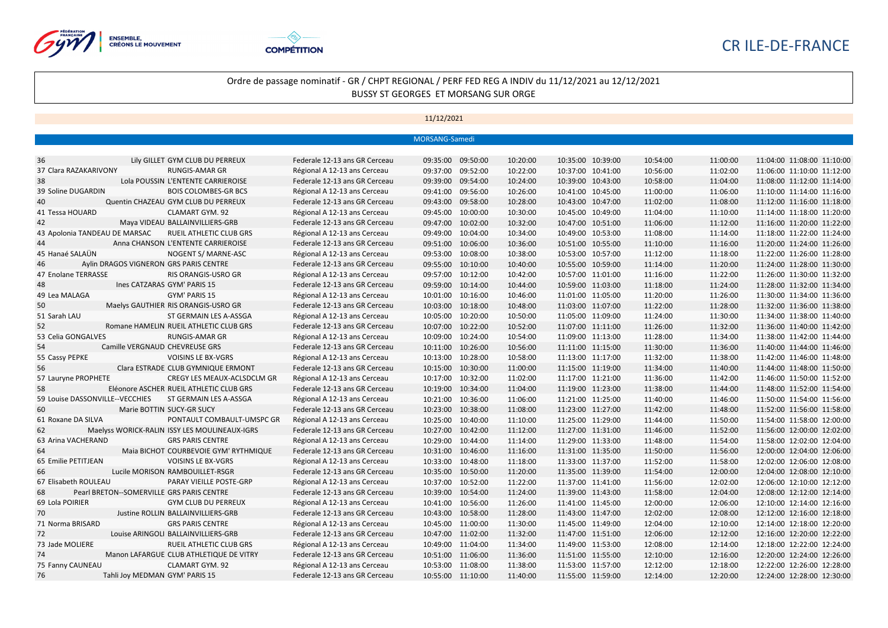CR ILE-DE-FRANCE

## Ordre de passage nominatif - GR / CHPT REGIONAL / PERF FED REG A INDIV du 11/12/2021 au 12/12/2021

BUSSY ST GEORGES ET MORSANG SUR ORGE

11/12/2021

MORSANG-Samedi

| N° | Gymnaste | Club | Catégorie | | | | | | | | | | |
|---|---|---|---|---|---|---|---|---|---|---|---|---|---|
| 36 | Lily GILLET | GYM CLUB DU PERREUX | Federale 12-13 ans GR Cerceau | 09:35:00 | 09:50:00 | 10:20:00 | 10:35:00 | 10:39:00 | 10:54:00 | 11:00:00 | 11:04:00 | 11:08:00 | 11:10:00 |
| 37 | Clara RAZAKARIVONY | RUNGIS-AMAR GR | Régional A 12-13 ans Cerceau | 09:37:00 | 09:52:00 | 10:22:00 | 10:37:00 | 10:41:00 | 10:56:00 | 11:02:00 | 11:06:00 | 11:10:00 | 11:12:00 |
| 38 | Lola POUSSIN | L'ENTENTE CARRIEROISE | Federale 12-13 ans GR Cerceau | 09:39:00 | 09:54:00 | 10:24:00 | 10:39:00 | 10:43:00 | 10:58:00 | 11:04:00 | 11:08:00 | 11:12:00 | 11:14:00 |
| 39 | Soline DUGARDIN | BOIS COLOMBES-GR BCS | Régional A 12-13 ans Cerceau | 09:41:00 | 09:56:00 | 10:26:00 | 10:41:00 | 10:45:00 | 11:00:00 | 11:06:00 | 11:10:00 | 11:14:00 | 11:16:00 |
| 40 | Quentin CHAZEAU | GYM CLUB DU PERREUX | Federale 12-13 ans GR Cerceau | 09:43:00 | 09:58:00 | 10:28:00 | 10:43:00 | 10:47:00 | 11:02:00 | 11:08:00 | 11:12:00 | 11:16:00 | 11:18:00 |
| 41 | Tessa HOUARD | CLAMART GYM. 92 | Régional A 12-13 ans Cerceau | 09:45:00 | 10:00:00 | 10:30:00 | 10:45:00 | 10:49:00 | 11:04:00 | 11:10:00 | 11:14:00 | 11:18:00 | 11:20:00 |
| 42 | Maya VIDEAU | BALLAINVILLIERS-GRB | Federale 12-13 ans GR Cerceau | 09:47:00 | 10:02:00 | 10:32:00 | 10:47:00 | 10:51:00 | 11:06:00 | 11:12:00 | 11:16:00 | 11:20:00 | 11:22:00 |
| 43 | Apolonia TANDEAU DE MARSAC | RUEIL ATHLETIC CLUB GRS | Régional A 12-13 ans Cerceau | 09:49:00 | 10:04:00 | 10:34:00 | 10:49:00 | 10:53:00 | 11:08:00 | 11:14:00 | 11:18:00 | 11:22:00 | 11:24:00 |
| 44 | Anna CHANSON | L'ENTENTE CARRIEROISE | Federale 12-13 ans GR Cerceau | 09:51:00 | 10:06:00 | 10:36:00 | 10:51:00 | 10:55:00 | 11:10:00 | 11:16:00 | 11:20:00 | 11:24:00 | 11:26:00 |
| 45 | Hanaé SALAÜN | NOGENT S/ MARNE-ASC | Régional A 12-13 ans Cerceau | 09:53:00 | 10:08:00 | 10:38:00 | 10:53:00 | 10:57:00 | 11:12:00 | 11:18:00 | 11:22:00 | 11:26:00 | 11:28:00 |
| 46 | Aylin DRAGOS VIGNERON | GRS PARIS CENTRE | Federale 12-13 ans GR Cerceau | 09:55:00 | 10:10:00 | 10:40:00 | 10:55:00 | 10:59:00 | 11:14:00 | 11:20:00 | 11:24:00 | 11:28:00 | 11:30:00 |
| 47 | Enolane TERRASSE | RIS ORANGIS-USRO GR | Régional A 12-13 ans Cerceau | 09:57:00 | 10:12:00 | 10:42:00 | 10:57:00 | 11:01:00 | 11:16:00 | 11:22:00 | 11:26:00 | 11:30:00 | 11:32:00 |
| 48 | Ines CATZARAS | GYM' PARIS 15 | Federale 12-13 ans GR Cerceau | 09:59:00 | 10:14:00 | 10:44:00 | 10:59:00 | 11:03:00 | 11:18:00 | 11:24:00 | 11:28:00 | 11:32:00 | 11:34:00 |
| 49 | Lea MALAGA | GYM' PARIS 15 | Régional A 12-13 ans Cerceau | 10:01:00 | 10:16:00 | 10:46:00 | 11:01:00 | 11:05:00 | 11:20:00 | 11:26:00 | 11:30:00 | 11:34:00 | 11:36:00 |
| 50 | Maelys GAUTHIER | RIS ORANGIS-USRO GR | Federale 12-13 ans GR Cerceau | 10:03:00 | 10:18:00 | 10:48:00 | 11:03:00 | 11:07:00 | 11:22:00 | 11:28:00 | 11:32:00 | 11:36:00 | 11:38:00 |
| 51 | Sarah LAU | ST GERMAIN LES A-ASSGA | Régional A 12-13 ans Cerceau | 10:05:00 | 10:20:00 | 10:50:00 | 11:05:00 | 11:09:00 | 11:24:00 | 11:30:00 | 11:34:00 | 11:38:00 | 11:40:00 |
| 52 | Romane HAMELIN | RUEIL ATHLETIC CLUB GRS | Federale 12-13 ans GR Cerceau | 10:07:00 | 10:22:00 | 10:52:00 | 11:07:00 | 11:11:00 | 11:26:00 | 11:32:00 | 11:36:00 | 11:40:00 | 11:42:00 |
| 53 | Celia GONGALVES | RUNGIS-AMAR GR | Régional A 12-13 ans Cerceau | 10:09:00 | 10:24:00 | 10:54:00 | 11:09:00 | 11:13:00 | 11:28:00 | 11:34:00 | 11:38:00 | 11:42:00 | 11:44:00 |
| 54 | Camille VERGNAUD | CHEVREUSE GRS | Federale 12-13 ans GR Cerceau | 10:11:00 | 10:26:00 | 10:56:00 | 11:11:00 | 11:15:00 | 11:30:00 | 11:36:00 | 11:40:00 | 11:44:00 | 11:46:00 |
| 55 | Cassy PEPKE | VOISINS LE BX-VGRS | Régional A 12-13 ans Cerceau | 10:13:00 | 10:28:00 | 10:58:00 | 11:13:00 | 11:17:00 | 11:32:00 | 11:38:00 | 11:42:00 | 11:46:00 | 11:48:00 |
| 56 | Clara ESTRADE | CLUB GYMNIQUE ERMONT | Federale 12-13 ans GR Cerceau | 10:15:00 | 10:30:00 | 11:00:00 | 11:15:00 | 11:19:00 | 11:34:00 | 11:40:00 | 11:44:00 | 11:48:00 | 11:50:00 |
| 57 | Lauryne PROPHETE | CREGY LES MEAUX-ACLSDCLM GR | Régional A 12-13 ans Cerceau | 10:17:00 | 10:32:00 | 11:02:00 | 11:17:00 | 11:21:00 | 11:36:00 | 11:42:00 | 11:46:00 | 11:50:00 | 11:52:00 |
| 58 | Eléonore ASCHER | RUEIL ATHLETIC CLUB GRS | Federale 12-13 ans GR Cerceau | 10:19:00 | 10:34:00 | 11:04:00 | 11:19:00 | 11:23:00 | 11:38:00 | 11:44:00 | 11:48:00 | 11:52:00 | 11:54:00 |
| 59 | Louise DASSONVILLE--VECCHIES | ST GERMAIN LES A-ASSGA | Régional A 12-13 ans Cerceau | 10:21:00 | 10:36:00 | 11:06:00 | 11:21:00 | 11:25:00 | 11:40:00 | 11:46:00 | 11:50:00 | 11:54:00 | 11:56:00 |
| 60 | Marie BOTTIN | SUCY-GR SUCY | Federale 12-13 ans GR Cerceau | 10:23:00 | 10:38:00 | 11:08:00 | 11:23:00 | 11:27:00 | 11:42:00 | 11:48:00 | 11:52:00 | 11:56:00 | 11:58:00 |
| 61 | Roxane DA SILVA | PONTAULT COMBAULT-UMSPC GR | Régional A 12-13 ans Cerceau | 10:25:00 | 10:40:00 | 11:10:00 | 11:25:00 | 11:29:00 | 11:44:00 | 11:50:00 | 11:54:00 | 11:58:00 | 12:00:00 |
| 62 | Maelyss WORICK-RALIN | ISSY LES MOULINEAUX-IGRS | Federale 12-13 ans GR Cerceau | 10:27:00 | 10:42:00 | 11:12:00 | 11:27:00 | 11:31:00 | 11:46:00 | 11:52:00 | 11:56:00 | 12:00:00 | 12:02:00 |
| 63 | Arina VACHERAND | GRS PARIS CENTRE | Régional A 12-13 ans Cerceau | 10:29:00 | 10:44:00 | 11:14:00 | 11:29:00 | 11:33:00 | 11:48:00 | 11:54:00 | 11:58:00 | 12:02:00 | 12:04:00 |
| 64 | Maia BICHOT | COURBEVOIE GYM' RYTHMIQUE | Federale 12-13 ans GR Cerceau | 10:31:00 | 10:46:00 | 11:16:00 | 11:31:00 | 11:35:00 | 11:50:00 | 11:56:00 | 12:00:00 | 12:04:00 | 12:06:00 |
| 65 | Emilie PETITJEAN | VOISINS LE BX-VGRS | Régional A 12-13 ans Cerceau | 10:33:00 | 10:48:00 | 11:18:00 | 11:33:00 | 11:37:00 | 11:52:00 | 11:58:00 | 12:02:00 | 12:06:00 | 12:08:00 |
| 66 | Lucile MORISON | RAMBOUILLET-RSGR | Federale 12-13 ans GR Cerceau | 10:35:00 | 10:50:00 | 11:20:00 | 11:35:00 | 11:39:00 | 11:54:00 | 12:00:00 | 12:04:00 | 12:08:00 | 12:10:00 |
| 67 | Elisabeth ROULEAU | PARAY VIEILLE POSTE-GRP | Régional A 12-13 ans Cerceau | 10:37:00 | 10:52:00 | 11:22:00 | 11:37:00 | 11:41:00 | 11:56:00 | 12:02:00 | 12:06:00 | 12:10:00 | 12:12:00 |
| 68 | Pearl BRETON--SOMERVILLE | GRS PARIS CENTRE | Federale 12-13 ans GR Cerceau | 10:39:00 | 10:54:00 | 11:24:00 | 11:39:00 | 11:43:00 | 11:58:00 | 12:04:00 | 12:08:00 | 12:12:00 | 12:14:00 |
| 69 | Lola POIRIER | GYM CLUB DU PERREUX | Régional A 12-13 ans Cerceau | 10:41:00 | 10:56:00 | 11:26:00 | 11:41:00 | 11:45:00 | 12:00:00 | 12:06:00 | 12:10:00 | 12:14:00 | 12:16:00 |
| 70 | Justine ROLLIN | BALLAINVILLIERS-GRB | Federale 12-13 ans GR Cerceau | 10:43:00 | 10:58:00 | 11:28:00 | 11:43:00 | 11:47:00 | 12:02:00 | 12:08:00 | 12:12:00 | 12:16:00 | 12:18:00 |
| 71 | Norma BRISARD | GRS PARIS CENTRE | Régional A 12-13 ans Cerceau | 10:45:00 | 11:00:00 | 11:30:00 | 11:45:00 | 11:49:00 | 12:04:00 | 12:10:00 | 12:14:00 | 12:18:00 | 12:20:00 |
| 72 | Louise ARINGOLI | BALLAINVILLIERS-GRB | Federale 12-13 ans GR Cerceau | 10:47:00 | 11:02:00 | 11:32:00 | 11:47:00 | 11:51:00 | 12:06:00 | 12:12:00 | 12:16:00 | 12:20:00 | 12:22:00 |
| 73 | Jade MOLIERE | RUEIL ATHLETIC CLUB GRS | Régional A 12-13 ans Cerceau | 10:49:00 | 11:04:00 | 11:34:00 | 11:49:00 | 11:53:00 | 12:08:00 | 12:14:00 | 12:18:00 | 12:22:00 | 12:24:00 |
| 74 | Manon LAFARGUE | CLUB ATHLETIQUE DE VITRY | Federale 12-13 ans GR Cerceau | 10:51:00 | 11:06:00 | 11:36:00 | 11:51:00 | 11:55:00 | 12:10:00 | 12:16:00 | 12:20:00 | 12:24:00 | 12:26:00 |
| 75 | Fanny CAUNEAU | CLAMART GYM. 92 | Régional A 12-13 ans Cerceau | 10:53:00 | 11:08:00 | 11:38:00 | 11:53:00 | 11:57:00 | 12:12:00 | 12:18:00 | 12:22:00 | 12:26:00 | 12:28:00 |
| 76 | Tahli Joy MEDMAN | GYM' PARIS 15 | Federale 12-13 ans GR Cerceau | 10:55:00 | 11:10:00 | 11:40:00 | 11:55:00 | 11:59:00 | 12:14:00 | 12:20:00 | 12:24:00 | 12:28:00 | 12:30:00 |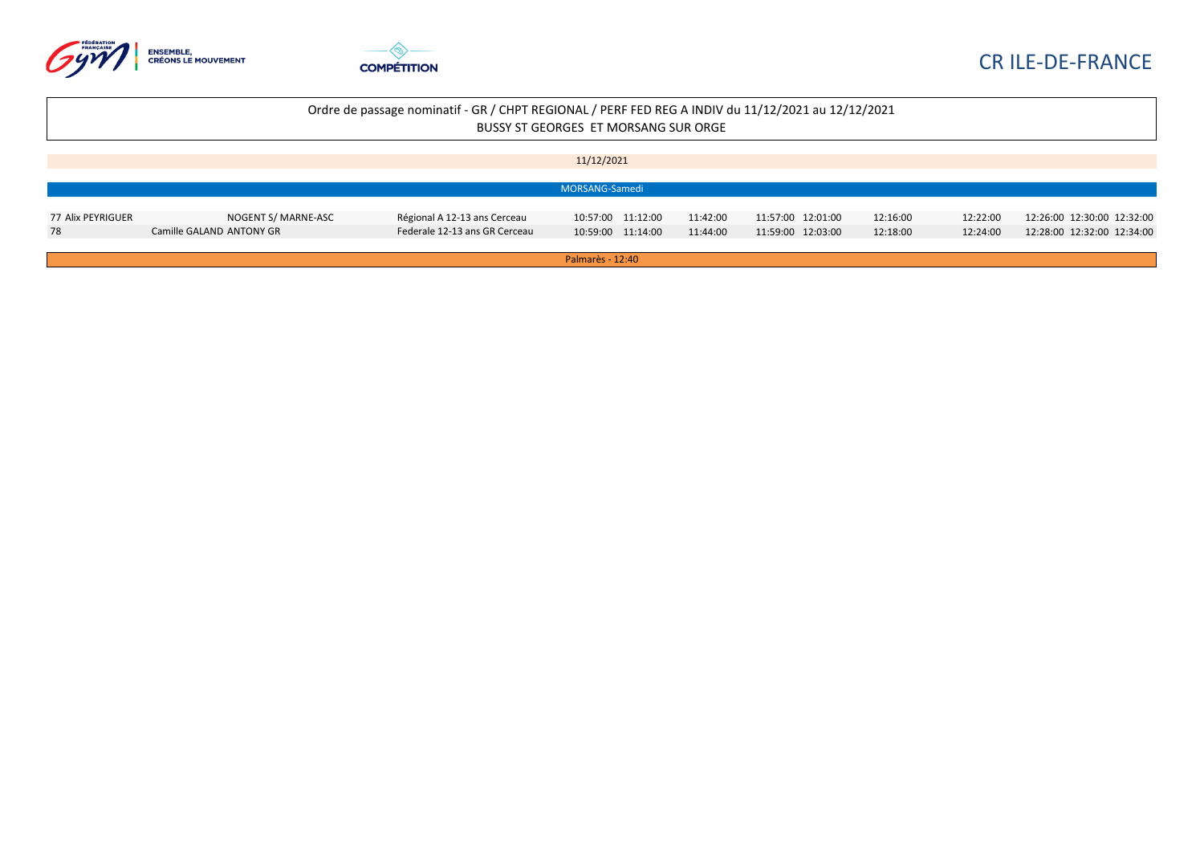CR ILE-DE-FRANCE

Ordre de passage nominatif - GR / CHPT REGIONAL / PERF FED REG A INDIV du 11/12/2021 au 12/12/2021
BUSSY ST GEORGES ET MORSANG SUR ORGE

11/12/2021

MORSANG-Samedi

| | | | | | | | | | | | | | |
|---|---|---|---|---|---|---|---|---|---|---|---|---|---|
| 77 Alix PEYRIGUER | NOGENT S/ MARNE-ASC | Régional A 12-13 ans Cerceau | 10:57:00 | 11:12:00 | 11:42:00 | 11:57:00 | 12:01:00 | 12:16:00 | 12:22:00 | 12:26:00 | 12:30:00 | 12:32:00 |
| 78 | Camille GALAND ANTONY GR | Federale 12-13 ans GR Cerceau | 10:59:00 | 11:14:00 | 11:44:00 | 11:59:00 | 12:03:00 | 12:18:00 | 12:24:00 | 12:28:00 | 12:32:00 | 12:34:00 |

Palmarès - 12:40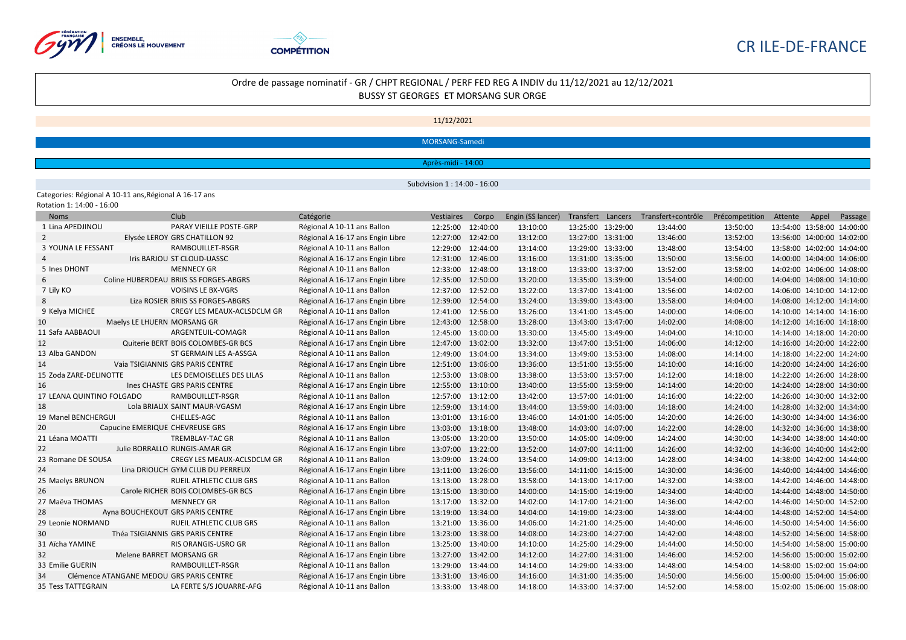CR ILE-DE-FRANCE

Ordre de passage nominatif - GR / CHPT REGIONAL / PERF FED REG A INDIV du 11/12/2021 au 12/12/2021
BUSSY ST GEORGES ET MORSANG SUR ORGE

11/12/2021

MORSANG-Samedi

Après-midi - 14:00

Subdvision 1 : 14:00 - 16:00

Categories: Régional A 10-11 ans,Régional A 16-17 ans
Rotation 1: 14:00 - 16:00

| Noms | Club | Catégorie | Vestiaires | Corpo | Engin (SS lancer) | Transfert | Lancers | Transfert+contrôle | Précompetition | Attente | Appel | Passage |
|---|---|---|---|---|---|---|---|---|---|---|---|---|
| 1 Lina APEDJINOU | PARAY VIEILLE POSTE-GRP | Régional A 10-11 ans Ballon | 12:25:00 | 12:40:00 | 13:10:00 | 13:25:00 | 13:29:00 | 13:44:00 | 13:50:00 | 13:54:00 | 13:58:00 | 14:00:00 |
| 2 Elysée LEROY | GRS CHATILLON 92 | Régional A 16-17 ans Engin Libre | 12:27:00 | 12:42:00 | 13:12:00 | 13:27:00 | 13:31:00 | 13:46:00 | 13:52:00 | 13:56:00 | 14:00:00 | 14:02:00 |
| 3 YOUNA LE FESSANT | RAMBOUILLET-RSGR | Régional A 10-11 ans Ballon | 12:29:00 | 12:44:00 | 13:14:00 | 13:29:00 | 13:33:00 | 13:48:00 | 13:54:00 | 13:58:00 | 14:02:00 | 14:04:00 |
| 4 Iris BARJOU | ST CLOUD-UASSC | Régional A 16-17 ans Engin Libre | 12:31:00 | 12:46:00 | 13:16:00 | 13:31:00 | 13:35:00 | 13:50:00 | 13:56:00 | 14:00:00 | 14:04:00 | 14:06:00 |
| 5 Ines DHONT | MENNECY GR | Régional A 10-11 ans Ballon | 12:33:00 | 12:48:00 | 13:18:00 | 13:33:00 | 13:37:00 | 13:52:00 | 13:58:00 | 14:02:00 | 14:06:00 | 14:08:00 |
| 6 Coline HUBERDEAU | BRIIS SS FORGES-ABGRS | Régional A 16-17 ans Engin Libre | 12:35:00 | 12:50:00 | 13:20:00 | 13:35:00 | 13:39:00 | 13:54:00 | 14:00:00 | 14:04:00 | 14:08:00 | 14:10:00 |
| 7 Lily KO | VOISINS LE BX-VGRS | Régional A 10-11 ans Ballon | 12:37:00 | 12:52:00 | 13:22:00 | 13:37:00 | 13:41:00 | 13:56:00 | 14:02:00 | 14:06:00 | 14:10:00 | 14:12:00 |
| 8 Liza ROSIER | BRIIS SS FORGES-ABGRS | Régional A 16-17 ans Engin Libre | 12:39:00 | 12:54:00 | 13:24:00 | 13:39:00 | 13:43:00 | 13:58:00 | 14:04:00 | 14:08:00 | 14:12:00 | 14:14:00 |
| 9 Kelya MICHEE | CREGY LES MEAUX-ACLSDCLM GR | Régional A 10-11 ans Ballon | 12:41:00 | 12:56:00 | 13:26:00 | 13:41:00 | 13:45:00 | 14:00:00 | 14:06:00 | 14:10:00 | 14:14:00 | 14:16:00 |
| 10 Maelys LE LHUERN | MORSANG GR | Régional A 16-17 ans Engin Libre | 12:43:00 | 12:58:00 | 13:28:00 | 13:43:00 | 13:47:00 | 14:02:00 | 14:08:00 | 14:12:00 | 14:16:00 | 14:18:00 |
| 11 Safa AABBAOUI | ARGENTEUIL-COMAGR | Régional A 10-11 ans Ballon | 12:45:00 | 13:00:00 | 13:30:00 | 13:45:00 | 13:49:00 | 14:04:00 | 14:10:00 | 14:14:00 | 14:18:00 | 14:20:00 |
| 12 Quiterie BERT | BOIS COLOMBES-GR BCS | Régional A 16-17 ans Engin Libre | 12:47:00 | 13:02:00 | 13:32:00 | 13:47:00 | 13:51:00 | 14:06:00 | 14:12:00 | 14:16:00 | 14:20:00 | 14:22:00 |
| 13 Alba GANDON | ST GERMAIN LES A-ASSGA | Régional A 10-11 ans Ballon | 12:49:00 | 13:04:00 | 13:34:00 | 13:49:00 | 13:53:00 | 14:08:00 | 14:14:00 | 14:18:00 | 14:22:00 | 14:24:00 |
| 14 Vaia TSIGIANNIS | GRS PARIS CENTRE | Régional A 16-17 ans Engin Libre | 12:51:00 | 13:06:00 | 13:36:00 | 13:51:00 | 13:55:00 | 14:10:00 | 14:16:00 | 14:20:00 | 14:24:00 | 14:26:00 |
| 15 Zoda ZARE-DELINOTTE | LES DEMOISELLES DES LILAS | Régional A 10-11 ans Ballon | 12:53:00 | 13:08:00 | 13:38:00 | 13:53:00 | 13:57:00 | 14:12:00 | 14:18:00 | 14:22:00 | 14:26:00 | 14:28:00 |
| 16 Ines CHASTE | GRS PARIS CENTRE | Régional A 16-17 ans Engin Libre | 12:55:00 | 13:10:00 | 13:40:00 | 13:55:00 | 13:59:00 | 14:14:00 | 14:20:00 | 14:24:00 | 14:28:00 | 14:30:00 |
| 17 LEANA QUINTINO FOLGADO | RAMBOUILLET-RSGR | Régional A 10-11 ans Ballon | 12:57:00 | 13:12:00 | 13:42:00 | 13:57:00 | 14:01:00 | 14:16:00 | 14:22:00 | 14:26:00 | 14:30:00 | 14:32:00 |
| 18 Lola BRIALIX | SAINT MAUR-VGASM | Régional A 16-17 ans Engin Libre | 12:59:00 | 13:14:00 | 13:44:00 | 13:59:00 | 14:03:00 | 14:18:00 | 14:24:00 | 14:28:00 | 14:32:00 | 14:34:00 |
| 19 Manel BENCHERGUI | CHELLES-AGC | Régional A 10-11 ans Ballon | 13:01:00 | 13:16:00 | 13:46:00 | 14:01:00 | 14:05:00 | 14:20:00 | 14:26:00 | 14:30:00 | 14:34:00 | 14:36:00 |
| 20 Capucine EMERIQUE | CHEVREUSE GRS | Régional A 16-17 ans Engin Libre | 13:03:00 | 13:18:00 | 13:48:00 | 14:03:00 | 14:07:00 | 14:22:00 | 14:28:00 | 14:32:00 | 14:36:00 | 14:38:00 |
| 21 Léana MOATTI | TREMBLAY-TAC GR | Régional A 10-11 ans Ballon | 13:05:00 | 13:20:00 | 13:50:00 | 14:05:00 | 14:09:00 | 14:24:00 | 14:30:00 | 14:34:00 | 14:38:00 | 14:40:00 |
| 22 Julie BORRALLO | RUNGIS-AMAR GR | Régional A 16-17 ans Engin Libre | 13:07:00 | 13:22:00 | 13:52:00 | 14:07:00 | 14:11:00 | 14:26:00 | 14:32:00 | 14:36:00 | 14:40:00 | 14:42:00 |
| 23 Romane DE SOUSA | CREGY LES MEAUX-ACLSDCLM GR | Régional A 10-11 ans Ballon | 13:09:00 | 13:24:00 | 13:54:00 | 14:09:00 | 14:13:00 | 14:28:00 | 14:34:00 | 14:38:00 | 14:42:00 | 14:44:00 |
| 24 Lina DRIOUCH | GYM CLUB DU PERREUX | Régional A 16-17 ans Engin Libre | 13:11:00 | 13:26:00 | 13:56:00 | 14:11:00 | 14:15:00 | 14:30:00 | 14:36:00 | 14:40:00 | 14:44:00 | 14:46:00 |
| 25 Maelys BRUNON | RUEIL ATHLETIC CLUB GRS | Régional A 10-11 ans Ballon | 13:13:00 | 13:28:00 | 13:58:00 | 14:13:00 | 14:17:00 | 14:32:00 | 14:38:00 | 14:42:00 | 14:46:00 | 14:48:00 |
| 26 Carole RICHER | BOIS COLOMBES-GR BCS | Régional A 16-17 ans Engin Libre | 13:15:00 | 13:30:00 | 14:00:00 | 14:15:00 | 14:19:00 | 14:34:00 | 14:40:00 | 14:44:00 | 14:48:00 | 14:50:00 |
| 27 Maëva THOMAS | MENNECY GR | Régional A 10-11 ans Ballon | 13:17:00 | 13:32:00 | 14:02:00 | 14:17:00 | 14:21:00 | 14:36:00 | 14:42:00 | 14:46:00 | 14:50:00 | 14:52:00 |
| 28 Ayna BOUCHEKOUT | GRS PARIS CENTRE | Régional A 16-17 ans Engin Libre | 13:19:00 | 13:34:00 | 14:04:00 | 14:19:00 | 14:23:00 | 14:38:00 | 14:44:00 | 14:48:00 | 14:52:00 | 14:54:00 |
| 29 Leonie NORMAND | RUEIL ATHLETIC CLUB GRS | Régional A 10-11 ans Ballon | 13:21:00 | 13:36:00 | 14:06:00 | 14:21:00 | 14:25:00 | 14:40:00 | 14:46:00 | 14:50:00 | 14:54:00 | 14:56:00 |
| 30 Théa TSIGIANNIS | GRS PARIS CENTRE | Régional A 16-17 ans Engin Libre | 13:23:00 | 13:38:00 | 14:08:00 | 14:23:00 | 14:27:00 | 14:42:00 | 14:48:00 | 14:52:00 | 14:56:00 | 14:58:00 |
| 31 Aïcha YAMINE | RIS ORANGIS-USRO GR | Régional A 10-11 ans Ballon | 13:25:00 | 13:40:00 | 14:10:00 | 14:25:00 | 14:29:00 | 14:44:00 | 14:50:00 | 14:54:00 | 14:58:00 | 15:00:00 |
| 32 Melene BARRET | MORSANG GR | Régional A 16-17 ans Engin Libre | 13:27:00 | 13:42:00 | 14:12:00 | 14:27:00 | 14:31:00 | 14:46:00 | 14:52:00 | 14:56:00 | 15:00:00 | 15:02:00 |
| 33 Emilie GUERIN | RAMBOUILLET-RSGR | Régional A 10-11 ans Ballon | 13:29:00 | 13:44:00 | 14:14:00 | 14:29:00 | 14:33:00 | 14:48:00 | 14:54:00 | 14:58:00 | 15:02:00 | 15:04:00 |
| 34 Clémence ATANGANE MEDOU | GRS PARIS CENTRE | Régional A 16-17 ans Engin Libre | 13:31:00 | 13:46:00 | 14:16:00 | 14:31:00 | 14:35:00 | 14:50:00 | 14:56:00 | 15:00:00 | 15:04:00 | 15:06:00 |
| 35 Tess TATTEGRAIN | LA FERTE S/S JOUARRE-AFG | Régional A 10-11 ans Ballon | 13:33:00 | 13:48:00 | 14:18:00 | 14:33:00 | 14:37:00 | 14:52:00 | 14:58:00 | 15:02:00 | 15:06:00 | 15:08:00 |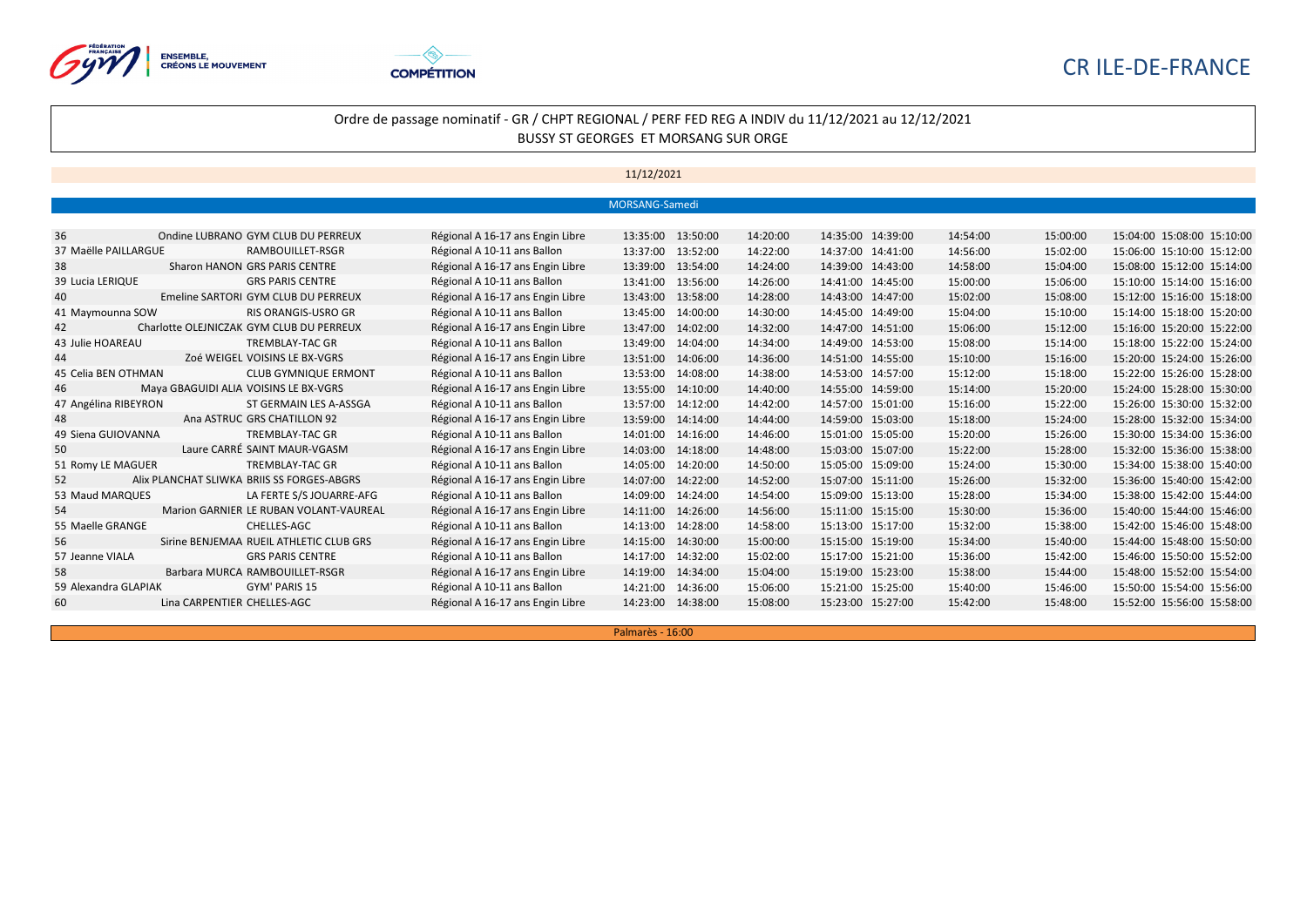CR ILE-DE-FRANCE

Ordre de passage nominatif - GR / CHPT REGIONAL / PERF FED REG A INDIV du 11/12/2021 au 12/12/2021
BUSSY ST GEORGES ET MORSANG SUR ORGE

11/12/2021

MORSANG-Samedi

| N° | Nom | Club | Catégorie | | | | | | | | | | |
|---|---|---|---|---|---|---|---|---|---|---|---|---|---|
| 36 | Ondine LUBRANO | GYM CLUB DU PERREUX | Régional A 16-17 ans Engin Libre | 13:35:00 | 13:50:00 | 14:20:00 | 14:35:00 | 14:39:00 | 14:54:00 | 15:00:00 | 15:04:00 | 15:08:00 | 15:10:00 |
| 37 | Maëlle PAILLARGUE | RAMBOUILLET-RSGR | Régional A 10-11 ans Ballon | 13:37:00 | 13:52:00 | 14:22:00 | 14:37:00 | 14:41:00 | 14:56:00 | 15:02:00 | 15:06:00 | 15:10:00 | 15:12:00 |
| 38 | Sharon HANON | GRS PARIS CENTRE | Régional A 16-17 ans Engin Libre | 13:39:00 | 13:54:00 | 14:24:00 | 14:39:00 | 14:43:00 | 14:58:00 | 15:04:00 | 15:08:00 | 15:12:00 | 15:14:00 |
| 39 | Lucia LERIQUE | GRS PARIS CENTRE | Régional A 10-11 ans Ballon | 13:41:00 | 13:56:00 | 14:26:00 | 14:41:00 | 14:45:00 | 15:00:00 | 15:06:00 | 15:10:00 | 15:14:00 | 15:16:00 |
| 40 | Emeline SARTORI | GYM CLUB DU PERREUX | Régional A 16-17 ans Engin Libre | 13:43:00 | 13:58:00 | 14:28:00 | 14:43:00 | 14:47:00 | 15:02:00 | 15:08:00 | 15:12:00 | 15:16:00 | 15:18:00 |
| 41 | Maymounna SOW | RIS ORANGIS-USRO GR | Régional A 10-11 ans Ballon | 13:45:00 | 14:00:00 | 14:30:00 | 14:45:00 | 14:49:00 | 15:04:00 | 15:10:00 | 15:14:00 | 15:18:00 | 15:20:00 |
| 42 | Charlotte OLEJNICZAK | GYM CLUB DU PERREUX | Régional A 16-17 ans Engin Libre | 13:47:00 | 14:02:00 | 14:32:00 | 14:47:00 | 14:51:00 | 15:06:00 | 15:12:00 | 15:16:00 | 15:20:00 | 15:22:00 |
| 43 | Julie HOAREAU | TREMBLAY-TAC GR | Régional A 10-11 ans Ballon | 13:49:00 | 14:04:00 | 14:34:00 | 14:49:00 | 14:53:00 | 15:08:00 | 15:14:00 | 15:18:00 | 15:22:00 | 15:24:00 |
| 44 | Zoé WEIGEL | VOISINS LE BX-VGRS | Régional A 16-17 ans Engin Libre | 13:51:00 | 14:06:00 | 14:36:00 | 14:51:00 | 14:55:00 | 15:10:00 | 15:16:00 | 15:20:00 | 15:24:00 | 15:26:00 |
| 45 | Celia BEN OTHMAN | CLUB GYMNIQUE ERMONT | Régional A 10-11 ans Ballon | 13:53:00 | 14:08:00 | 14:38:00 | 14:53:00 | 14:57:00 | 15:12:00 | 15:18:00 | 15:22:00 | 15:26:00 | 15:28:00 |
| 46 | Maya GBAGUIDI ALIA | VOISINS LE BX-VGRS | Régional A 16-17 ans Engin Libre | 13:55:00 | 14:10:00 | 14:40:00 | 14:55:00 | 14:59:00 | 15:14:00 | 15:20:00 | 15:24:00 | 15:28:00 | 15:30:00 |
| 47 | Angélina RIBEYRON | ST GERMAIN LES A-ASSGA | Régional A 10-11 ans Ballon | 13:57:00 | 14:12:00 | 14:42:00 | 14:57:00 | 15:01:00 | 15:16:00 | 15:22:00 | 15:26:00 | 15:30:00 | 15:32:00 |
| 48 | Ana ASTRUC | GRS CHATILLON 92 | Régional A 16-17 ans Engin Libre | 13:59:00 | 14:14:00 | 14:44:00 | 14:59:00 | 15:03:00 | 15:18:00 | 15:24:00 | 15:28:00 | 15:32:00 | 15:34:00 |
| 49 | Siena GUIOVANNA | TREMBLAY-TAC GR | Régional A 10-11 ans Ballon | 14:01:00 | 14:16:00 | 14:46:00 | 15:01:00 | 15:05:00 | 15:20:00 | 15:26:00 | 15:30:00 | 15:34:00 | 15:36:00 |
| 50 | Laure CARRÉ | SAINT MAUR-VGASM | Régional A 16-17 ans Engin Libre | 14:03:00 | 14:18:00 | 14:48:00 | 15:03:00 | 15:07:00 | 15:22:00 | 15:28:00 | 15:32:00 | 15:36:00 | 15:38:00 |
| 51 | Romy LE MAGUER | TREMBLAY-TAC GR | Régional A 10-11 ans Ballon | 14:05:00 | 14:20:00 | 14:50:00 | 15:05:00 | 15:09:00 | 15:24:00 | 15:30:00 | 15:34:00 | 15:38:00 | 15:40:00 |
| 52 | Alix PLANCHAT SLIWKA | BRIIS SS FORGES-ABGRS | Régional A 16-17 ans Engin Libre | 14:07:00 | 14:22:00 | 14:52:00 | 15:07:00 | 15:11:00 | 15:26:00 | 15:32:00 | 15:36:00 | 15:40:00 | 15:42:00 |
| 53 | Maud MARQUES | LA FERTE S/S JOUARRE-AFG | Régional A 10-11 ans Ballon | 14:09:00 | 14:24:00 | 14:54:00 | 15:09:00 | 15:13:00 | 15:28:00 | 15:34:00 | 15:38:00 | 15:42:00 | 15:44:00 |
| 54 | Marion GARNIER | LE RUBAN VOLANT-VAUREAL | Régional A 16-17 ans Engin Libre | 14:11:00 | 14:26:00 | 14:56:00 | 15:11:00 | 15:15:00 | 15:30:00 | 15:36:00 | 15:40:00 | 15:44:00 | 15:46:00 |
| 55 | Maelle GRANGE | CHELLES-AGC | Régional A 10-11 ans Ballon | 14:13:00 | 14:28:00 | 14:58:00 | 15:13:00 | 15:17:00 | 15:32:00 | 15:38:00 | 15:42:00 | 15:46:00 | 15:48:00 |
| 56 | Sirine BENJEMAA | RUEIL ATHLETIC CLUB GRS | Régional A 16-17 ans Engin Libre | 14:15:00 | 14:30:00 | 15:00:00 | 15:15:00 | 15:19:00 | 15:34:00 | 15:40:00 | 15:44:00 | 15:48:00 | 15:50:00 |
| 57 | Jeanne VIALA | GRS PARIS CENTRE | Régional A 10-11 ans Ballon | 14:17:00 | 14:32:00 | 15:02:00 | 15:17:00 | 15:21:00 | 15:36:00 | 15:42:00 | 15:46:00 | 15:50:00 | 15:52:00 |
| 58 | Barbara MURCA | RAMBOUILLET-RSGR | Régional A 16-17 ans Engin Libre | 14:19:00 | 14:34:00 | 15:04:00 | 15:19:00 | 15:23:00 | 15:38:00 | 15:44:00 | 15:48:00 | 15:52:00 | 15:54:00 |
| 59 | Alexandra GLAPIAK | GYM' PARIS 15 | Régional A 10-11 ans Ballon | 14:21:00 | 14:36:00 | 15:06:00 | 15:21:00 | 15:25:00 | 15:40:00 | 15:46:00 | 15:50:00 | 15:54:00 | 15:56:00 |
| 60 | Lina CARPENTIER | CHELLES-AGC | Régional A 16-17 ans Engin Libre | 14:23:00 | 14:38:00 | 15:08:00 | 15:23:00 | 15:27:00 | 15:42:00 | 15:48:00 | 15:52:00 | 15:56:00 | 15:58:00 |

Palmarès - 16:00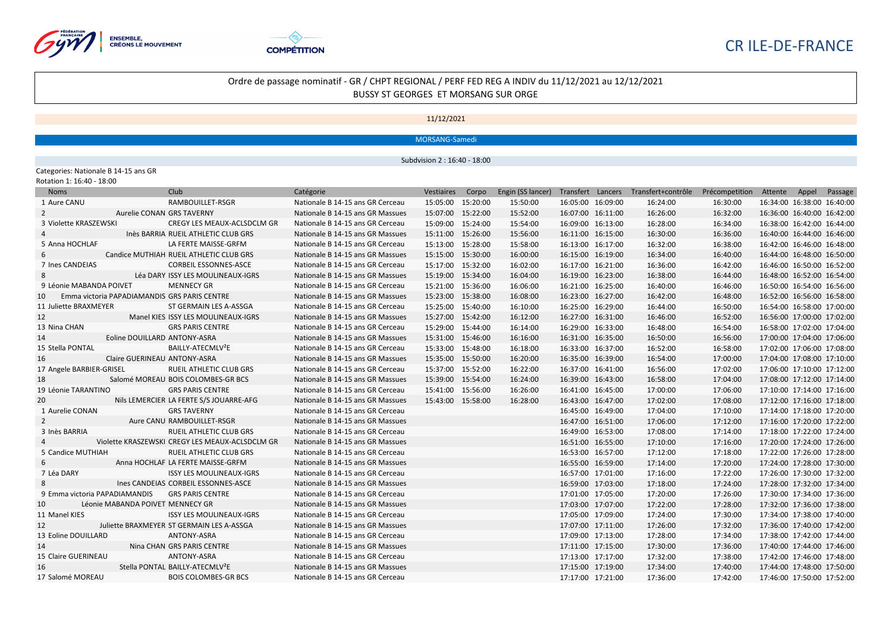CR ILE-DE-FRANCE

## Ordre de passage nominatif - GR / CHPT REGIONAL / PERF FED REG A INDIV du 11/12/2021 au 12/12/2021
BUSSY ST GEORGES ET MORSANG SUR ORGE

11/12/2021

MORSANG-Samedi

Subdivision 2 : 16:40 - 18:00

Categories: Nationale B 14-15 ans GR
Rotation 1: 16:40 - 18:00

| Noms | Club | Catégorie | Vestiaires | Corpo | Engin (SS lancer) | Transfert | Lancers | Transfert+contrôle | Précompetition | Attente | Appel | Passage |
|---|---|---|---|---|---|---|---|---|---|---|---|---|
| 1 Aure CANU | RAMBOUILLET-RSGR | Nationale B 14-15 ans GR Cerceau | 15:05:00 | 15:20:00 | 15:50:00 | 16:05:00 | 16:09:00 | 16:24:00 | 16:30:00 | 16:34:00 | 16:38:00 | 16:40:00 |
| 2 Aurelie CONAN | GRS TAVERNY | Nationale B 14-15 ans GR Massues | 15:07:00 | 15:22:00 | 15:52:00 | 16:07:00 | 16:11:00 | 16:26:00 | 16:32:00 | 16:36:00 | 16:40:00 | 16:42:00 |
| 3 Violette KRASZEWSKI | CREGY LES MEAUX-ACLSDCLM GR | Nationale B 14-15 ans GR Cerceau | 15:09:00 | 15:24:00 | 15:54:00 | 16:09:00 | 16:13:00 | 16:28:00 | 16:34:00 | 16:38:00 | 16:42:00 | 16:44:00 |
| 4 Inès BARRIA | RUEIL ATHLETIC CLUB GRS | Nationale B 14-15 ans GR Massues | 15:11:00 | 15:26:00 | 15:56:00 | 16:11:00 | 16:15:00 | 16:30:00 | 16:36:00 | 16:40:00 | 16:44:00 | 16:46:00 |
| 5 Anna HOCHLAF | LA FERTE MAISSE-GRFM | Nationale B 14-15 ans GR Cerceau | 15:13:00 | 15:28:00 | 15:58:00 | 16:13:00 | 16:17:00 | 16:32:00 | 16:38:00 | 16:42:00 | 16:46:00 | 16:48:00 |
| 6 Candice MUTHIAH | RUEIL ATHLETIC CLUB GRS | Nationale B 14-15 ans GR Massues | 15:15:00 | 15:30:00 | 16:00:00 | 16:15:00 | 16:19:00 | 16:34:00 | 16:40:00 | 16:44:00 | 16:48:00 | 16:50:00 |
| 7 Ines CANDEIAS | CORBEIL ESSONNES-ASCE | Nationale B 14-15 ans GR Cerceau | 15:17:00 | 15:32:00 | 16:02:00 | 16:17:00 | 16:21:00 | 16:36:00 | 16:42:00 | 16:46:00 | 16:50:00 | 16:52:00 |
| 8 Léa DARY | ISSY LES MOULINEAUX-IGRS | Nationale B 14-15 ans GR Massues | 15:19:00 | 15:34:00 | 16:04:00 | 16:19:00 | 16:23:00 | 16:38:00 | 16:44:00 | 16:48:00 | 16:52:00 | 16:54:00 |
| 9 Léonie MABANDA POIVET | MENNECY GR | Nationale B 14-15 ans GR Cerceau | 15:21:00 | 15:36:00 | 16:06:00 | 16:21:00 | 16:25:00 | 16:40:00 | 16:46:00 | 16:50:00 | 16:54:00 | 16:56:00 |
| 10 Emma victoria PAPADIAMANDIS | GRS PARIS CENTRE | Nationale B 14-15 ans GR Massues | 15:23:00 | 15:38:00 | 16:08:00 | 16:23:00 | 16:27:00 | 16:42:00 | 16:48:00 | 16:52:00 | 16:56:00 | 16:58:00 |
| 11 Juliette BRAXMEYER | ST GERMAIN LES A-ASSGA | Nationale B 14-15 ans GR Cerceau | 15:25:00 | 15:40:00 | 16:10:00 | 16:25:00 | 16:29:00 | 16:44:00 | 16:50:00 | 16:54:00 | 16:58:00 | 17:00:00 |
| 12 Manel KIES | ISSY LES MOULINEAUX-IGRS | Nationale B 14-15 ans GR Massues | 15:27:00 | 15:42:00 | 16:12:00 | 16:27:00 | 16:31:00 | 16:46:00 | 16:52:00 | 16:56:00 | 17:00:00 | 17:02:00 |
| 13 Nina CHAN | GRS PARIS CENTRE | Nationale B 14-15 ans GR Cerceau | 15:29:00 | 15:44:00 | 16:14:00 | 16:29:00 | 16:33:00 | 16:48:00 | 16:54:00 | 16:58:00 | 17:02:00 | 17:04:00 |
| 14 Eoline DOUILLARD | ANTONY-ASRA | Nationale B 14-15 ans GR Massues | 15:31:00 | 15:46:00 | 16:16:00 | 16:31:00 | 16:35:00 | 16:50:00 | 16:56:00 | 17:00:00 | 17:04:00 | 17:06:00 |
| 15 Stella PONTAL | BAILLY-ATECMLV²E | Nationale B 14-15 ans GR Cerceau | 15:33:00 | 15:48:00 | 16:18:00 | 16:33:00 | 16:37:00 | 16:52:00 | 16:58:00 | 17:02:00 | 17:06:00 | 17:08:00 |
| 16 Claire GUERINEAU | ANTONY-ASRA | Nationale B 14-15 ans GR Massues | 15:35:00 | 15:50:00 | 16:20:00 | 16:35:00 | 16:39:00 | 16:54:00 | 17:00:00 | 17:04:00 | 17:08:00 | 17:10:00 |
| 17 Angele BARBIER-GRISEL | RUEIL ATHLETIC CLUB GRS | Nationale B 14-15 ans GR Cerceau | 15:37:00 | 15:52:00 | 16:22:00 | 16:37:00 | 16:41:00 | 16:56:00 | 17:02:00 | 17:06:00 | 17:10:00 | 17:12:00 |
| 18 Salomé MOREAU | BOIS COLOMBES-GR BCS | Nationale B 14-15 ans GR Massues | 15:39:00 | 15:54:00 | 16:24:00 | 16:39:00 | 16:43:00 | 16:58:00 | 17:04:00 | 17:08:00 | 17:12:00 | 17:14:00 |
| 19 Léonie TARANTINO | GRS PARIS CENTRE | Nationale B 14-15 ans GR Cerceau | 15:41:00 | 15:56:00 | 16:26:00 | 16:41:00 | 16:45:00 | 17:00:00 | 17:06:00 | 17:10:00 | 17:14:00 | 17:16:00 |
| 20 Nils LEMERCIER | LA FERTE S/S JOUARRE-AFG | Nationale B 14-15 ans GR Massues | 15:43:00 | 15:58:00 | 16:28:00 | 16:43:00 | 16:47:00 | 17:02:00 | 17:08:00 | 17:12:00 | 17:16:00 | 17:18:00 |
| 1 Aurelie CONAN | GRS TAVERNY | Nationale B 14-15 ans GR Cerceau | | | | 16:45:00 | 16:49:00 | 17:04:00 | 17:10:00 | 17:14:00 | 17:18:00 | 17:20:00 |
| 2 Aure CANU | RAMBOUILLET-RSGR | Nationale B 14-15 ans GR Massues | | | | 16:47:00 | 16:51:00 | 17:06:00 | 17:12:00 | 17:16:00 | 17:20:00 | 17:22:00 |
| 3 Inès BARRIA | RUEIL ATHLETIC CLUB GRS | Nationale B 14-15 ans GR Cerceau | | | | 16:49:00 | 16:53:00 | 17:08:00 | 17:14:00 | 17:18:00 | 17:22:00 | 17:24:00 |
| 4 Violette KRASZEWSKI | CREGY LES MEAUX-ACLSDCLM GR | Nationale B 14-15 ans GR Massues | | | | 16:51:00 | 16:55:00 | 17:10:00 | 17:16:00 | 17:20:00 | 17:24:00 | 17:26:00 |
| 5 Candice MUTHIAH | RUEIL ATHLETIC CLUB GRS | Nationale B 14-15 ans GR Cerceau | | | | 16:53:00 | 16:57:00 | 17:12:00 | 17:18:00 | 17:22:00 | 17:26:00 | 17:28:00 |
| 6 Anna HOCHLAF | LA FERTE MAISSE-GRFM | Nationale B 14-15 ans GR Massues | | | | 16:55:00 | 16:59:00 | 17:14:00 | 17:20:00 | 17:24:00 | 17:28:00 | 17:30:00 |
| 7 Léa DARY | ISSY LES MOULINEAUX-IGRS | Nationale B 14-15 ans GR Cerceau | | | | 16:57:00 | 17:01:00 | 17:16:00 | 17:22:00 | 17:26:00 | 17:30:00 | 17:32:00 |
| 8 Ines CANDEIAS | CORBEIL ESSONNES-ASCE | Nationale B 14-15 ans GR Massues | | | | 16:59:00 | 17:03:00 | 17:18:00 | 17:24:00 | 17:28:00 | 17:32:00 | 17:34:00 |
| 9 Emma victoria PAPADIAMANDIS | GRS PARIS CENTRE | Nationale B 14-15 ans GR Cerceau | | | | 17:01:00 | 17:05:00 | 17:20:00 | 17:26:00 | 17:30:00 | 17:34:00 | 17:36:00 |
| 10 Léonie MABANDA POIVET | MENNECY GR | Nationale B 14-15 ans GR Massues | | | | 17:03:00 | 17:07:00 | 17:22:00 | 17:28:00 | 17:32:00 | 17:36:00 | 17:38:00 |
| 11 Manel KIES | ISSY LES MOULINEAUX-IGRS | Nationale B 14-15 ans GR Cerceau | | | | 17:05:00 | 17:09:00 | 17:24:00 | 17:30:00 | 17:34:00 | 17:38:00 | 17:40:00 |
| 12 Juliette BRAXMEYER | ST GERMAIN LES A-ASSGA | Nationale B 14-15 ans GR Massues | | | | 17:07:00 | 17:11:00 | 17:26:00 | 17:32:00 | 17:36:00 | 17:40:00 | 17:42:00 |
| 13 Eoline DOUILLARD | ANTONY-ASRA | Nationale B 14-15 ans GR Cerceau | | | | 17:09:00 | 17:13:00 | 17:28:00 | 17:34:00 | 17:38:00 | 17:42:00 | 17:44:00 |
| 14 Nina CHAN | GRS PARIS CENTRE | Nationale B 14-15 ans GR Massues | | | | 17:11:00 | 17:15:00 | 17:30:00 | 17:36:00 | 17:40:00 | 17:44:00 | 17:46:00 |
| 15 Claire GUERINEAU | ANTONY-ASRA | Nationale B 14-15 ans GR Cerceau | | | | 17:13:00 | 17:17:00 | 17:32:00 | 17:38:00 | 17:42:00 | 17:46:00 | 17:48:00 |
| 16 Stella PONTAL | BAILLY-ATECMLV²E | Nationale B 14-15 ans GR Massues | | | | 17:15:00 | 17:19:00 | 17:34:00 | 17:40:00 | 17:44:00 | 17:48:00 | 17:50:00 |
| 17 Salomé MOREAU | BOIS COLOMBES-GR BCS | Nationale B 14-15 ans GR Cerceau | | | | 17:17:00 | 17:21:00 | 17:36:00 | 17:42:00 | 17:46:00 | 17:50:00 | 17:52:00 |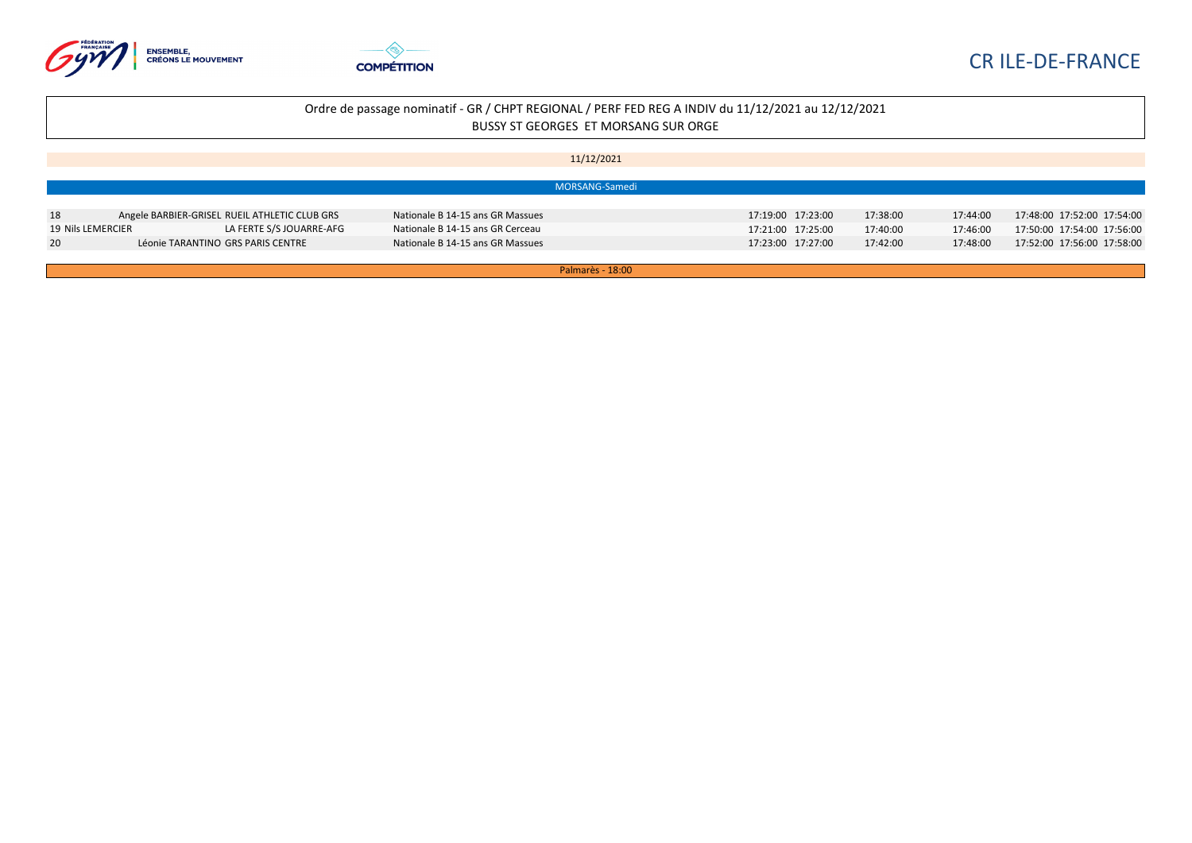CR ILE-DE-FRANCE

Ordre de passage nominatif - GR / CHPT REGIONAL / PERF FED REG A INDIV du 11/12/2021 au 12/12/2021
BUSSY ST GEORGES ET MORSANG SUR ORGE

11/12/2021

MORSANG-Samedi

| | | | | | | | | | | |
|---|---|---|---|---|---|---|---|---|---|---|
| 18 | Angele BARBIER-GRISEL | RUEIL ATHLETIC CLUB GRS | Nationale B 14-15 ans GR Massues | 17:19:00 | 17:23:00 | 17:38:00 | 17:44:00 | 17:48:00 | 17:52:00 | 17:54:00 |
| 19 | Nils LEMERCIER | LA FERTE S/S JOUARRE-AFG | Nationale B 14-15 ans GR Cerceau | 17:21:00 | 17:25:00 | 17:40:00 | 17:46:00 | 17:50:00 | 17:54:00 | 17:56:00 |
| 20 | Léonie TARANTINO | GRS PARIS CENTRE | Nationale B 14-15 ans GR Massues | 17:23:00 | 17:27:00 | 17:42:00 | 17:48:00 | 17:52:00 | 17:56:00 | 17:58:00 |

Palmarès - 18:00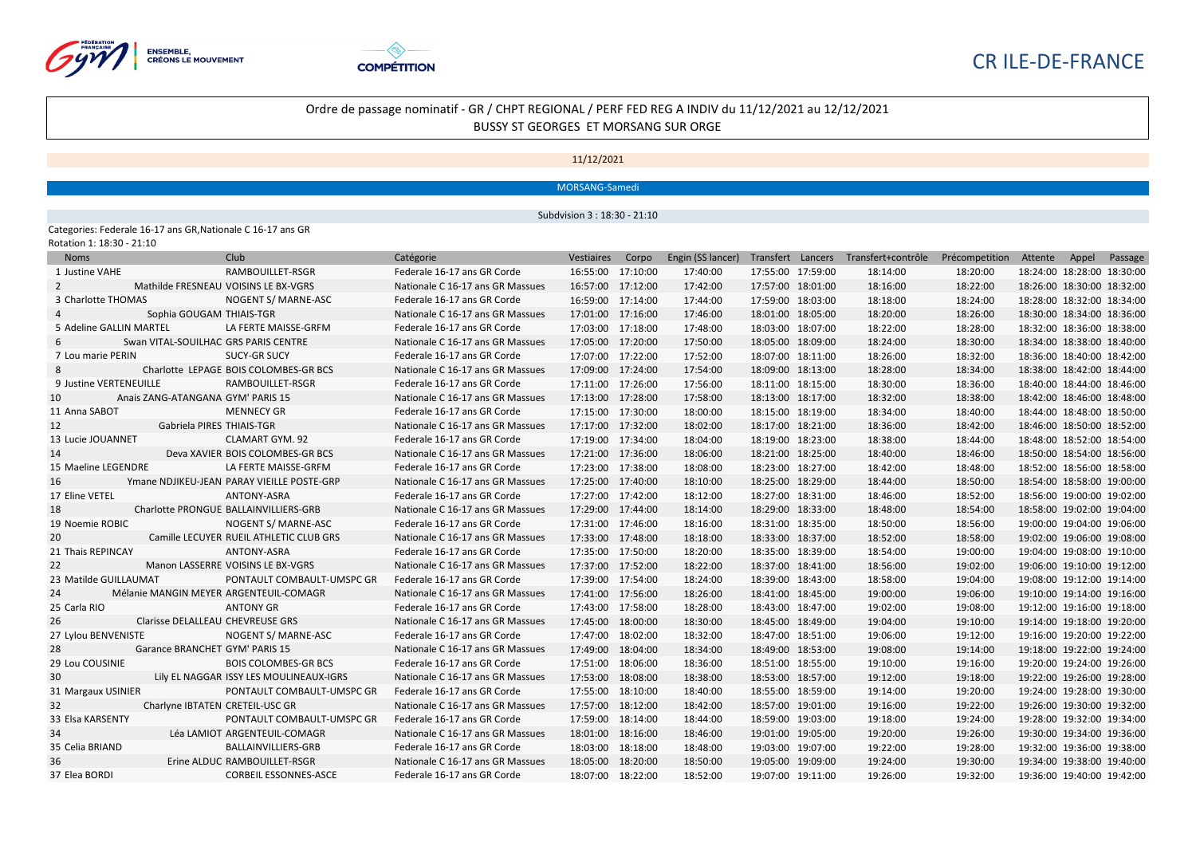CR ILE-DE-FRANCE

Ordre de passage nominatif - GR / CHPT REGIONAL / PERF FED REG A INDIV du 11/12/2021 au 12/12/2021
BUSSY ST GEORGES ET MORSANG SUR ORGE

11/12/2021

MORSANG-Samedi

Subdivision 3 : 18:30 - 21:10

Categories: Federale 16-17 ans GR,Nationale C 16-17 ans GR
Rotation 1: 18:30 - 21:10

| Noms | Club | Catégorie | Vestiaires | Corpo | Engin (SS lancer) | Transfert | Lancers | Transfert+contrôle | Précompetition | Attente | Appel | Passage |
|---|---|---|---|---|---|---|---|---|---|---|---|---|
| 1 Justine VAHE | RAMBOUILLET-RSGR | Federale 16-17 ans GR Corde | 16:55:00 | 17:10:00 | 17:40:00 | 17:55:00 | 17:59:00 | 18:14:00 | 18:20:00 | 18:24:00 | 18:28:00 | 18:30:00 |
| 2 Mathilde FRESNEAU | VOISINS LE BX-VGRS | Nationale C 16-17 ans GR Massues | 16:57:00 | 17:12:00 | 17:42:00 | 17:57:00 | 18:01:00 | 18:16:00 | 18:22:00 | 18:26:00 | 18:30:00 | 18:32:00 |
| 3 Charlotte THOMAS | NOGENT S/ MARNE-ASC | Federale 16-17 ans GR Corde | 16:59:00 | 17:14:00 | 17:44:00 | 17:59:00 | 18:03:00 | 18:18:00 | 18:24:00 | 18:28:00 | 18:32:00 | 18:34:00 |
| 4 Sophia GOUGAM | THIAIS-TGR | Nationale C 16-17 ans GR Massues | 17:01:00 | 17:16:00 | 17:46:00 | 18:01:00 | 18:05:00 | 18:20:00 | 18:26:00 | 18:30:00 | 18:34:00 | 18:36:00 |
| 5 Adeline GALLIN MARTEL | LA FERTE MAISSE-GRFM | Federale 16-17 ans GR Corde | 17:03:00 | 17:18:00 | 17:48:00 | 18:03:00 | 18:07:00 | 18:22:00 | 18:28:00 | 18:32:00 | 18:36:00 | 18:38:00 |
| 6 Swan VITAL-SOUILHAC | GRS PARIS CENTRE | Nationale C 16-17 ans GR Massues | 17:05:00 | 17:20:00 | 17:50:00 | 18:05:00 | 18:09:00 | 18:24:00 | 18:30:00 | 18:34:00 | 18:38:00 | 18:40:00 |
| 7 Lou marie PERIN | SUCY-GR SUCY | Federale 16-17 ans GR Corde | 17:07:00 | 17:22:00 | 17:52:00 | 18:07:00 | 18:11:00 | 18:26:00 | 18:32:00 | 18:36:00 | 18:40:00 | 18:42:00 |
| 8 Charlotte LEPAGE | BOIS COLOMBES-GR BCS | Nationale C 16-17 ans GR Massues | 17:09:00 | 17:24:00 | 17:54:00 | 18:09:00 | 18:13:00 | 18:28:00 | 18:34:00 | 18:38:00 | 18:42:00 | 18:44:00 |
| 9 Justine VERTENEUILLE | RAMBOUILLET-RSGR | Federale 16-17 ans GR Corde | 17:11:00 | 17:26:00 | 17:56:00 | 18:11:00 | 18:15:00 | 18:30:00 | 18:36:00 | 18:40:00 | 18:44:00 | 18:46:00 |
| 10 Anais ZANG-ATANGANA | GYM' PARIS 15 | Nationale C 16-17 ans GR Massues | 17:13:00 | 17:28:00 | 17:58:00 | 18:13:00 | 18:17:00 | 18:32:00 | 18:38:00 | 18:42:00 | 18:46:00 | 18:48:00 |
| 11 Anna SABOT | MENNECY GR | Federale 16-17 ans GR Corde | 17:15:00 | 17:30:00 | 18:00:00 | 18:15:00 | 18:19:00 | 18:34:00 | 18:40:00 | 18:44:00 | 18:48:00 | 18:50:00 |
| 12 Gabriela PIRES | THIAIS-TGR | Nationale C 16-17 ans GR Massues | 17:17:00 | 17:32:00 | 18:02:00 | 18:17:00 | 18:21:00 | 18:36:00 | 18:42:00 | 18:46:00 | 18:50:00 | 18:52:00 |
| 13 Lucie JOUANNET | CLAMART GYM. 92 | Federale 16-17 ans GR Corde | 17:19:00 | 17:34:00 | 18:04:00 | 18:19:00 | 18:23:00 | 18:38:00 | 18:44:00 | 18:48:00 | 18:52:00 | 18:54:00 |
| 14 Deva XAVIER | BOIS COLOMBES-GR BCS | Nationale C 16-17 ans GR Massues | 17:21:00 | 17:36:00 | 18:06:00 | 18:21:00 | 18:25:00 | 18:40:00 | 18:46:00 | 18:50:00 | 18:54:00 | 18:56:00 |
| 15 Maeline LEGENDRE | LA FERTE MAISSE-GRFM | Federale 16-17 ans GR Corde | 17:23:00 | 17:38:00 | 18:08:00 | 18:23:00 | 18:27:00 | 18:42:00 | 18:48:00 | 18:52:00 | 18:56:00 | 18:58:00 |
| 16 Ymane NDJIKEU-JEAN | PARAY VIEILLE POSTE-GRP | Nationale C 16-17 ans GR Massues | 17:25:00 | 17:40:00 | 18:10:00 | 18:25:00 | 18:29:00 | 18:44:00 | 18:50:00 | 18:54:00 | 18:58:00 | 19:00:00 |
| 17 Eline VETEL | ANTONY-ASRA | Federale 16-17 ans GR Corde | 17:27:00 | 17:42:00 | 18:12:00 | 18:27:00 | 18:31:00 | 18:46:00 | 18:52:00 | 18:56:00 | 19:00:00 | 19:02:00 |
| 18 Charlotte PRONGUE | BALLAINVILLIERS-GRB | Nationale C 16-17 ans GR Massues | 17:29:00 | 17:44:00 | 18:14:00 | 18:29:00 | 18:33:00 | 18:48:00 | 18:54:00 | 18:58:00 | 19:02:00 | 19:04:00 |
| 19 Noemie ROBIC | NOGENT S/ MARNE-ASC | Federale 16-17 ans GR Corde | 17:31:00 | 17:46:00 | 18:16:00 | 18:31:00 | 18:35:00 | 18:50:00 | 18:56:00 | 19:00:00 | 19:04:00 | 19:06:00 |
| 20 Camille LECUYER | RUEIL ATHLETIC CLUB GRS | Nationale C 16-17 ans GR Massues | 17:33:00 | 17:48:00 | 18:18:00 | 18:33:00 | 18:37:00 | 18:52:00 | 18:58:00 | 19:02:00 | 19:06:00 | 19:08:00 |
| 21 Thais REPINCAY | ANTONY-ASRA | Federale 16-17 ans GR Corde | 17:35:00 | 17:50:00 | 18:20:00 | 18:35:00 | 18:39:00 | 18:54:00 | 19:00:00 | 19:04:00 | 19:08:00 | 19:10:00 |
| 22 Manon LASSERRE | VOISINS LE BX-VGRS | Nationale C 16-17 ans GR Massues | 17:37:00 | 17:52:00 | 18:22:00 | 18:37:00 | 18:41:00 | 18:56:00 | 19:02:00 | 19:06:00 | 19:10:00 | 19:12:00 |
| 23 Matilde GUILLAUMAT | PONTAULT COMBAULT-UMSPC GR | Federale 16-17 ans GR Corde | 17:39:00 | 17:54:00 | 18:24:00 | 18:39:00 | 18:43:00 | 18:58:00 | 19:04:00 | 19:08:00 | 19:12:00 | 19:14:00 |
| 24 Mélanie MANGIN MEYER | ARGENTEUIL-COMAGR | Nationale C 16-17 ans GR Massues | 17:41:00 | 17:56:00 | 18:26:00 | 18:41:00 | 18:45:00 | 19:00:00 | 19:06:00 | 19:10:00 | 19:14:00 | 19:16:00 |
| 25 Carla RIO | ANTONY GR | Federale 16-17 ans GR Corde | 17:43:00 | 17:58:00 | 18:28:00 | 18:43:00 | 18:47:00 | 19:02:00 | 19:08:00 | 19:12:00 | 19:16:00 | 19:18:00 |
| 26 Clarisse DELALLEAU | CHEVREUSE GRS | Nationale C 16-17 ans GR Massues | 17:45:00 | 18:00:00 | 18:30:00 | 18:45:00 | 18:49:00 | 19:04:00 | 19:10:00 | 19:14:00 | 19:18:00 | 19:20:00 |
| 27 Lylou BENVENISTE | NOGENT S/ MARNE-ASC | Federale 16-17 ans GR Corde | 17:47:00 | 18:02:00 | 18:32:00 | 18:47:00 | 18:51:00 | 19:06:00 | 19:12:00 | 19:16:00 | 19:20:00 | 19:22:00 |
| 28 Garance BRANCHET | GYM' PARIS 15 | Nationale C 16-17 ans GR Massues | 17:49:00 | 18:04:00 | 18:34:00 | 18:49:00 | 18:53:00 | 19:08:00 | 19:14:00 | 19:18:00 | 19:22:00 | 19:24:00 |
| 29 Lou COUSINIE | BOIS COLOMBES-GR BCS | Federale 16-17 ans GR Corde | 17:51:00 | 18:06:00 | 18:36:00 | 18:51:00 | 18:55:00 | 19:10:00 | 19:16:00 | 19:20:00 | 19:24:00 | 19:26:00 |
| 30 Lily EL NAGGAR | ISSY LES MOULINEAUX-IGRS | Nationale C 16-17 ans GR Massues | 17:53:00 | 18:08:00 | 18:38:00 | 18:53:00 | 18:57:00 | 19:12:00 | 19:18:00 | 19:22:00 | 19:26:00 | 19:28:00 |
| 31 Margaux USINIER | PONTAULT COMBAULT-UMSPC GR | Federale 16-17 ans GR Corde | 17:55:00 | 18:10:00 | 18:40:00 | 18:55:00 | 18:59:00 | 19:14:00 | 19:20:00 | 19:24:00 | 19:28:00 | 19:30:00 |
| 32 Charlyne IBTATEN | CRETEIL-USC GR | Nationale C 16-17 ans GR Massues | 17:57:00 | 18:12:00 | 18:42:00 | 18:57:00 | 19:01:00 | 19:16:00 | 19:22:00 | 19:26:00 | 19:30:00 | 19:32:00 |
| 33 Elsa KARSENTY | PONTAULT COMBAULT-UMSPC GR | Federale 16-17 ans GR Corde | 17:59:00 | 18:14:00 | 18:44:00 | 18:59:00 | 19:03:00 | 19:18:00 | 19:24:00 | 19:28:00 | 19:32:00 | 19:34:00 |
| 34 Léa LAMIOT | ARGENTEUIL-COMAGR | Nationale C 16-17 ans GR Massues | 18:01:00 | 18:16:00 | 18:46:00 | 19:01:00 | 19:05:00 | 19:20:00 | 19:26:00 | 19:30:00 | 19:34:00 | 19:36:00 |
| 35 Celia BRIAND | BALLAINVILLIERS-GRB | Federale 16-17 ans GR Corde | 18:03:00 | 18:18:00 | 18:48:00 | 19:03:00 | 19:07:00 | 19:22:00 | 19:28:00 | 19:32:00 | 19:36:00 | 19:38:00 |
| 36 Erine ALDUC | RAMBOUILLET-RSGR | Nationale C 16-17 ans GR Massues | 18:05:00 | 18:20:00 | 18:50:00 | 19:05:00 | 19:09:00 | 19:24:00 | 19:30:00 | 19:34:00 | 19:38:00 | 19:40:00 |
| 37 Elea BORDI | CORBEIL ESSONNES-ASCE | Federale 16-17 ans GR Corde | 18:07:00 | 18:22:00 | 18:52:00 | 19:07:00 | 19:11:00 | 19:26:00 | 19:32:00 | 19:36:00 | 19:40:00 | 19:42:00 |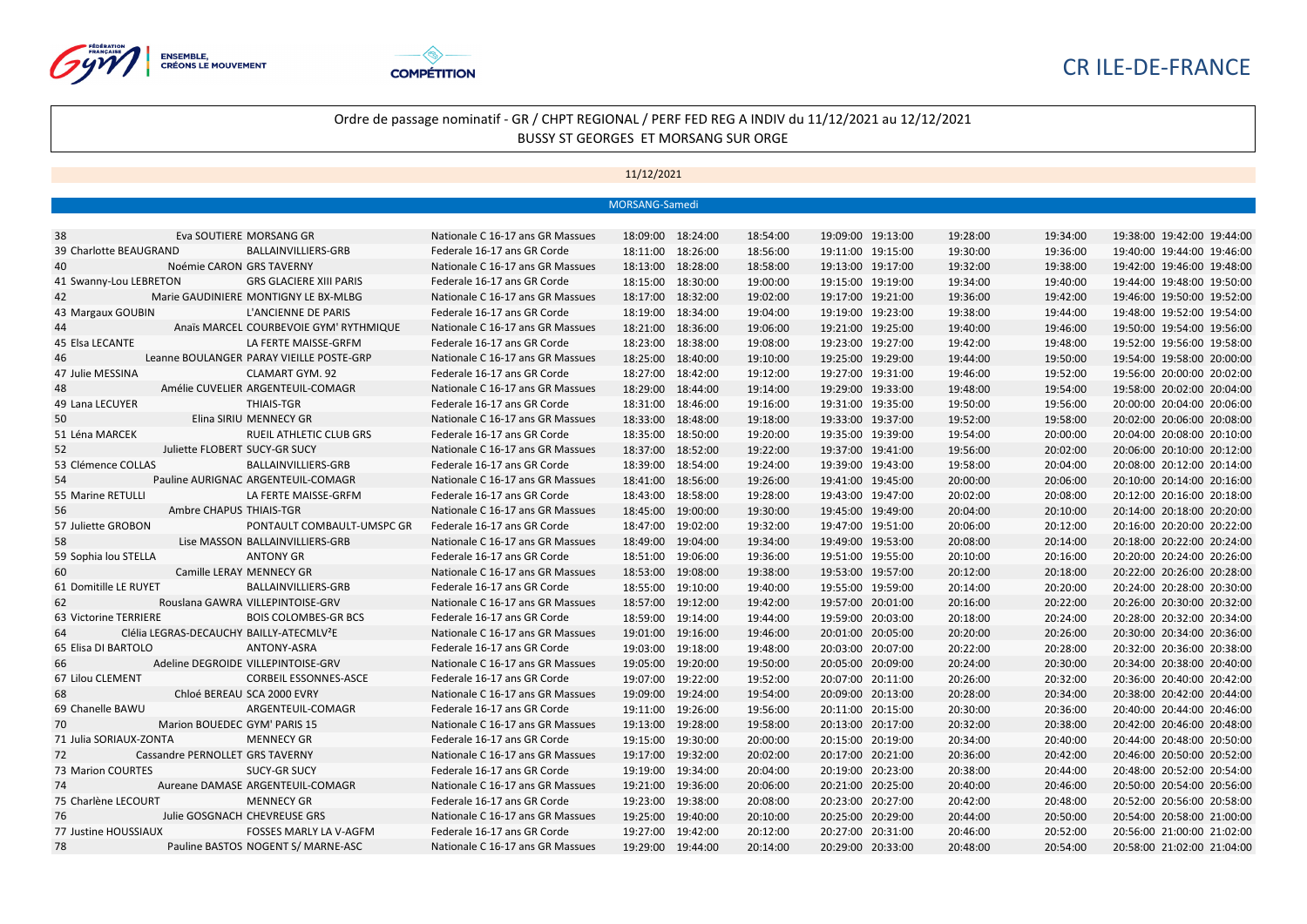CR ILE-DE-FRANCE

Ordre de passage nominatif - GR / CHPT REGIONAL / PERF FED REG A INDIV du 11/12/2021 au 12/12/2021
BUSSY ST GEORGES ET MORSANG SUR ORGE

11/12/2021

MORSANG-Samedi

| | | | | | | | | | | | | | |
|---|---|---|---|---|---|---|---|---|---|---|---|---|---|
| 38 | Eva SOUTIERE | MORSANG GR | Nationale C 16-17 ans GR Massues | 18:09:00 | 18:24:00 | 18:54:00 | 19:09:00 | 19:13:00 | 19:28:00 | 19:34:00 | 19:38:00 | 19:42:00 | 19:44:00 |
| 39 | Charlotte BEAUGRAND | BALLAINVILLIERS-GRB | Federale 16-17 ans GR Corde | 18:11:00 | 18:26:00 | 18:56:00 | 19:11:00 | 19:15:00 | 19:30:00 | 19:36:00 | 19:40:00 | 19:44:00 | 19:46:00 |
| 40 | Noémie CARON | GRS TAVERNY | Nationale C 16-17 ans GR Massues | 18:13:00 | 18:28:00 | 18:58:00 | 19:13:00 | 19:17:00 | 19:32:00 | 19:38:00 | 19:42:00 | 19:46:00 | 19:48:00 |
| 41 | Swanny-Lou LEBRETON | GRS GLACIERE XIII PARIS | Federale 16-17 ans GR Corde | 18:15:00 | 18:30:00 | 19:00:00 | 19:15:00 | 19:19:00 | 19:34:00 | 19:40:00 | 19:44:00 | 19:48:00 | 19:50:00 |
| 42 | Marie GAUDINIERE | MONTIGNY LE BX-MLBG | Nationale C 16-17 ans GR Massues | 18:17:00 | 18:32:00 | 19:02:00 | 19:17:00 | 19:21:00 | 19:36:00 | 19:42:00 | 19:46:00 | 19:50:00 | 19:52:00 |
| 43 | Margaux GOUBIN | L'ANCIENNE DE PARIS | Federale 16-17 ans GR Corde | 18:19:00 | 18:34:00 | 19:04:00 | 19:19:00 | 19:23:00 | 19:38:00 | 19:44:00 | 19:48:00 | 19:52:00 | 19:54:00 |
| 44 | Anaïs MARCEL | COURBEVOIE GYM' RYTHMIQUE | Nationale C 16-17 ans GR Massues | 18:21:00 | 18:36:00 | 19:06:00 | 19:21:00 | 19:25:00 | 19:40:00 | 19:46:00 | 19:50:00 | 19:54:00 | 19:56:00 |
| 45 | Elsa LECANTE | LA FERTE MAISSE-GRFM | Federale 16-17 ans GR Corde | 18:23:00 | 18:38:00 | 19:08:00 | 19:23:00 | 19:27:00 | 19:42:00 | 19:48:00 | 19:52:00 | 19:56:00 | 19:58:00 |
| 46 | Leanne BOULANGER | PARAY VIEILLE POSTE-GRP | Nationale C 16-17 ans GR Massues | 18:25:00 | 18:40:00 | 19:10:00 | 19:25:00 | 19:29:00 | 19:44:00 | 19:50:00 | 19:54:00 | 19:58:00 | 20:00:00 |
| 47 | Julie MESSINA | CLAMART GYM. 92 | Federale 16-17 ans GR Corde | 18:27:00 | 18:42:00 | 19:12:00 | 19:27:00 | 19:31:00 | 19:46:00 | 19:52:00 | 19:56:00 | 20:00:00 | 20:02:00 |
| 48 | Amélie CUVELIER | ARGENTEUIL-COMAGR | Nationale C 16-17 ans GR Massues | 18:29:00 | 18:44:00 | 19:14:00 | 19:29:00 | 19:33:00 | 19:48:00 | 19:54:00 | 19:58:00 | 20:02:00 | 20:04:00 |
| 49 | Lana LECUYER | THIAIS-TGR | Federale 16-17 ans GR Corde | 18:31:00 | 18:46:00 | 19:16:00 | 19:31:00 | 19:35:00 | 19:50:00 | 19:56:00 | 20:00:00 | 20:04:00 | 20:06:00 |
| 50 | Elina SIRIU | MENNECY GR | Nationale C 16-17 ans GR Massues | 18:33:00 | 18:48:00 | 19:18:00 | 19:33:00 | 19:37:00 | 19:52:00 | 19:58:00 | 20:02:00 | 20:06:00 | 20:08:00 |
| 51 | Léna MARCEK | RUEIL ATHLETIC CLUB GRS | Federale 16-17 ans GR Corde | 18:35:00 | 18:50:00 | 19:20:00 | 19:35:00 | 19:39:00 | 19:54:00 | 20:00:00 | 20:04:00 | 20:08:00 | 20:10:00 |
| 52 | Juliette FLOBERT | SUCY-GR SUCY | Nationale C 16-17 ans GR Massues | 18:37:00 | 18:52:00 | 19:22:00 | 19:37:00 | 19:41:00 | 19:56:00 | 20:02:00 | 20:06:00 | 20:10:00 | 20:12:00 |
| 53 | Clémence COLLAS | BALLAINVILLIERS-GRB | Federale 16-17 ans GR Corde | 18:39:00 | 18:54:00 | 19:24:00 | 19:39:00 | 19:43:00 | 19:58:00 | 20:04:00 | 20:08:00 | 20:12:00 | 20:14:00 |
| 54 | Pauline AURIGNAC | ARGENTEUIL-COMAGR | Nationale C 16-17 ans GR Massues | 18:41:00 | 18:56:00 | 19:26:00 | 19:41:00 | 19:45:00 | 20:00:00 | 20:06:00 | 20:10:00 | 20:14:00 | 20:16:00 |
| 55 | Marine RETULLI | LA FERTE MAISSE-GRFM | Federale 16-17 ans GR Corde | 18:43:00 | 18:58:00 | 19:28:00 | 19:43:00 | 19:47:00 | 20:02:00 | 20:08:00 | 20:12:00 | 20:16:00 | 20:18:00 |
| 56 | Ambre CHAPUS | THIAIS-TGR | Nationale C 16-17 ans GR Massues | 18:45:00 | 19:00:00 | 19:30:00 | 19:45:00 | 19:49:00 | 20:04:00 | 20:10:00 | 20:14:00 | 20:18:00 | 20:20:00 |
| 57 | Juliette GROBON | PONTAULT COMBAULT-UMSPC GR | Federale 16-17 ans GR Corde | 18:47:00 | 19:02:00 | 19:32:00 | 19:47:00 | 19:51:00 | 20:06:00 | 20:12:00 | 20:16:00 | 20:20:00 | 20:22:00 |
| 58 | Lise MASSON | BALLAINVILLIERS-GRB | Nationale C 16-17 ans GR Massues | 18:49:00 | 19:04:00 | 19:34:00 | 19:49:00 | 19:53:00 | 20:08:00 | 20:14:00 | 20:18:00 | 20:22:00 | 20:24:00 |
| 59 | Sophia lou STELLA | ANTONY GR | Federale 16-17 ans GR Corde | 18:51:00 | 19:06:00 | 19:36:00 | 19:51:00 | 19:55:00 | 20:10:00 | 20:16:00 | 20:20:00 | 20:24:00 | 20:26:00 |
| 60 | Camille LERAY | MENNECY GR | Nationale C 16-17 ans GR Massues | 18:53:00 | 19:08:00 | 19:38:00 | 19:53:00 | 19:57:00 | 20:12:00 | 20:18:00 | 20:22:00 | 20:26:00 | 20:28:00 |
| 61 | Domitille LE RUYET | BALLAINVILLIERS-GRB | Federale 16-17 ans GR Corde | 18:55:00 | 19:10:00 | 19:40:00 | 19:55:00 | 19:59:00 | 20:14:00 | 20:20:00 | 20:24:00 | 20:28:00 | 20:30:00 |
| 62 | Rouslana GAWRA | VILLEPINTOISE-GRV | Nationale C 16-17 ans GR Massues | 18:57:00 | 19:12:00 | 19:42:00 | 19:57:00 | 20:01:00 | 20:16:00 | 20:22:00 | 20:26:00 | 20:30:00 | 20:32:00 |
| 63 | Victorine TERRIERE | BOIS COLOMBES-GR BCS | Federale 16-17 ans GR Corde | 18:59:00 | 19:14:00 | 19:44:00 | 19:59:00 | 20:03:00 | 20:18:00 | 20:24:00 | 20:28:00 | 20:32:00 | 20:34:00 |
| 64 | Clélia LEGRAS-DECAUCHY | BAILLY-ATECMLV²E | Nationale C 16-17 ans GR Massues | 19:01:00 | 19:16:00 | 19:46:00 | 20:01:00 | 20:05:00 | 20:20:00 | 20:26:00 | 20:30:00 | 20:34:00 | 20:36:00 |
| 65 | Elisa DI BARTOLO | ANTONY-ASRA | Federale 16-17 ans GR Corde | 19:03:00 | 19:18:00 | 19:48:00 | 20:03:00 | 20:07:00 | 20:22:00 | 20:28:00 | 20:32:00 | 20:36:00 | 20:38:00 |
| 66 | Adeline DEGROIDE | VILLEPINTOISE-GRV | Nationale C 16-17 ans GR Massues | 19:05:00 | 19:20:00 | 19:50:00 | 20:05:00 | 20:09:00 | 20:24:00 | 20:30:00 | 20:34:00 | 20:38:00 | 20:40:00 |
| 67 | Lilou CLEMENT | CORBEIL ESSONNES-ASCE | Federale 16-17 ans GR Corde | 19:07:00 | 19:22:00 | 19:52:00 | 20:07:00 | 20:11:00 | 20:26:00 | 20:32:00 | 20:36:00 | 20:40:00 | 20:42:00 |
| 68 | Chloé BEREAU | SCA 2000 EVRY | Nationale C 16-17 ans GR Massues | 19:09:00 | 19:24:00 | 19:54:00 | 20:09:00 | 20:13:00 | 20:28:00 | 20:34:00 | 20:38:00 | 20:42:00 | 20:44:00 |
| 69 | Chanelle BAWU | ARGENTEUIL-COMAGR | Federale 16-17 ans GR Corde | 19:11:00 | 19:26:00 | 19:56:00 | 20:11:00 | 20:15:00 | 20:30:00 | 20:36:00 | 20:40:00 | 20:44:00 | 20:46:00 |
| 70 | Marion BOUEDEC | GYM' PARIS 15 | Nationale C 16-17 ans GR Massues | 19:13:00 | 19:28:00 | 19:58:00 | 20:13:00 | 20:17:00 | 20:32:00 | 20:38:00 | 20:42:00 | 20:46:00 | 20:48:00 |
| 71 | Julia SORIAUX-ZONTA | MENNECY GR | Federale 16-17 ans GR Corde | 19:15:00 | 19:30:00 | 20:00:00 | 20:15:00 | 20:19:00 | 20:34:00 | 20:40:00 | 20:44:00 | 20:48:00 | 20:50:00 |
| 72 | Cassandre PERNOLLET | GRS TAVERNY | Nationale C 16-17 ans GR Massues | 19:17:00 | 19:32:00 | 20:02:00 | 20:17:00 | 20:21:00 | 20:36:00 | 20:42:00 | 20:46:00 | 20:50:00 | 20:52:00 |
| 73 | Marion COURTES | SUCY-GR SUCY | Federale 16-17 ans GR Corde | 19:19:00 | 19:34:00 | 20:04:00 | 20:19:00 | 20:23:00 | 20:38:00 | 20:44:00 | 20:48:00 | 20:52:00 | 20:54:00 |
| 74 | Aureane DAMASE | ARGENTEUIL-COMAGR | Nationale C 16-17 ans GR Massues | 19:21:00 | 19:36:00 | 20:06:00 | 20:21:00 | 20:25:00 | 20:40:00 | 20:46:00 | 20:50:00 | 20:54:00 | 20:56:00 |
| 75 | Charlène LECOURT | MENNECY GR | Federale 16-17 ans GR Corde | 19:23:00 | 19:38:00 | 20:08:00 | 20:23:00 | 20:27:00 | 20:42:00 | 20:48:00 | 20:52:00 | 20:56:00 | 20:58:00 |
| 76 | Julie GOSGNACH | CHEVREUSE GRS | Nationale C 16-17 ans GR Massues | 19:25:00 | 19:40:00 | 20:10:00 | 20:25:00 | 20:29:00 | 20:44:00 | 20:50:00 | 20:54:00 | 20:58:00 | 21:00:00 |
| 77 | Justine HOUSSIAUX | FOSSES MARLY LA V-AGFM | Federale 16-17 ans GR Corde | 19:27:00 | 19:42:00 | 20:12:00 | 20:27:00 | 20:31:00 | 20:46:00 | 20:52:00 | 20:56:00 | 21:00:00 | 21:02:00 |
| 78 | Pauline BASTOS | NOGENT S/ MARNE-ASC | Nationale C 16-17 ans GR Massues | 19:29:00 | 19:44:00 | 20:14:00 | 20:29:00 | 20:33:00 | 20:48:00 | 20:54:00 | 20:58:00 | 21:02:00 | 21:04:00 |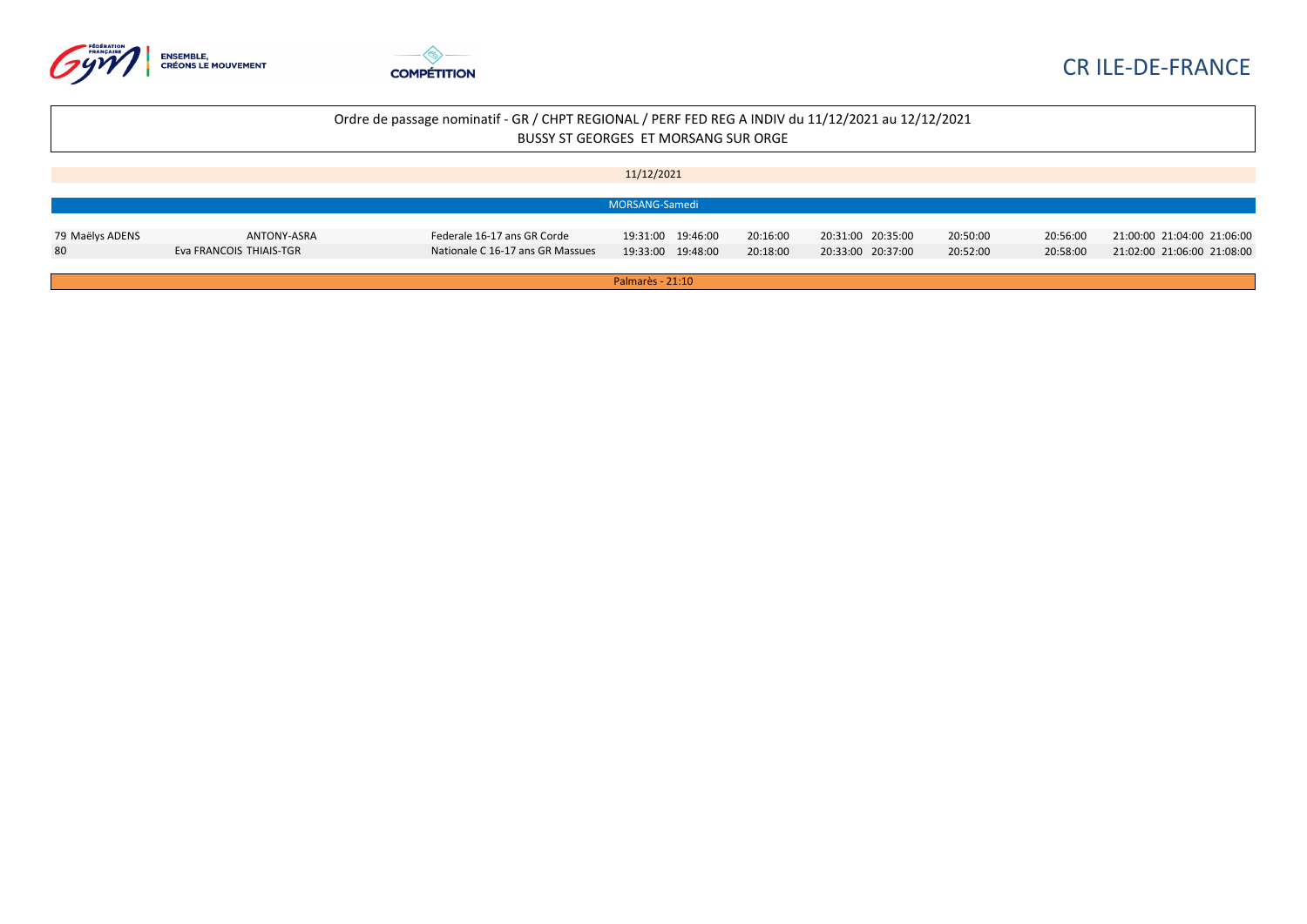CR ILE-DE-FRANCE

Ordre de passage nominatif - GR / CHPT REGIONAL / PERF FED REG A INDIV du 11/12/2021 au 12/12/2021
BUSSY ST GEORGES ET MORSANG SUR ORGE

11/12/2021

MORSANG-Samedi

| | | | | | | | | | | | | |
|---|---|---|---|---|---|---|---|---|---|---|---|---|
| 79 Maëlys ADENS | ANTONY-ASRA | Federale 16-17 ans GR Corde | 19:31:00 | 19:46:00 | 20:16:00 | 20:31:00 | 20:35:00 | 20:50:00 | 20:56:00 | 21:00:00 | 21:04:00 | 21:06:00 |
| 80 | Eva FRANCOIS THIAIS-TGR | Nationale C 16-17 ans GR Massues | 19:33:00 | 19:48:00 | 20:18:00 | 20:33:00 | 20:37:00 | 20:52:00 | 20:58:00 | 21:02:00 | 21:06:00 | 21:08:00 |

Palmarès - 21:10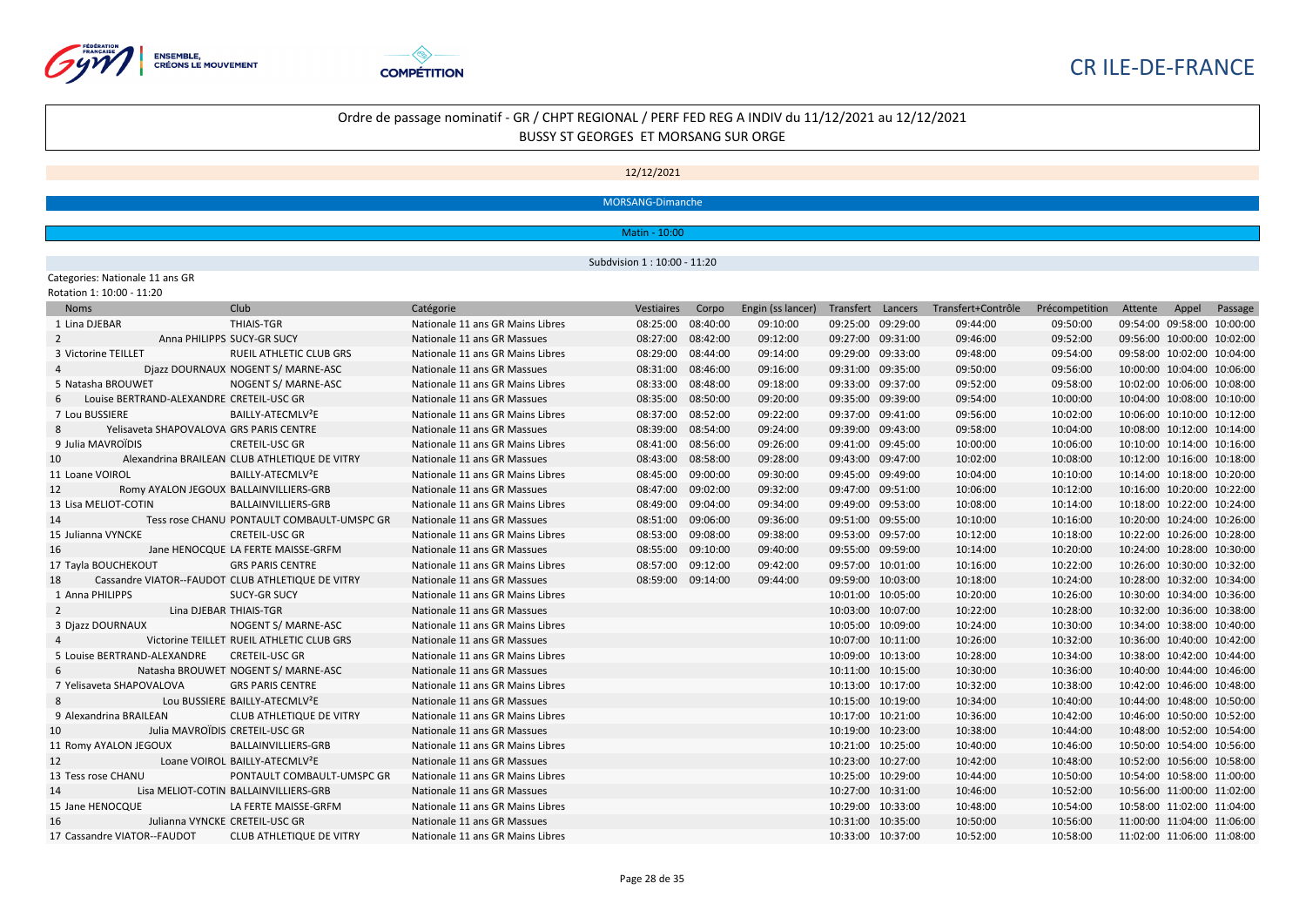CR ILE-DE-FRANCE

## Ordre de passage nominatif - GR / CHPT REGIONAL / PERF FED REG A INDIV du 11/12/2021 au 12/12/2021

BUSSY ST GEORGES ET MORSANG SUR ORGE

12/12/2021

MORSANG-Dimanche

Matin - 10:00

Subdvision 1 : 10:00 - 11:20

Categories: Nationale 11 ans GR

Rotation 1: 10:00 - 11:20

| Noms | Club | Catégorie | Vestiaires | Corpo | Engin (ss lancer) | Transfert | Lancers | Transfert+Contrôle | Précompetition | Attente | Appel | Passage |
|---|---|---|---|---|---|---|---|---|---|---|---|---|
| 1 Lina DJEBAR | THIAIS-TGR | Nationale 11 ans GR Mains Libres | 08:25:00 | 08:40:00 | 09:10:00 | 09:25:00 | 09:29:00 | 09:44:00 | 09:50:00 | 09:54:00 | 09:58:00 | 10:00:00 |
| 2 Anna PHILIPPS | SUCY-GR SUCY | Nationale 11 ans GR Massues | 08:27:00 | 08:42:00 | 09:12:00 | 09:27:00 | 09:31:00 | 09:46:00 | 09:52:00 | 09:56:00 | 10:00:00 | 10:02:00 |
| 3 Victorine TEILLET | RUEIL ATHLETIC CLUB GRS | Nationale 11 ans GR Mains Libres | 08:29:00 | 08:44:00 | 09:14:00 | 09:29:00 | 09:33:00 | 09:48:00 | 09:54:00 | 09:58:00 | 10:02:00 | 10:04:00 |
| 4 Djazz DOURNAUX | NOGENT S/ MARNE-ASC | Nationale 11 ans GR Massues | 08:31:00 | 08:46:00 | 09:16:00 | 09:31:00 | 09:35:00 | 09:50:00 | 09:56:00 | 10:00:00 | 10:04:00 | 10:06:00 |
| 5 Natasha BROUWET | NOGENT S/ MARNE-ASC | Nationale 11 ans GR Mains Libres | 08:33:00 | 08:48:00 | 09:18:00 | 09:33:00 | 09:37:00 | 09:52:00 | 09:58:00 | 10:02:00 | 10:06:00 | 10:08:00 |
| 6 Louise BERTRAND-ALEXANDRE | CRETEIL-USC GR | Nationale 11 ans GR Massues | 08:35:00 | 08:50:00 | 09:20:00 | 09:35:00 | 09:39:00 | 09:54:00 | 10:00:00 | 10:04:00 | 10:08:00 | 10:10:00 |
| 7 Lou BUSSIERE | BAILLY-ATECMLV²E | Nationale 11 ans GR Mains Libres | 08:37:00 | 08:52:00 | 09:22:00 | 09:37:00 | 09:41:00 | 09:56:00 | 10:02:00 | 10:06:00 | 10:10:00 | 10:12:00 |
| 8 Yelisaveta SHAPOVALOVA | GRS PARIS CENTRE | Nationale 11 ans GR Massues | 08:39:00 | 08:54:00 | 09:24:00 | 09:39:00 | 09:43:00 | 09:58:00 | 10:04:00 | 10:08:00 | 10:12:00 | 10:14:00 |
| 9 Julia MAVROÏDIS | CRETEIL-USC GR | Nationale 11 ans GR Mains Libres | 08:41:00 | 08:56:00 | 09:26:00 | 09:41:00 | 09:45:00 | 10:00:00 | 10:06:00 | 10:10:00 | 10:14:00 | 10:16:00 |
| 10 Alexandrina BRAILEAN | CLUB ATHLETIQUE DE VITRY | Nationale 11 ans GR Massues | 08:43:00 | 08:58:00 | 09:28:00 | 09:43:00 | 09:47:00 | 10:02:00 | 10:08:00 | 10:12:00 | 10:16:00 | 10:18:00 |
| 11 Loane VOIROL | BAILLY-ATECMLV²E | Nationale 11 ans GR Mains Libres | 08:45:00 | 09:00:00 | 09:30:00 | 09:45:00 | 09:49:00 | 10:04:00 | 10:10:00 | 10:14:00 | 10:18:00 | 10:20:00 |
| 12 Romy AYALON JEGOUX | BALLAINVILLIERS-GRB | Nationale 11 ans GR Massues | 08:47:00 | 09:02:00 | 09:32:00 | 09:47:00 | 09:51:00 | 10:06:00 | 10:12:00 | 10:16:00 | 10:20:00 | 10:22:00 |
| 13 Lisa MELIOT-COTIN | BALLAINVILLIERS-GRB | Nationale 11 ans GR Mains Libres | 08:49:00 | 09:04:00 | 09:34:00 | 09:49:00 | 09:53:00 | 10:08:00 | 10:14:00 | 10:18:00 | 10:22:00 | 10:24:00 |
| 14 Tess rose CHANU | PONTAULT COMBAULT-UMSPC GR | Nationale 11 ans GR Massues | 08:51:00 | 09:06:00 | 09:36:00 | 09:51:00 | 09:55:00 | 10:10:00 | 10:16:00 | 10:20:00 | 10:24:00 | 10:26:00 |
| 15 Julianna VYNCKE | CRETEIL-USC GR | Nationale 11 ans GR Mains Libres | 08:53:00 | 09:08:00 | 09:38:00 | 09:53:00 | 09:57:00 | 10:12:00 | 10:18:00 | 10:22:00 | 10:26:00 | 10:28:00 |
| 16 Jane HENOCQUE | LA FERTE MAISSE-GRFM | Nationale 11 ans GR Massues | 08:55:00 | 09:10:00 | 09:40:00 | 09:55:00 | 09:59:00 | 10:14:00 | 10:20:00 | 10:24:00 | 10:28:00 | 10:30:00 |
| 17 Tayla BOUCHEKOUT | GRS PARIS CENTRE | Nationale 11 ans GR Mains Libres | 08:57:00 | 09:12:00 | 09:42:00 | 09:57:00 | 10:01:00 | 10:16:00 | 10:22:00 | 10:26:00 | 10:30:00 | 10:32:00 |
| 18 Cassandre VIATOR--FAUDOT | CLUB ATHLETIQUE DE VITRY | Nationale 11 ans GR Massues | 08:59:00 | 09:14:00 | 09:44:00 | 09:59:00 | 10:03:00 | 10:18:00 | 10:24:00 | 10:28:00 | 10:32:00 | 10:34:00 |
| 1 Anna PHILIPPS | SUCY-GR SUCY | Nationale 11 ans GR Mains Libres | | | | 10:01:00 | 10:05:00 | 10:20:00 | 10:26:00 | 10:30:00 | 10:34:00 | 10:36:00 |
| 2 Lina DJEBAR | THIAIS-TGR | Nationale 11 ans GR Massues | | | | 10:03:00 | 10:07:00 | 10:22:00 | 10:28:00 | 10:32:00 | 10:36:00 | 10:38:00 |
| 3 Djazz DOURNAUX | NOGENT S/ MARNE-ASC | Nationale 11 ans GR Mains Libres | | | | 10:05:00 | 10:09:00 | 10:24:00 | 10:30:00 | 10:34:00 | 10:38:00 | 10:40:00 |
| 4 Victorine TEILLET | RUEIL ATHLETIC CLUB GRS | Nationale 11 ans GR Massues | | | | 10:07:00 | 10:11:00 | 10:26:00 | 10:32:00 | 10:36:00 | 10:40:00 | 10:42:00 |
| 5 Louise BERTRAND-ALEXANDRE | CRETEIL-USC GR | Nationale 11 ans GR Mains Libres | | | | 10:09:00 | 10:13:00 | 10:28:00 | 10:34:00 | 10:38:00 | 10:42:00 | 10:44:00 |
| 6 Natasha BROUWET | NOGENT S/ MARNE-ASC | Nationale 11 ans GR Massues | | | | 10:11:00 | 10:15:00 | 10:30:00 | 10:36:00 | 10:40:00 | 10:44:00 | 10:46:00 |
| 7 Yelisaveta SHAPOVALOVA | GRS PARIS CENTRE | Nationale 11 ans GR Mains Libres | | | | 10:13:00 | 10:17:00 | 10:32:00 | 10:38:00 | 10:42:00 | 10:46:00 | 10:48:00 |
| 8 Lou BUSSIERE | BAILLY-ATECMLV²E | Nationale 11 ans GR Massues | | | | 10:15:00 | 10:19:00 | 10:34:00 | 10:40:00 | 10:44:00 | 10:48:00 | 10:50:00 |
| 9 Alexandrina BRAILEAN | CLUB ATHLETIQUE DE VITRY | Nationale 11 ans GR Mains Libres | | | | 10:17:00 | 10:21:00 | 10:36:00 | 10:42:00 | 10:46:00 | 10:50:00 | 10:52:00 |
| 10 Julia MAVROÏDIS | CRETEIL-USC GR | Nationale 11 ans GR Massues | | | | 10:19:00 | 10:23:00 | 10:38:00 | 10:44:00 | 10:48:00 | 10:52:00 | 10:54:00 |
| 11 Romy AYALON JEGOUX | BALLAINVILLIERS-GRB | Nationale 11 ans GR Mains Libres | | | | 10:21:00 | 10:25:00 | 10:40:00 | 10:46:00 | 10:50:00 | 10:54:00 | 10:56:00 |
| 12 Loane VOIROL | BAILLY-ATECMLV²E | Nationale 11 ans GR Massues | | | | 10:23:00 | 10:27:00 | 10:42:00 | 10:48:00 | 10:52:00 | 10:56:00 | 10:58:00 |
| 13 Tess rose CHANU | PONTAULT COMBAULT-UMSPC GR | Nationale 11 ans GR Mains Libres | | | | 10:25:00 | 10:29:00 | 10:44:00 | 10:50:00 | 10:54:00 | 10:58:00 | 11:00:00 |
| 14 Lisa MELIOT-COTIN | BALLAINVILLIERS-GRB | Nationale 11 ans GR Massues | | | | 10:27:00 | 10:31:00 | 10:46:00 | 10:52:00 | 10:56:00 | 11:00:00 | 11:02:00 |
| 15 Jane HENOCQUE | LA FERTE MAISSE-GRFM | Nationale 11 ans GR Mains Libres | | | | 10:29:00 | 10:33:00 | 10:48:00 | 10:54:00 | 10:58:00 | 11:02:00 | 11:04:00 |
| 16 Julianna VYNCKE | CRETEIL-USC GR | Nationale 11 ans GR Massues | | | | 10:31:00 | 10:35:00 | 10:50:00 | 10:56:00 | 11:00:00 | 11:04:00 | 11:06:00 |
| 17 Cassandre VIATOR--FAUDOT | CLUB ATHLETIQUE DE VITRY | Nationale 11 ans GR Mains Libres | | | | 10:33:00 | 10:37:00 | 10:52:00 | 10:58:00 | 11:02:00 | 11:06:00 | 11:08:00 |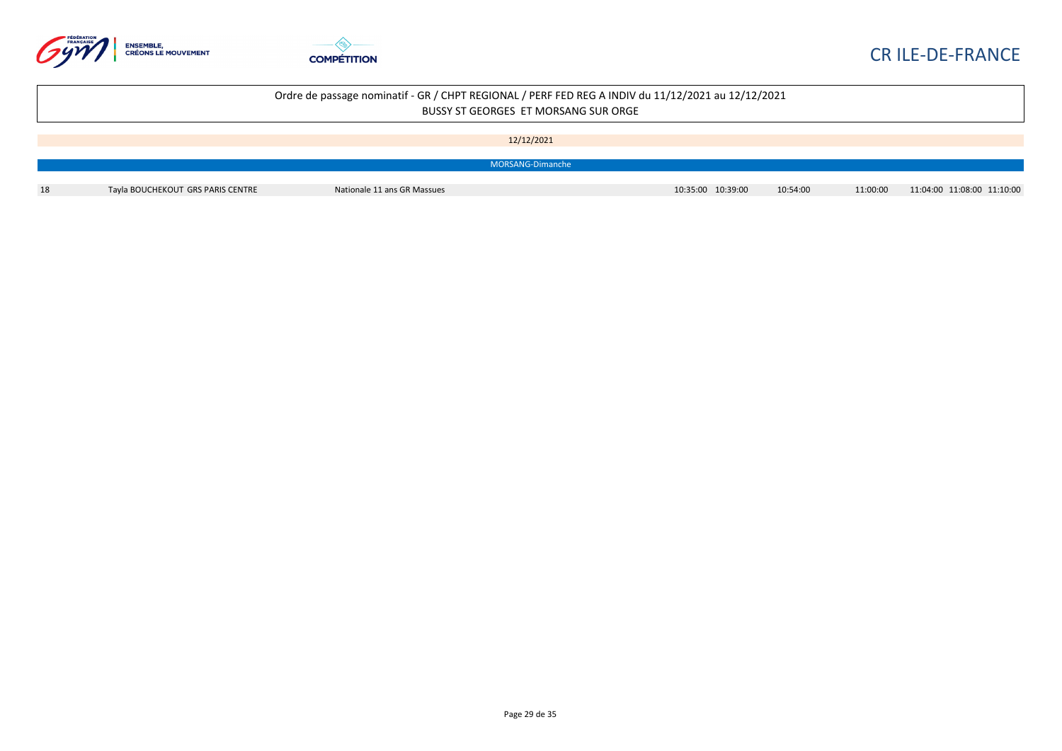CR ILE-DE-FRANCE

Ordre de passage nominatif - GR / CHPT REGIONAL / PERF FED REG A INDIV du 11/12/2021 au 12/12/2021
BUSSY ST GEORGES ET MORSANG SUR ORGE

12/12/2021

MORSANG-Dimanche

| | | | | | | | | | |
|---|---|---|---|---|---|---|---|---|---|
| 18 | Tayla BOUCHEKOUT GRS PARIS CENTRE | Nationale 11 ans GR Massues | 10:35:00 | 10:39:00 | 10:54:00 | 11:00:00 | 11:04:00 | 11:08:00 | 11:10:00 |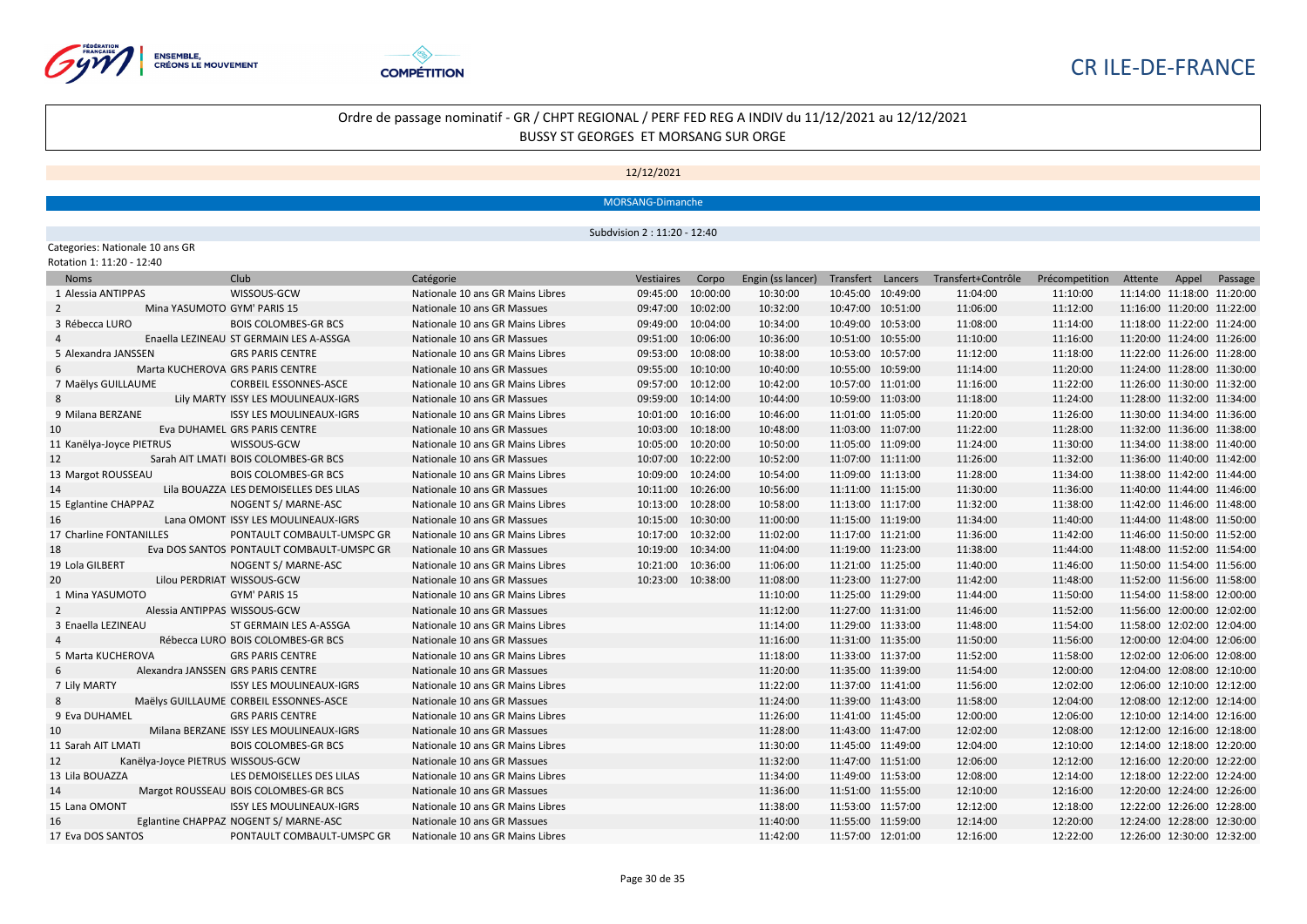CR ILE-DE-FRANCE

Ordre de passage nominatif - GR / CHPT REGIONAL / PERF FED REG A INDIV du 11/12/2021 au 12/12/2021
BUSSY ST GEORGES ET MORSANG SUR ORGE

12/12/2021

MORSANG-Dimanche

Subdivision 2 : 11:20 - 12:40

Categories: Nationale 10 ans GR
Rotation 1: 11:20 - 12:40

| Noms | Club | Catégorie | Vestiaires | Corpo | Engin (ss lancer) | Transfert | Lancers | Transfert+Contrôle | Précompetition | Attente | Appel | Passage |
|---|---|---|---|---|---|---|---|---|---|---|---|---|
| 1 Alessia ANTIPPAS | WISSOUS-GCW | Nationale 10 ans GR Mains Libres | 09:45:00 | 10:00:00 | 10:30:00 | 10:45:00 | 10:49:00 | 11:04:00 | 11:10:00 | 11:14:00 | 11:18:00 | 11:20:00 |
| 2 Mina YASUMOTO | GYM' PARIS 15 | Nationale 10 ans GR Massues | 09:47:00 | 10:02:00 | 10:32:00 | 10:47:00 | 10:51:00 | 11:06:00 | 11:12:00 | 11:16:00 | 11:20:00 | 11:22:00 |
| 3 Rébecca LURO | BOIS COLOMBES-GR BCS | Nationale 10 ans GR Mains Libres | 09:49:00 | 10:04:00 | 10:34:00 | 10:49:00 | 10:53:00 | 11:08:00 | 11:14:00 | 11:18:00 | 11:22:00 | 11:24:00 |
| 4 Enaella LEZINEAU | ST GERMAIN LES A-ASSGA | Nationale 10 ans GR Massues | 09:51:00 | 10:06:00 | 10:36:00 | 10:51:00 | 10:55:00 | 11:10:00 | 11:16:00 | 11:20:00 | 11:24:00 | 11:26:00 |
| 5 Alexandra JANSSEN | GRS PARIS CENTRE | Nationale 10 ans GR Mains Libres | 09:53:00 | 10:08:00 | 10:38:00 | 10:53:00 | 10:57:00 | 11:12:00 | 11:18:00 | 11:22:00 | 11:26:00 | 11:28:00 |
| 6 Marta KUCHEROVA | GRS PARIS CENTRE | Nationale 10 ans GR Massues | 09:55:00 | 10:10:00 | 10:40:00 | 10:55:00 | 10:59:00 | 11:14:00 | 11:20:00 | 11:24:00 | 11:28:00 | 11:30:00 |
| 7 Maëlys GUILLAUME | CORBEIL ESSONNES-ASCE | Nationale 10 ans GR Mains Libres | 09:57:00 | 10:12:00 | 10:42:00 | 10:57:00 | 11:01:00 | 11:16:00 | 11:22:00 | 11:26:00 | 11:30:00 | 11:32:00 |
| 8 Lily MARTY | ISSY LES MOULINEAUX-IGRS | Nationale 10 ans GR Massues | 09:59:00 | 10:14:00 | 10:44:00 | 10:59:00 | 11:03:00 | 11:18:00 | 11:24:00 | 11:28:00 | 11:32:00 | 11:34:00 |
| 9 Milana BERZANE | ISSY LES MOULINEAUX-IGRS | Nationale 10 ans GR Mains Libres | 10:01:00 | 10:16:00 | 10:46:00 | 11:01:00 | 11:05:00 | 11:20:00 | 11:26:00 | 11:30:00 | 11:34:00 | 11:36:00 |
| 10 Eva DUHAMEL | GRS PARIS CENTRE | Nationale 10 ans GR Massues | 10:03:00 | 10:18:00 | 10:48:00 | 11:03:00 | 11:07:00 | 11:22:00 | 11:28:00 | 11:32:00 | 11:36:00 | 11:38:00 |
| 11 Kanëlya-Joyce PIETRUS | WISSOUS-GCW | Nationale 10 ans GR Mains Libres | 10:05:00 | 10:20:00 | 10:50:00 | 11:05:00 | 11:09:00 | 11:24:00 | 11:30:00 | 11:34:00 | 11:38:00 | 11:40:00 |
| 12 Sarah AIT LMATI | BOIS COLOMBES-GR BCS | Nationale 10 ans GR Massues | 10:07:00 | 10:22:00 | 10:52:00 | 11:07:00 | 11:11:00 | 11:26:00 | 11:32:00 | 11:36:00 | 11:40:00 | 11:42:00 |
| 13 Margot ROUSSEAU | BOIS COLOMBES-GR BCS | Nationale 10 ans GR Mains Libres | 10:09:00 | 10:24:00 | 10:54:00 | 11:09:00 | 11:13:00 | 11:28:00 | 11:34:00 | 11:38:00 | 11:42:00 | 11:44:00 |
| 14 Lila BOUAZZA | LES DEMOISELLES DES LILAS | Nationale 10 ans GR Massues | 10:11:00 | 10:26:00 | 10:56:00 | 11:11:00 | 11:15:00 | 11:30:00 | 11:36:00 | 11:40:00 | 11:44:00 | 11:46:00 |
| 15 Eglantine CHAPPAZ | NOGENT S/ MARNE-ASC | Nationale 10 ans GR Mains Libres | 10:13:00 | 10:28:00 | 10:58:00 | 11:13:00 | 11:17:00 | 11:32:00 | 11:38:00 | 11:42:00 | 11:46:00 | 11:48:00 |
| 16 Lana OMONT | ISSY LES MOULINEAUX-IGRS | Nationale 10 ans GR Massues | 10:15:00 | 10:30:00 | 11:00:00 | 11:15:00 | 11:19:00 | 11:34:00 | 11:40:00 | 11:44:00 | 11:48:00 | 11:50:00 |
| 17 Charline FONTANILLES | PONTAULT COMBAULT-UMSPC GR | Nationale 10 ans GR Mains Libres | 10:17:00 | 10:32:00 | 11:02:00 | 11:17:00 | 11:21:00 | 11:36:00 | 11:42:00 | 11:46:00 | 11:50:00 | 11:52:00 |
| 18 Eva DOS SANTOS | PONTAULT COMBAULT-UMSPC GR | Nationale 10 ans GR Massues | 10:19:00 | 10:34:00 | 11:04:00 | 11:19:00 | 11:23:00 | 11:38:00 | 11:44:00 | 11:48:00 | 11:52:00 | 11:54:00 |
| 19 Lola GILBERT | NOGENT S/ MARNE-ASC | Nationale 10 ans GR Mains Libres | 10:21:00 | 10:36:00 | 11:06:00 | 11:21:00 | 11:25:00 | 11:40:00 | 11:46:00 | 11:50:00 | 11:54:00 | 11:56:00 |
| 20 Lilou PERDRIAT | WISSOUS-GCW | Nationale 10 ans GR Massues | 10:23:00 | 10:38:00 | 11:08:00 | 11:23:00 | 11:27:00 | 11:42:00 | 11:48:00 | 11:52:00 | 11:56:00 | 11:58:00 |
| 1 Mina YASUMOTO | GYM' PARIS 15 | Nationale 10 ans GR Mains Libres | | | 11:10:00 | 11:25:00 | 11:29:00 | 11:44:00 | 11:50:00 | 11:54:00 | 11:58:00 | 12:00:00 |
| 2 Alessia ANTIPPAS | WISSOUS-GCW | Nationale 10 ans GR Massues | | | 11:12:00 | 11:27:00 | 11:31:00 | 11:46:00 | 11:52:00 | 11:56:00 | 12:00:00 | 12:02:00 |
| 3 Enaella LEZINEAU | ST GERMAIN LES A-ASSGA | Nationale 10 ans GR Mains Libres | | | 11:14:00 | 11:29:00 | 11:33:00 | 11:48:00 | 11:54:00 | 11:58:00 | 12:02:00 | 12:04:00 |
| 4 Rébecca LURO | BOIS COLOMBES-GR BCS | Nationale 10 ans GR Massues | | | 11:16:00 | 11:31:00 | 11:35:00 | 11:50:00 | 11:56:00 | 12:00:00 | 12:04:00 | 12:06:00 |
| 5 Marta KUCHEROVA | GRS PARIS CENTRE | Nationale 10 ans GR Mains Libres | | | 11:18:00 | 11:33:00 | 11:37:00 | 11:52:00 | 11:58:00 | 12:02:00 | 12:06:00 | 12:08:00 |
| 6 Alexandra JANSSEN | GRS PARIS CENTRE | Nationale 10 ans GR Massues | | | 11:20:00 | 11:35:00 | 11:39:00 | 11:54:00 | 12:00:00 | 12:04:00 | 12:08:00 | 12:10:00 |
| 7 Lily MARTY | ISSY LES MOULINEAUX-IGRS | Nationale 10 ans GR Mains Libres | | | 11:22:00 | 11:37:00 | 11:41:00 | 11:56:00 | 12:02:00 | 12:06:00 | 12:10:00 | 12:12:00 |
| 8 Maëlys GUILLAUME | CORBEIL ESSONNES-ASCE | Nationale 10 ans GR Massues | | | 11:24:00 | 11:39:00 | 11:43:00 | 11:58:00 | 12:04:00 | 12:08:00 | 12:12:00 | 12:14:00 |
| 9 Eva DUHAMEL | GRS PARIS CENTRE | Nationale 10 ans GR Mains Libres | | | 11:26:00 | 11:41:00 | 11:45:00 | 12:00:00 | 12:06:00 | 12:10:00 | 12:14:00 | 12:16:00 |
| 10 Milana BERZANE | ISSY LES MOULINEAUX-IGRS | Nationale 10 ans GR Massues | | | 11:28:00 | 11:43:00 | 11:47:00 | 12:02:00 | 12:08:00 | 12:12:00 | 12:16:00 | 12:18:00 |
| 11 Sarah AIT LMATI | BOIS COLOMBES-GR BCS | Nationale 10 ans GR Mains Libres | | | 11:30:00 | 11:45:00 | 11:49:00 | 12:04:00 | 12:10:00 | 12:14:00 | 12:18:00 | 12:20:00 |
| 12 Kanëlya-Joyce PIETRUS | WISSOUS-GCW | Nationale 10 ans GR Massues | | | 11:32:00 | 11:47:00 | 11:51:00 | 12:06:00 | 12:12:00 | 12:16:00 | 12:20:00 | 12:22:00 |
| 13 Lila BOUAZZA | LES DEMOISELLES DES LILAS | Nationale 10 ans GR Mains Libres | | | 11:34:00 | 11:49:00 | 11:53:00 | 12:08:00 | 12:14:00 | 12:18:00 | 12:22:00 | 12:24:00 |
| 14 Margot ROUSSEAU | BOIS COLOMBES-GR BCS | Nationale 10 ans GR Massues | | | 11:36:00 | 11:51:00 | 11:55:00 | 12:10:00 | 12:16:00 | 12:20:00 | 12:24:00 | 12:26:00 |
| 15 Lana OMONT | ISSY LES MOULINEAUX-IGRS | Nationale 10 ans GR Mains Libres | | | 11:38:00 | 11:53:00 | 11:57:00 | 12:12:00 | 12:18:00 | 12:22:00 | 12:26:00 | 12:28:00 |
| 16 Eglantine CHAPPAZ | NOGENT S/ MARNE-ASC | Nationale 10 ans GR Massues | | | 11:40:00 | 11:55:00 | 11:59:00 | 12:14:00 | 12:20:00 | 12:24:00 | 12:28:00 | 12:30:00 |
| 17 Eva DOS SANTOS | PONTAULT COMBAULT-UMSPC GR | Nationale 10 ans GR Mains Libres | | | 11:42:00 | 11:57:00 | 12:01:00 | 12:16:00 | 12:22:00 | 12:26:00 | 12:30:00 | 12:32:00 |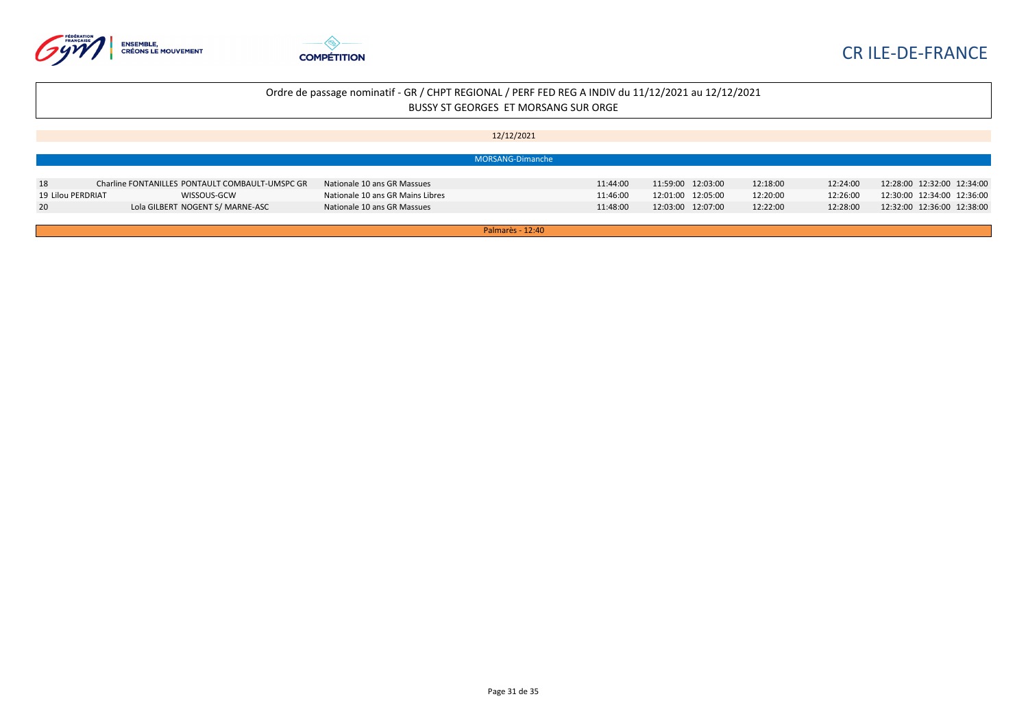CR ILE-DE-FRANCE

Ordre de passage nominatif - GR / CHPT REGIONAL / PERF FED REG A INDIV du 11/12/2021 au 12/12/2021

BUSSY ST GEORGES ET MORSANG SUR ORGE

12/12/2021

MORSANG-Dimanche

| | | | | | | | | | | | |
|---|---|---|---|---|---|---|---|---|---|---|---|
| 18 | Charline FONTANILLES | PONTAULT COMBAULT-UMSPC GR | Nationale 10 ans GR Massues | 11:44:00 | 11:59:00 | 12:03:00 | 12:18:00 | 12:24:00 | 12:28:00 | 12:32:00 | 12:34:00 |
| 19 | Lilou PERDRIAT | WISSOUS-GCW | Nationale 10 ans GR Mains Libres | 11:46:00 | 12:01:00 | 12:05:00 | 12:20:00 | 12:26:00 | 12:30:00 | 12:34:00 | 12:36:00 |
| 20 | Lola GILBERT | NOGENT S/ MARNE-ASC | Nationale 10 ans GR Massues | 11:48:00 | 12:03:00 | 12:07:00 | 12:22:00 | 12:28:00 | 12:32:00 | 12:36:00 | 12:38:00 |

Palmarès - 12:40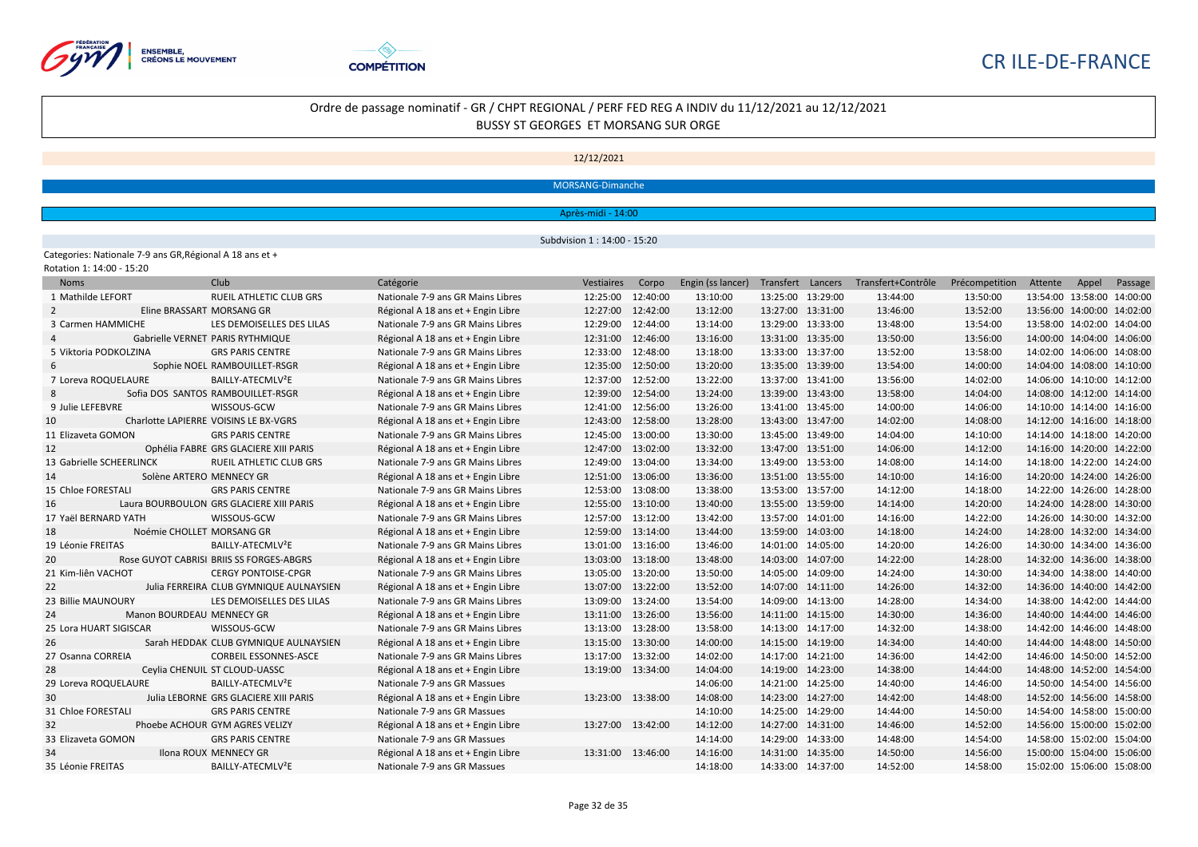CR ILE-DE-FRANCE

## Ordre de passage nominatif - GR / CHPT REGIONAL / PERF FED REG A INDIV du 11/12/2021 au 12/12/2021

BUSSY ST GEORGES ET MORSANG SUR ORGE

12/12/2021

MORSANG-Dimanche

Après-midi - 14:00

Subdvision 1 : 14:00 - 15:20

Categories: Nationale 7-9 ans GR,Régional A 18 ans et +

Rotation 1: 14:00 - 15:20

| Noms | | Club | Catégorie | Vestiaires | Corpo | Engin (ss lancer) | Transfert | Lancers | Transfert+Contrôle | Précompetition | Attente | Appel | Passage |
|---|---|---|---|---|---|---|---|---|---|---|---|---|---|
| 1 | Mathilde LEFORT | RUEIL ATHLETIC CLUB GRS | Nationale 7-9 ans GR Mains Libres | 12:25:00 | 12:40:00 | 13:10:00 | 13:25:00 | 13:29:00 | 13:44:00 | 13:50:00 | 13:54:00 | 13:58:00 | 14:00:00 |
| 2 | Eline BRASSART | MORSANG GR | Régional A 18 ans et + Engin Libre | 12:27:00 | 12:42:00 | 13:12:00 | 13:27:00 | 13:31:00 | 13:46:00 | 13:52:00 | 13:56:00 | 14:00:00 | 14:02:00 |
| 3 | Carmen HAMMICHE | LES DEMOISELLES DES LILAS | Nationale 7-9 ans GR Mains Libres | 12:29:00 | 12:44:00 | 13:14:00 | 13:29:00 | 13:33:00 | 13:48:00 | 13:54:00 | 13:58:00 | 14:02:00 | 14:04:00 |
| 4 | Gabrielle VERNET | PARIS RYTHMIQUE | Régional A 18 ans et + Engin Libre | 12:31:00 | 12:46:00 | 13:16:00 | 13:31:00 | 13:35:00 | 13:50:00 | 13:56:00 | 14:00:00 | 14:04:00 | 14:06:00 |
| 5 | Viktoria PODKOLZINA | GRS PARIS CENTRE | Nationale 7-9 ans GR Mains Libres | 12:33:00 | 12:48:00 | 13:18:00 | 13:33:00 | 13:37:00 | 13:52:00 | 13:58:00 | 14:02:00 | 14:06:00 | 14:08:00 |
| 6 | Sophie NOEL | RAMBOUILLET-RSGR | Régional A 18 ans et + Engin Libre | 12:35:00 | 12:50:00 | 13:20:00 | 13:35:00 | 13:39:00 | 13:54:00 | 14:00:00 | 14:04:00 | 14:08:00 | 14:10:00 |
| 7 | Loreva ROQUELAURE | BAILLY-ATECMLV²E | Nationale 7-9 ans GR Mains Libres | 12:37:00 | 12:52:00 | 13:22:00 | 13:37:00 | 13:41:00 | 13:56:00 | 14:02:00 | 14:06:00 | 14:10:00 | 14:12:00 |
| 8 | Sofia DOS SANTOS | RAMBOUILLET-RSGR | Régional A 18 ans et + Engin Libre | 12:39:00 | 12:54:00 | 13:24:00 | 13:39:00 | 13:43:00 | 13:58:00 | 14:04:00 | 14:08:00 | 14:12:00 | 14:14:00 |
| 9 | Julie LEFEBVRE | WISSOUS-GCW | Nationale 7-9 ans GR Mains Libres | 12:41:00 | 12:56:00 | 13:26:00 | 13:41:00 | 13:45:00 | 14:00:00 | 14:06:00 | 14:10:00 | 14:14:00 | 14:16:00 |
| 10 | Charlotte LAPIERRE | VOISINS LE BX-VGRS | Régional A 18 ans et + Engin Libre | 12:43:00 | 12:58:00 | 13:28:00 | 13:43:00 | 13:47:00 | 14:02:00 | 14:08:00 | 14:12:00 | 14:16:00 | 14:18:00 |
| 11 | Elizaveta GOMON | GRS PARIS CENTRE | Nationale 7-9 ans GR Mains Libres | 12:45:00 | 13:00:00 | 13:30:00 | 13:45:00 | 13:49:00 | 14:04:00 | 14:10:00 | 14:14:00 | 14:18:00 | 14:20:00 |
| 12 | Ophélia FABRE | GRS GLACIERE XIII PARIS | Régional A 18 ans et + Engin Libre | 12:47:00 | 13:02:00 | 13:32:00 | 13:47:00 | 13:51:00 | 14:06:00 | 14:12:00 | 14:16:00 | 14:20:00 | 14:22:00 |
| 13 | Gabrielle SCHEERLINCK | RUEIL ATHLETIC CLUB GRS | Nationale 7-9 ans GR Mains Libres | 12:49:00 | 13:04:00 | 13:34:00 | 13:49:00 | 13:53:00 | 14:08:00 | 14:14:00 | 14:18:00 | 14:22:00 | 14:24:00 |
| 14 | Solène ARTERO | MENNECY GR | Régional A 18 ans et + Engin Libre | 12:51:00 | 13:06:00 | 13:36:00 | 13:51:00 | 13:55:00 | 14:10:00 | 14:16:00 | 14:20:00 | 14:24:00 | 14:26:00 |
| 15 | Chloe FORESTALI | GRS PARIS CENTRE | Nationale 7-9 ans GR Mains Libres | 12:53:00 | 13:08:00 | 13:38:00 | 13:53:00 | 13:57:00 | 14:12:00 | 14:18:00 | 14:22:00 | 14:26:00 | 14:28:00 |
| 16 | Laura BOURBOULON | GRS GLACIERE XIII PARIS | Régional A 18 ans et + Engin Libre | 12:55:00 | 13:10:00 | 13:40:00 | 13:55:00 | 13:59:00 | 14:14:00 | 14:20:00 | 14:24:00 | 14:28:00 | 14:30:00 |
| 17 | Yaël BERNARD YATH | WISSOUS-GCW | Nationale 7-9 ans GR Mains Libres | 12:57:00 | 13:12:00 | 13:42:00 | 13:57:00 | 14:01:00 | 14:16:00 | 14:22:00 | 14:26:00 | 14:30:00 | 14:32:00 |
| 18 | Noémie CHOLLET | MORSANG GR | Régional A 18 ans et + Engin Libre | 12:59:00 | 13:14:00 | 13:44:00 | 13:59:00 | 14:03:00 | 14:18:00 | 14:24:00 | 14:28:00 | 14:32:00 | 14:34:00 |
| 19 | Léonie FREITAS | BAILLY-ATECMLV²E | Nationale 7-9 ans GR Mains Libres | 13:01:00 | 13:16:00 | 13:46:00 | 14:01:00 | 14:05:00 | 14:20:00 | 14:26:00 | 14:30:00 | 14:34:00 | 14:36:00 |
| 20 | Rose GUYOT CABRISI | BRIIS SS FORGES-ABGRS | Régional A 18 ans et + Engin Libre | 13:03:00 | 13:18:00 | 13:48:00 | 14:03:00 | 14:07:00 | 14:22:00 | 14:28:00 | 14:32:00 | 14:36:00 | 14:38:00 |
| 21 | Kim-liên VACHOT | CERGY PONTOISE-CPGR | Nationale 7-9 ans GR Mains Libres | 13:05:00 | 13:20:00 | 13:50:00 | 14:05:00 | 14:09:00 | 14:24:00 | 14:30:00 | 14:34:00 | 14:38:00 | 14:40:00 |
| 22 | Julia FERREIRA | CLUB GYMNIQUE AULNAYSIEN | Régional A 18 ans et + Engin Libre | 13:07:00 | 13:22:00 | 13:52:00 | 14:07:00 | 14:11:00 | 14:26:00 | 14:32:00 | 14:36:00 | 14:40:00 | 14:42:00 |
| 23 | Billie MAUNOURY | LES DEMOISELLES DES LILAS | Nationale 7-9 ans GR Mains Libres | 13:09:00 | 13:24:00 | 13:54:00 | 14:09:00 | 14:13:00 | 14:28:00 | 14:34:00 | 14:38:00 | 14:42:00 | 14:44:00 |
| 24 | Manon BOURDEAU | MENNECY GR | Régional A 18 ans et + Engin Libre | 13:11:00 | 13:26:00 | 13:56:00 | 14:11:00 | 14:15:00 | 14:30:00 | 14:36:00 | 14:40:00 | 14:44:00 | 14:46:00 |
| 25 | Lora HUART SIGISCAR | WISSOUS-GCW | Nationale 7-9 ans GR Mains Libres | 13:13:00 | 13:28:00 | 13:58:00 | 14:13:00 | 14:17:00 | 14:32:00 | 14:38:00 | 14:42:00 | 14:46:00 | 14:48:00 |
| 26 | Sarah HEDDAK | CLUB GYMNIQUE AULNAYSIEN | Régional A 18 ans et + Engin Libre | 13:15:00 | 13:30:00 | 14:00:00 | 14:15:00 | 14:19:00 | 14:34:00 | 14:40:00 | 14:44:00 | 14:48:00 | 14:50:00 |
| 27 | Osanna CORREIA | CORBEIL ESSONNES-ASCE | Nationale 7-9 ans GR Mains Libres | 13:17:00 | 13:32:00 | 14:02:00 | 14:17:00 | 14:21:00 | 14:36:00 | 14:42:00 | 14:46:00 | 14:50:00 | 14:52:00 |
| 28 | Ceylia CHENUIL | ST CLOUD-UASSC | Régional A 18 ans et + Engin Libre | 13:19:00 | 13:34:00 | 14:04:00 | 14:19:00 | 14:23:00 | 14:38:00 | 14:44:00 | 14:48:00 | 14:52:00 | 14:54:00 |
| 29 | Loreva ROQUELAURE | BAILLY-ATECMLV²E | Nationale 7-9 ans GR Massues | | | 14:06:00 | 14:21:00 | 14:25:00 | 14:40:00 | 14:46:00 | 14:50:00 | 14:54:00 | 14:56:00 |
| 30 | Julia LEBORNE | GRS GLACIERE XIII PARIS | Régional A 18 ans et + Engin Libre | 13:23:00 | 13:38:00 | 14:08:00 | 14:23:00 | 14:27:00 | 14:42:00 | 14:48:00 | 14:52:00 | 14:56:00 | 14:58:00 |
| 31 | Chloe FORESTALI | GRS PARIS CENTRE | Nationale 7-9 ans GR Massues | | | 14:10:00 | 14:25:00 | 14:29:00 | 14:44:00 | 14:50:00 | 14:54:00 | 14:58:00 | 15:00:00 |
| 32 | Phoebe ACHOUR | GYM AGRES VELIZY | Régional A 18 ans et + Engin Libre | 13:27:00 | 13:42:00 | 14:12:00 | 14:27:00 | 14:31:00 | 14:46:00 | 14:52:00 | 14:56:00 | 15:00:00 | 15:02:00 |
| 33 | Elizaveta GOMON | GRS PARIS CENTRE | Nationale 7-9 ans GR Massues | | | 14:14:00 | 14:29:00 | 14:33:00 | 14:48:00 | 14:54:00 | 14:58:00 | 15:02:00 | 15:04:00 |
| 34 | Ilona ROUX | MENNECY GR | Régional A 18 ans et + Engin Libre | 13:31:00 | 13:46:00 | 14:16:00 | 14:31:00 | 14:35:00 | 14:50:00 | 14:56:00 | 15:00:00 | 15:04:00 | 15:06:00 |
| 35 | Léonie FREITAS | BAILLY-ATECMLV²E | Nationale 7-9 ans GR Massues | | | 14:18:00 | 14:33:00 | 14:37:00 | 14:52:00 | 14:58:00 | 15:02:00 | 15:06:00 | 15:08:00 |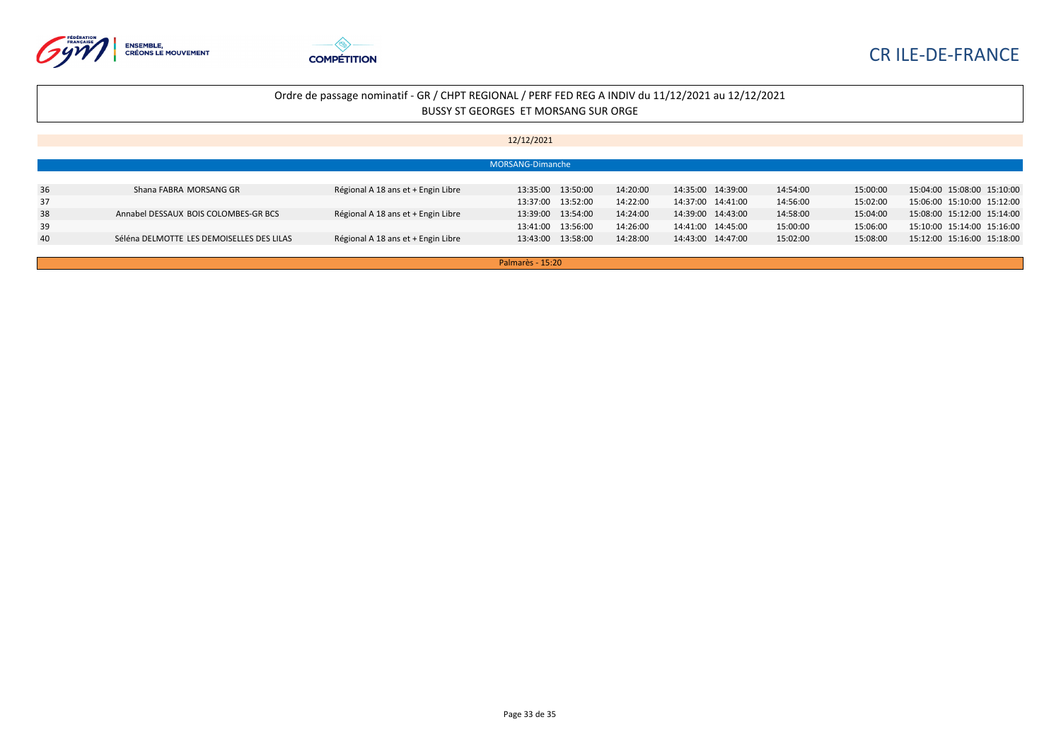Ordre de passage nominatif - GR / CHPT REGIONAL / PERF FED REG A INDIV du 11/12/2021 au 12/12/2021
BUSSY ST GEORGES ET MORSANG SUR ORGE

12/12/2021

MORSANG-Dimanche

| | | | | | | | | | | | | |
|---|---|---|---|---|---|---|---|---|---|---|---|---|
| 36 | Shana FABRA MORSANG GR | Régional A 18 ans et + Engin Libre | 13:35:00 | 13:50:00 | 14:20:00 | 14:35:00 | 14:39:00 | 14:54:00 | 15:00:00 | 15:04:00 | 15:08:00 | 15:10:00 |
| 37 | | | 13:37:00 | 13:52:00 | 14:22:00 | 14:37:00 | 14:41:00 | 14:56:00 | 15:02:00 | 15:06:00 | 15:10:00 | 15:12:00 |
| 38 | Annabel DESSAUX BOIS COLOMBES-GR BCS | Régional A 18 ans et + Engin Libre | 13:39:00 | 13:54:00 | 14:24:00 | 14:39:00 | 14:43:00 | 14:58:00 | 15:04:00 | 15:08:00 | 15:12:00 | 15:14:00 |
| 39 | | | 13:41:00 | 13:56:00 | 14:26:00 | 14:41:00 | 14:45:00 | 15:00:00 | 15:06:00 | 15:10:00 | 15:14:00 | 15:16:00 |
| 40 | Séléna DELMOTTE LES DEMOISELLES DES LILAS | Régional A 18 ans et + Engin Libre | 13:43:00 | 13:58:00 | 14:28:00 | 14:43:00 | 14:47:00 | 15:02:00 | 15:08:00 | 15:12:00 | 15:16:00 | 15:18:00 |

Palmarès - 15:20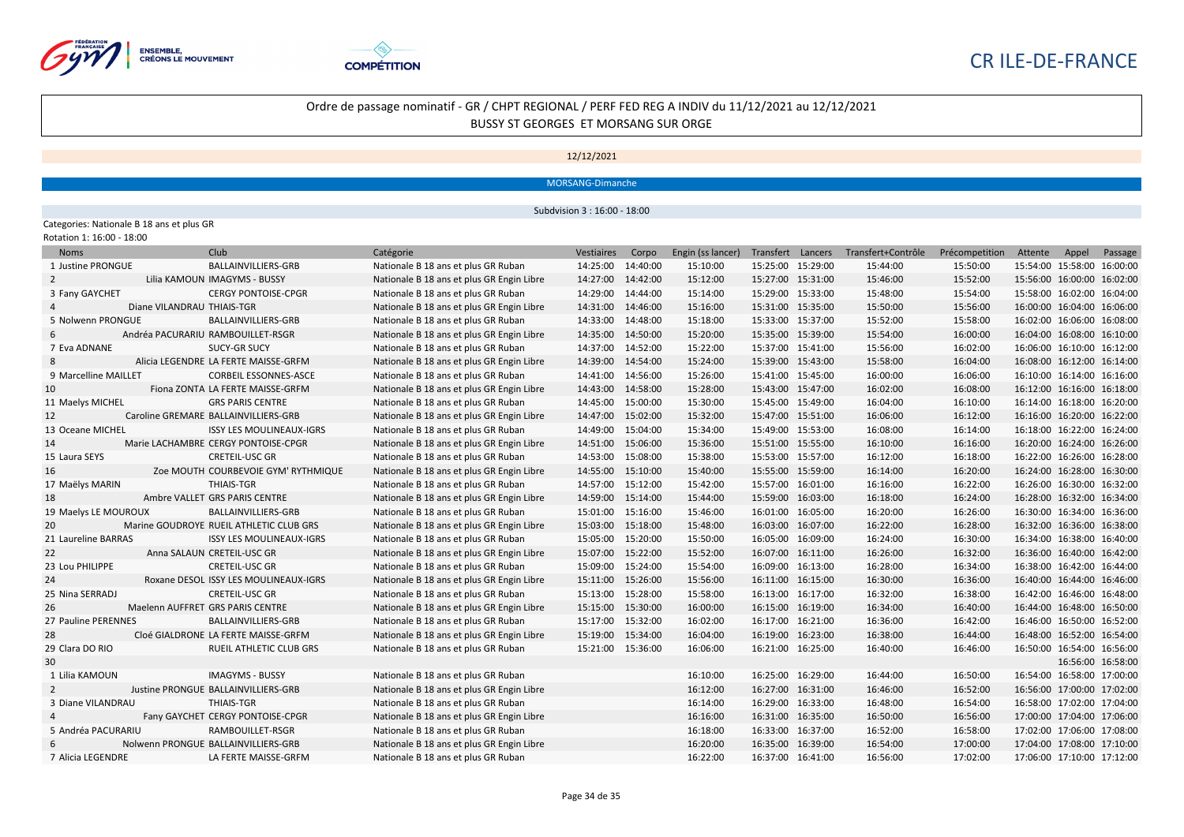# CR ILE-DE-FRANCE

## Ordre de passage nominatif - GR / CHPT REGIONAL / PERF FED REG A INDIV du 11/12/2021 au 12/12/2021
BUSSY ST GEORGES ET MORSANG SUR ORGE

12/12/2021

MORSANG-Dimanche

Subdivision 3 : 16:00 - 18:00

Categories: Nationale B 18 ans et plus GR

Rotation 1: 16:00 - 18:00

| Noms | Club | Catégorie | Vestiaires | Corpo | Engin (ss lancer) | Transfert | Lancers | Transfert+Contrôle | Précompetition | Attente | Appel | Passage |
|---|---|---|---|---|---|---|---|---|---|---|---|---|
| 1 Justine PRONGUE | BALLAINVILLIERS-GRB | Nationale B 18 ans et plus GR Ruban | 14:25:00 | 14:40:00 | 15:10:00 | 15:25:00 | 15:29:00 | 15:44:00 | 15:50:00 | 15:54:00 | 15:58:00 | 16:00:00 |
| 2 Lilia KAMOUN | IMAGYMS - BUSSY | Nationale B 18 ans et plus GR Engin Libre | 14:27:00 | 14:42:00 | 15:12:00 | 15:27:00 | 15:31:00 | 15:46:00 | 15:52:00 | 15:56:00 | 16:00:00 | 16:02:00 |
| 3 Fany GAYCHET | CERGY PONTOISE-CPGR | Nationale B 18 ans et plus GR Ruban | 14:29:00 | 14:44:00 | 15:14:00 | 15:29:00 | 15:33:00 | 15:48:00 | 15:54:00 | 15:58:00 | 16:02:00 | 16:04:00 |
| 4 Diane VILANDRAU | THIAIS-TGR | Nationale B 18 ans et plus GR Engin Libre | 14:31:00 | 14:46:00 | 15:16:00 | 15:31:00 | 15:35:00 | 15:50:00 | 15:56:00 | 16:00:00 | 16:04:00 | 16:06:00 |
| 5 Nolwenn PRONGUE | BALLAINVILLIERS-GRB | Nationale B 18 ans et plus GR Ruban | 14:33:00 | 14:48:00 | 15:18:00 | 15:33:00 | 15:37:00 | 15:52:00 | 15:58:00 | 16:02:00 | 16:06:00 | 16:08:00 |
| 6 Andréa PACURARIU | RAMBOUILLET-RSGR | Nationale B 18 ans et plus GR Engin Libre | 14:35:00 | 14:50:00 | 15:20:00 | 15:35:00 | 15:39:00 | 15:54:00 | 16:00:00 | 16:04:00 | 16:08:00 | 16:10:00 |
| 7 Eva ADNANE | SUCY-GR SUCY | Nationale B 18 ans et plus GR Ruban | 14:37:00 | 14:52:00 | 15:22:00 | 15:37:00 | 15:41:00 | 15:56:00 | 16:02:00 | 16:06:00 | 16:10:00 | 16:12:00 |
| 8 Alicia LEGENDRE | LA FERTE MAISSE-GRFM | Nationale B 18 ans et plus GR Engin Libre | 14:39:00 | 14:54:00 | 15:24:00 | 15:39:00 | 15:43:00 | 15:58:00 | 16:04:00 | 16:08:00 | 16:12:00 | 16:14:00 |
| 9 Marcelline MAILLET | CORBEIL ESSONNES-ASCE | Nationale B 18 ans et plus GR Ruban | 14:41:00 | 14:56:00 | 15:26:00 | 15:41:00 | 15:45:00 | 16:00:00 | 16:06:00 | 16:10:00 | 16:14:00 | 16:16:00 |
| 10 Fiona ZONTA | LA FERTE MAISSE-GRFM | Nationale B 18 ans et plus GR Engin Libre | 14:43:00 | 14:58:00 | 15:28:00 | 15:43:00 | 15:47:00 | 16:02:00 | 16:08:00 | 16:12:00 | 16:16:00 | 16:18:00 |
| 11 Maelys MICHEL | GRS PARIS CENTRE | Nationale B 18 ans et plus GR Ruban | 14:45:00 | 15:00:00 | 15:30:00 | 15:45:00 | 15:49:00 | 16:04:00 | 16:10:00 | 16:14:00 | 16:18:00 | 16:20:00 |
| 12 Caroline GREMARE | BALLAINVILLIERS-GRB | Nationale B 18 ans et plus GR Engin Libre | 14:47:00 | 15:02:00 | 15:32:00 | 15:47:00 | 15:51:00 | 16:06:00 | 16:12:00 | 16:16:00 | 16:20:00 | 16:22:00 |
| 13 Oceane MICHEL | ISSY LES MOULINEAUX-IGRS | Nationale B 18 ans et plus GR Ruban | 14:49:00 | 15:04:00 | 15:34:00 | 15:49:00 | 15:53:00 | 16:08:00 | 16:14:00 | 16:18:00 | 16:22:00 | 16:24:00 |
| 14 Marie LACHAMBRE | CERGY PONTOISE-CPGR | Nationale B 18 ans et plus GR Engin Libre | 14:51:00 | 15:06:00 | 15:36:00 | 15:51:00 | 15:55:00 | 16:10:00 | 16:16:00 | 16:20:00 | 16:24:00 | 16:26:00 |
| 15 Laura SEYS | CRETEIL-USC GR | Nationale B 18 ans et plus GR Ruban | 14:53:00 | 15:08:00 | 15:38:00 | 15:53:00 | 15:57:00 | 16:12:00 | 16:18:00 | 16:22:00 | 16:26:00 | 16:28:00 |
| 16 Zoe MOUTH | COURBEVOIE GYM' RYTHMIQUE | Nationale B 18 ans et plus GR Engin Libre | 14:55:00 | 15:10:00 | 15:40:00 | 15:55:00 | 15:59:00 | 16:14:00 | 16:20:00 | 16:24:00 | 16:28:00 | 16:30:00 |
| 17 Maëlys MARIN | THIAIS-TGR | Nationale B 18 ans et plus GR Ruban | 14:57:00 | 15:12:00 | 15:42:00 | 15:57:00 | 16:01:00 | 16:16:00 | 16:22:00 | 16:26:00 | 16:30:00 | 16:32:00 |
| 18 Ambre VALLET | GRS PARIS CENTRE | Nationale B 18 ans et plus GR Engin Libre | 14:59:00 | 15:14:00 | 15:44:00 | 15:59:00 | 16:03:00 | 16:18:00 | 16:24:00 | 16:28:00 | 16:32:00 | 16:34:00 |
| 19 Maelys LE MOUROUX | BALLAINVILLIERS-GRB | Nationale B 18 ans et plus GR Ruban | 15:01:00 | 15:16:00 | 15:46:00 | 16:01:00 | 16:05:00 | 16:20:00 | 16:26:00 | 16:30:00 | 16:34:00 | 16:36:00 |
| 20 Marine GOUDROYE | RUEIL ATHLETIC CLUB GRS | Nationale B 18 ans et plus GR Engin Libre | 15:03:00 | 15:18:00 | 15:48:00 | 16:03:00 | 16:07:00 | 16:22:00 | 16:28:00 | 16:32:00 | 16:36:00 | 16:38:00 |
| 21 Laureline BARRAS | ISSY LES MOULINEAUX-IGRS | Nationale B 18 ans et plus GR Ruban | 15:05:00 | 15:20:00 | 15:50:00 | 16:05:00 | 16:09:00 | 16:24:00 | 16:30:00 | 16:34:00 | 16:38:00 | 16:40:00 |
| 22 Anna SALAUN | CRETEIL-USC GR | Nationale B 18 ans et plus GR Engin Libre | 15:07:00 | 15:22:00 | 15:52:00 | 16:07:00 | 16:11:00 | 16:26:00 | 16:32:00 | 16:36:00 | 16:40:00 | 16:42:00 |
| 23 Lou PHILIPPE | CRETEIL-USC GR | Nationale B 18 ans et plus GR Ruban | 15:09:00 | 15:24:00 | 15:54:00 | 16:09:00 | 16:13:00 | 16:28:00 | 16:34:00 | 16:38:00 | 16:42:00 | 16:44:00 |
| 24 Roxane DESOL | ISSY LES MOULINEAUX-IGRS | Nationale B 18 ans et plus GR Engin Libre | 15:11:00 | 15:26:00 | 15:56:00 | 16:11:00 | 16:15:00 | 16:30:00 | 16:36:00 | 16:40:00 | 16:44:00 | 16:46:00 |
| 25 Nina SERRADJ | CRETEIL-USC GR | Nationale B 18 ans et plus GR Ruban | 15:13:00 | 15:28:00 | 15:58:00 | 16:13:00 | 16:17:00 | 16:32:00 | 16:38:00 | 16:42:00 | 16:46:00 | 16:48:00 |
| 26 Maelenn AUFFRET | GRS PARIS CENTRE | Nationale B 18 ans et plus GR Engin Libre | 15:15:00 | 15:30:00 | 16:00:00 | 16:15:00 | 16:19:00 | 16:34:00 | 16:40:00 | 16:44:00 | 16:48:00 | 16:50:00 |
| 27 Pauline PERENNES | BALLAINVILLIERS-GRB | Nationale B 18 ans et plus GR Ruban | 15:17:00 | 15:32:00 | 16:02:00 | 16:17:00 | 16:21:00 | 16:36:00 | 16:42:00 | 16:46:00 | 16:50:00 | 16:52:00 |
| 28 Cloé GIALDRONE | LA FERTE MAISSE-GRFM | Nationale B 18 ans et plus GR Engin Libre | 15:19:00 | 15:34:00 | 16:04:00 | 16:19:00 | 16:23:00 | 16:38:00 | 16:44:00 | 16:48:00 | 16:52:00 | 16:54:00 |
| 29 Clara DO RIO | RUEIL ATHLETIC CLUB GRS | Nationale B 18 ans et plus GR Ruban | 15:21:00 | 15:36:00 | 16:06:00 | 16:21:00 | 16:25:00 | 16:40:00 | 16:46:00 | 16:50:00 | 16:54:00 | 16:56:00 |
| 30 | | | | | | | | | | | 16:56:00 | 16:58:00 |
| 1 Lilia KAMOUN | IMAGYMS - BUSSY | Nationale B 18 ans et plus GR Ruban | | | 16:10:00 | 16:25:00 | 16:29:00 | 16:44:00 | 16:50:00 | 16:54:00 | 16:58:00 | 17:00:00 |
| 2 Justine PRONGUE | BALLAINVILLIERS-GRB | Nationale B 18 ans et plus GR Engin Libre | | | 16:12:00 | 16:27:00 | 16:31:00 | 16:46:00 | 16:52:00 | 16:56:00 | 17:00:00 | 17:02:00 |
| 3 Diane VILANDRAU | THIAIS-TGR | Nationale B 18 ans et plus GR Ruban | | | 16:14:00 | 16:29:00 | 16:33:00 | 16:48:00 | 16:54:00 | 16:58:00 | 17:02:00 | 17:04:00 |
| 4 Fany GAYCHET | CERGY PONTOISE-CPGR | Nationale B 18 ans et plus GR Engin Libre | | | 16:16:00 | 16:31:00 | 16:35:00 | 16:50:00 | 16:56:00 | 17:00:00 | 17:04:00 | 17:06:00 |
| 5 Andréa PACURARIU | RAMBOUILLET-RSGR | Nationale B 18 ans et plus GR Ruban | | | 16:18:00 | 16:33:00 | 16:37:00 | 16:52:00 | 16:58:00 | 17:02:00 | 17:06:00 | 17:08:00 |
| 6 Nolwenn PRONGUE | BALLAINVILLIERS-GRB | Nationale B 18 ans et plus GR Engin Libre | | | 16:20:00 | 16:35:00 | 16:39:00 | 16:54:00 | 17:00:00 | 17:04:00 | 17:08:00 | 17:10:00 |
| 7 Alicia LEGENDRE | LA FERTE MAISSE-GRFM | Nationale B 18 ans et plus GR Ruban | | | 16:22:00 | 16:37:00 | 16:41:00 | 16:56:00 | 17:02:00 | 17:06:00 | 17:10:00 | 17:12:00 |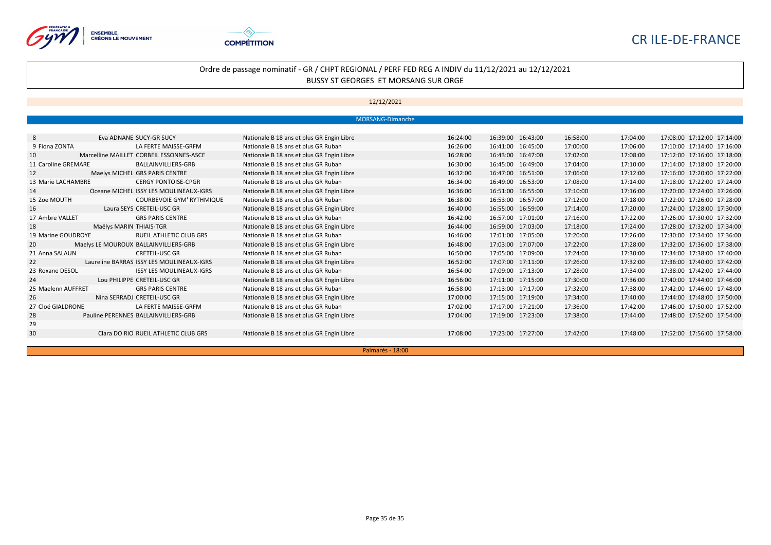CR ILE-DE-FRANCE

## Ordre de passage nominatif - GR / CHPT REGIONAL / PERF FED REG A INDIV du 11/12/2021 au 12/12/2021
BUSSY ST GEORGES ET MORSANG SUR ORGE

12/12/2021

MORSANG-Dimanche

| | | | | | | | | | | |
|---|---|---|---|---|---|---|---|---|---|---|
| 8 | Eva ADNANE | SUCY-GR SUCY | Nationale B 18 ans et plus GR Engin Libre | 16:24:00 | 16:39:00 | 16:43:00 | 16:58:00 | 17:04:00 | 17:08:00 | 17:12:00 17:14:00 |
| 9 | Fiona ZONTA | LA FERTE MAISSE-GRFM | Nationale B 18 ans et plus GR Ruban | 16:26:00 | 16:41:00 | 16:45:00 | 17:00:00 | 17:06:00 | 17:10:00 | 17:14:00 17:16:00 |
| 10 | Marcelline MAILLET | CORBEIL ESSONNES-ASCE | Nationale B 18 ans et plus GR Engin Libre | 16:28:00 | 16:43:00 | 16:47:00 | 17:02:00 | 17:08:00 | 17:12:00 | 17:16:00 17:18:00 |
| 11 | Caroline GREMARE | BALLAINVILLIERS-GRB | Nationale B 18 ans et plus GR Ruban | 16:30:00 | 16:45:00 | 16:49:00 | 17:04:00 | 17:10:00 | 17:14:00 | 17:18:00 17:20:00 |
| 12 | Maelys MICHEL | GRS PARIS CENTRE | Nationale B 18 ans et plus GR Engin Libre | 16:32:00 | 16:47:00 | 16:51:00 | 17:06:00 | 17:12:00 | 17:16:00 | 17:20:00 17:22:00 |
| 13 | Marie LACHAMBRE | CERGY PONTOISE-CPGR | Nationale B 18 ans et plus GR Ruban | 16:34:00 | 16:49:00 | 16:53:00 | 17:08:00 | 17:14:00 | 17:18:00 | 17:22:00 17:24:00 |
| 14 | Oceane MICHEL | ISSY LES MOULINEAUX-IGRS | Nationale B 18 ans et plus GR Engin Libre | 16:36:00 | 16:51:00 | 16:55:00 | 17:10:00 | 17:16:00 | 17:20:00 | 17:24:00 17:26:00 |
| 15 | Zoe MOUTH | COURBEVOIE GYM' RYTHMIQUE | Nationale B 18 ans et plus GR Ruban | 16:38:00 | 16:53:00 | 16:57:00 | 17:12:00 | 17:18:00 | 17:22:00 | 17:26:00 17:28:00 |
| 16 | Laura SEYS | CRETEIL-USC GR | Nationale B 18 ans et plus GR Engin Libre | 16:40:00 | 16:55:00 | 16:59:00 | 17:14:00 | 17:20:00 | 17:24:00 | 17:28:00 17:30:00 |
| 17 | Ambre VALLET | GRS PARIS CENTRE | Nationale B 18 ans et plus GR Ruban | 16:42:00 | 16:57:00 | 17:01:00 | 17:16:00 | 17:22:00 | 17:26:00 | 17:30:00 17:32:00 |
| 18 | Maëlys MARIN | THIAIS-TGR | Nationale B 18 ans et plus GR Engin Libre | 16:44:00 | 16:59:00 | 17:03:00 | 17:18:00 | 17:24:00 | 17:28:00 | 17:32:00 17:34:00 |
| 19 | Marine GOUDROYE | RUEIL ATHLETIC CLUB GRS | Nationale B 18 ans et plus GR Ruban | 16:46:00 | 17:01:00 | 17:05:00 | 17:20:00 | 17:26:00 | 17:30:00 | 17:34:00 17:36:00 |
| 20 | Maelys LE MOUROUX | BALLAINVILLIERS-GRB | Nationale B 18 ans et plus GR Engin Libre | 16:48:00 | 17:03:00 | 17:07:00 | 17:22:00 | 17:28:00 | 17:32:00 | 17:36:00 17:38:00 |
| 21 | Anna SALAUN | CRETEIL-USC GR | Nationale B 18 ans et plus GR Ruban | 16:50:00 | 17:05:00 | 17:09:00 | 17:24:00 | 17:30:00 | 17:34:00 | 17:38:00 17:40:00 |
| 22 | Laureline BARRAS | ISSY LES MOULINEAUX-IGRS | Nationale B 18 ans et plus GR Engin Libre | 16:52:00 | 17:07:00 | 17:11:00 | 17:26:00 | 17:32:00 | 17:36:00 | 17:40:00 17:42:00 |
| 23 | Roxane DESOL | ISSY LES MOULINEAUX-IGRS | Nationale B 18 ans et plus GR Ruban | 16:54:00 | 17:09:00 | 17:13:00 | 17:28:00 | 17:34:00 | 17:38:00 | 17:42:00 17:44:00 |
| 24 | Lou PHILIPPE | CRETEIL-USC GR | Nationale B 18 ans et plus GR Engin Libre | 16:56:00 | 17:11:00 | 17:15:00 | 17:30:00 | 17:36:00 | 17:40:00 | 17:44:00 17:46:00 |
| 25 | Maelenn AUFFRET | GRS PARIS CENTRE | Nationale B 18 ans et plus GR Ruban | 16:58:00 | 17:13:00 | 17:17:00 | 17:32:00 | 17:38:00 | 17:42:00 | 17:46:00 17:48:00 |
| 26 | Nina SERRADJ | CRETEIL-USC GR | Nationale B 18 ans et plus GR Engin Libre | 17:00:00 | 17:15:00 | 17:19:00 | 17:34:00 | 17:40:00 | 17:44:00 | 17:48:00 17:50:00 |
| 27 | Cloé GIALDRONE | LA FERTE MAISSE-GRFM | Nationale B 18 ans et plus GR Ruban | 17:02:00 | 17:17:00 | 17:21:00 | 17:36:00 | 17:42:00 | 17:46:00 | 17:50:00 17:52:00 |
| 28 | Pauline PERENNES | BALLAINVILLIERS-GRB | Nationale B 18 ans et plus GR Engin Libre | 17:04:00 | 17:19:00 | 17:23:00 | 17:38:00 | 17:44:00 | 17:48:00 | 17:52:00 17:54:00 |
| 29 | | | | | | | | | | |
| 30 | Clara DO RIO | RUEIL ATHLETIC CLUB GRS | Nationale B 18 ans et plus GR Engin Libre | 17:08:00 | 17:23:00 | 17:27:00 | 17:42:00 | 17:48:00 | 17:52:00 | 17:56:00 17:58:00 |

Palmarès - 18:00